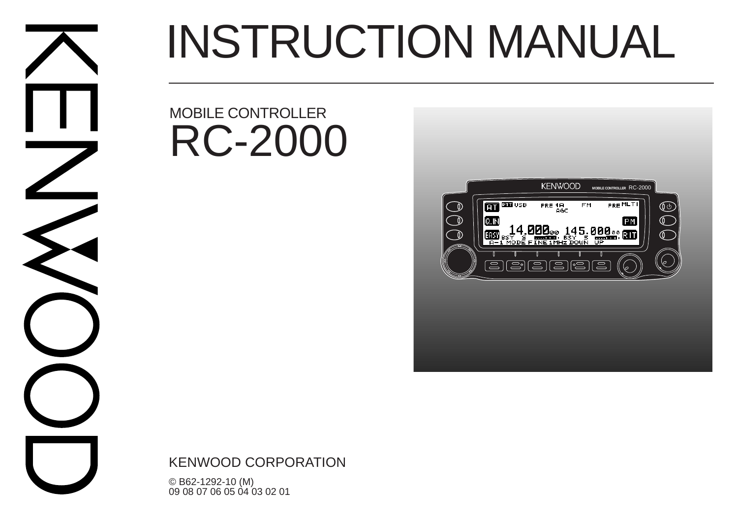KENWOOD

# INSTRUCTION MANUAL

MOBILE CONTROLLER

## RC-2000

KENWOOD CORPORATION

© B62-1292-10 (M)
09 08 07 06 05 04 03 02 01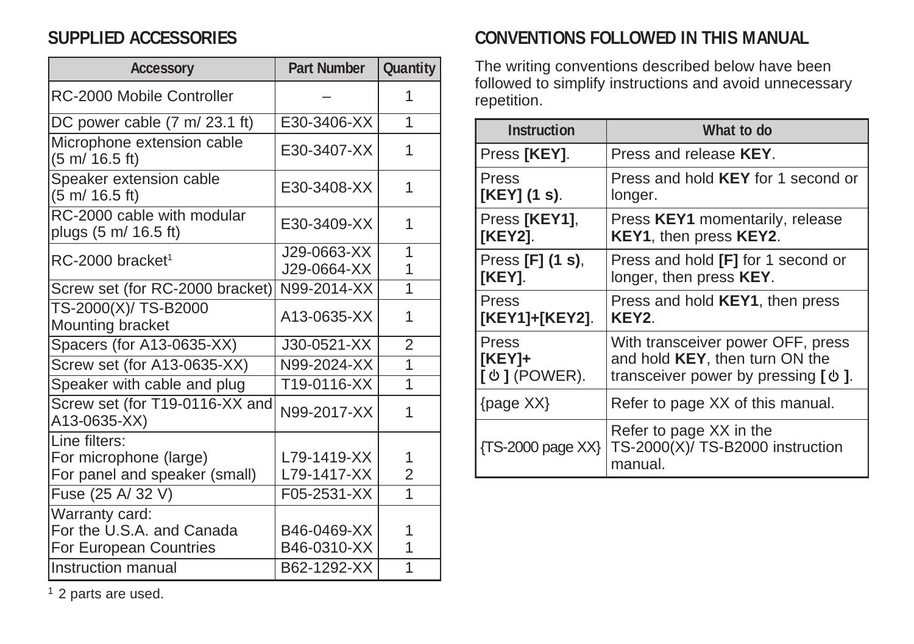## SUPPLIED ACCESSORIES

| Accessory | Part Number | Quantity |
|---|---|---|
| RC-2000 Mobile Controller | – | 1 |
| DC power cable (7 m/ 23.1 ft) | E30-3406-XX | 1 |
| Microphone extension cable (5 m/ 16.5 ft) | E30-3407-XX | 1 |
| Speaker extension cable (5 m/ 16.5 ft) | E30-3408-XX | 1 |
| RC-2000 cable with modular plugs (5 m/ 16.5 ft) | E30-3409-XX | 1 |
| RC-2000 bracket[1] | J29-0663-XX<br>J29-0664-XX | 1<br>1 |
| Screw set (for RC-2000 bracket) | N99-2014-XX | 1 |
| TS-2000(X)/ TS-B2000 Mounting bracket | A13-0635-XX | 1 |
| Spacers (for A13-0635-XX) | J30-0521-XX | 2 |
| Screw set (for A13-0635-XX) | N99-2024-XX | 1 |
| Speaker with cable and plug | T19-0116-XX | 1 |
| Screw set (for T19-0116-XX and A13-0635-XX) | N99-2017-XX | 1 |
| Line filters:<br>For microphone (large)<br>For panel and speaker (small) | <br>L79-1419-XX<br>L79-1417-XX | <br>1<br>2 |
| Fuse (25 A/ 32 V) | F05-2531-XX | 1 |
| Warranty card:<br>For the U.S.A. and Canada<br>For European Countries | <br>B46-0469-XX<br>B46-0310-XX | <br>1<br>1 |
| Instruction manual | B62-1292-XX | 1 |

[1] 2 parts are used.

## CONVENTIONS FOLLOWED IN THIS MANUAL

The writing conventions described below have been followed to simplify instructions and avoid unnecessary repetition.

| Instruction | What to do |
|---|---|
| Press **[KEY]**. | Press and release **KEY**. |
| Press **[KEY] (1 s)**. | Press and hold **KEY** for 1 second or longer. |
| Press **[KEY1]**, **[KEY2]**. | Press **KEY1** momentarily, release **KEY1**, then press **KEY2**. |
| Press **[F] (1 s)**, **[KEY]**. | Press and hold **[F]** for 1 second or longer, then press **KEY**. |
| Press **[KEY1]+[KEY2]**. | Press and hold **KEY1**, then press **KEY2**. |
| Press **[KEY]+** **[ ⏻ ]** (POWER). | With transceiver power OFF, press and hold **KEY**, then turn ON the transceiver power by pressing **[ ⏻ ]**. |
| {page XX} | Refer to page XX of this manual. |
| {TS-2000 page XX} | Refer to page XX in the TS-2000(X)/ TS-B2000 instruction manual. |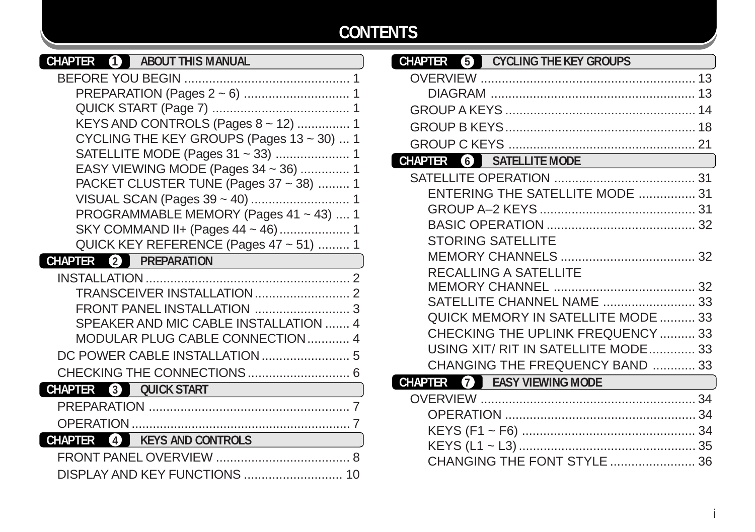# CONTENTS

## CHAPTER 1 ABOUT THIS MANUAL

- BEFORE YOU BEGIN .......... 1
  - PREPARATION (Pages 2 ~ 6) .......... 1
  - QUICK START (Page 7) .......... 1
  - KEYS AND CONTROLS (Pages 8 ~ 12) .......... 1
  - CYCLING THE KEY GROUPS (Pages 13 ~ 30) .......... 1
  - SATELLITE MODE (Pages 31 ~ 33) .......... 1
  - EASY VIEWING MODE (Pages 34 ~ 36) .......... 1
  - PACKET CLUSTER TUNE (Pages 37 ~ 38) .......... 1
  - VISUAL SCAN (Pages 39 ~ 40) .......... 1
  - PROGRAMMABLE MEMORY (Pages 41 ~ 43) .......... 1
  - SKY COMMAND II+ (Pages 44 ~ 46) .......... 1
  - QUICK KEY REFERENCE (Pages 47 ~ 51) .......... 1

## CHAPTER 2 PREPARATION

- INSTALLATION .......... 2
  - TRANSCEIVER INSTALLATION .......... 2
  - FRONT PANEL INSTALLATION .......... 3
  - SPEAKER AND MIC CABLE INSTALLATION .......... 4
  - MODULAR PLUG CABLE CONNECTION .......... 4
- DC POWER CABLE INSTALLATION .......... 5
- CHECKING THE CONNECTIONS .......... 6

## CHAPTER 3 QUICK START

- PREPARATION .......... 7
- OPERATION .......... 7

## CHAPTER 4 KEYS AND CONTROLS

- FRONT PANEL OVERVIEW .......... 8
- DISPLAY AND KEY FUNCTIONS .......... 10

## CHAPTER 5 CYCLING THE KEY GROUPS

- OVERVIEW .......... 13
  - DIAGRAM .......... 13
- GROUP A KEYS .......... 14
- GROUP B KEYS .......... 18
- GROUP C KEYS .......... 21

## CHAPTER 6 SATELLITE MODE

- SATELLITE OPERATION .......... 31
  - ENTERING THE SATELLITE MODE .......... 31
  - GROUP A–2 KEYS .......... 31
  - BASIC OPERATION .......... 32
  - STORING SATELLITE MEMORY CHANNELS .......... 32
  - RECALLING A SATELLITE MEMORY CHANNEL .......... 32
  - SATELLITE CHANNEL NAME .......... 33
  - QUICK MEMORY IN SATELLITE MODE .......... 33
  - CHECKING THE UPLINK FREQUENCY .......... 33
  - USING XIT/ RIT IN SATELLITE MODE .......... 33
  - CHANGING THE FREQUENCY BAND .......... 33

## CHAPTER 7 EASY VIEWING MODE

- OVERVIEW .......... 34
  - OPERATION .......... 34
  - KEYS (F1 ~ F6) .......... 34
  - KEYS (L1 ~ L3) .......... 35
  - CHANGING THE FONT STYLE .......... 36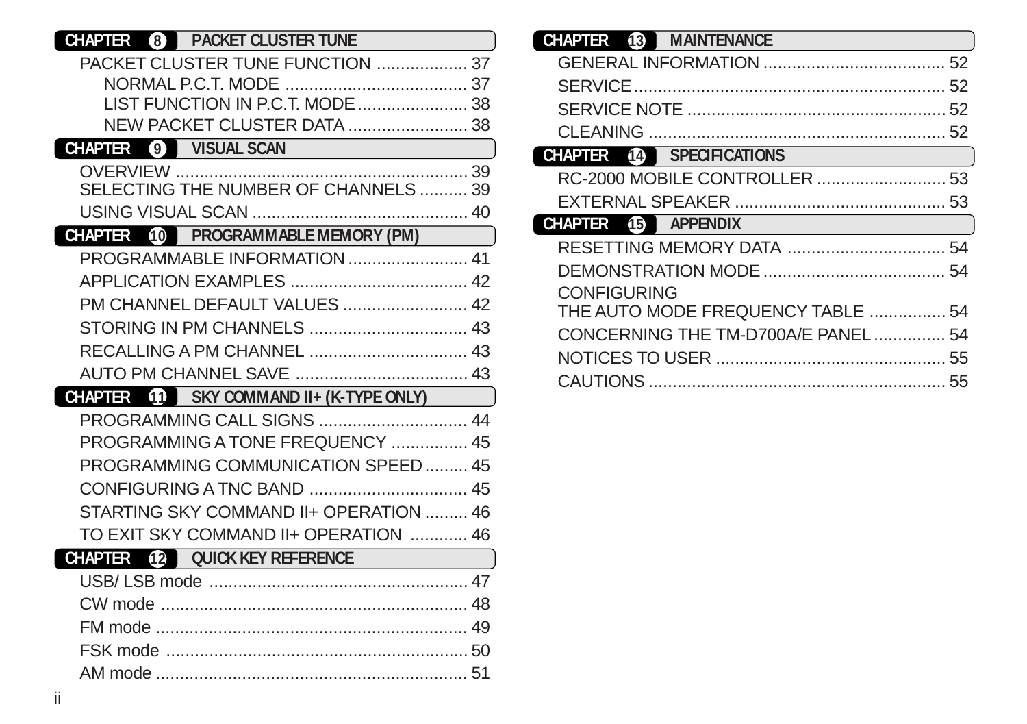## CHAPTER 8 PACKET CLUSTER TUNE

PACKET CLUSTER TUNE FUNCTION .................... 37
- NORMAL P.C.T. MODE ...................................... 37
- LIST FUNCTION IN P.C.T. MODE ....................... 38
- NEW PACKET CLUSTER DATA ......................... 38

## CHAPTER 9 VISUAL SCAN

OVERVIEW ............................................................ 39
SELECTING THE NUMBER OF CHANNELS .......... 39
USING VISUAL SCAN ............................................ 40

## CHAPTER 10 PROGRAMMABLE MEMORY (PM)

PROGRAMMABLE INFORMATION ......................... 41
APPLICATION EXAMPLES ..................................... 42
PM CHANNEL DEFAULT VALUES .......................... 42
STORING IN PM CHANNELS ................................. 43
RECALLING A PM CHANNEL ................................. 43
AUTO PM CHANNEL SAVE .................................... 43

## CHAPTER 11 SKY COMMAND II+ (K-TYPE ONLY)

PROGRAMMING CALL SIGNS ............................... 44
PROGRAMMING A TONE FREQUENCY ................ 45
PROGRAMMING COMMUNICATION SPEED ......... 45
CONFIGURING A TNC BAND ................................. 45
STARTING SKY COMMAND II+ OPERATION ......... 46
TO EXIT SKY COMMAND II+ OPERATION ............ 46

## CHAPTER 12 QUICK KEY REFERENCE

USB/ LSB mode ...................................................... 47
CW mode ................................................................ 48
FM mode ................................................................. 49
FSK mode ............................................................... 50
AM mode ................................................................. 51

## CHAPTER 13 MAINTENANCE

GENERAL INFORMATION ...................................... 52
SERVICE ................................................................ 52
SERVICE NOTE ...................................................... 52
CLEANING .............................................................. 52

## CHAPTER 14 SPECIFICATIONS

RC-2000 MOBILE CONTROLLER ........................... 53
EXTERNAL SPEAKER ............................................ 53

## CHAPTER 15 APPENDIX

RESETTING MEMORY DATA ................................. 54
DEMONSTRATION MODE ...................................... 54
CONFIGURING
THE AUTO MODE FREQUENCY TABLE ................ 54
CONCERNING THE TM-D700A/E PANEL ............... 54
NOTICES TO USER ................................................ 55
CAUTIONS .............................................................. 55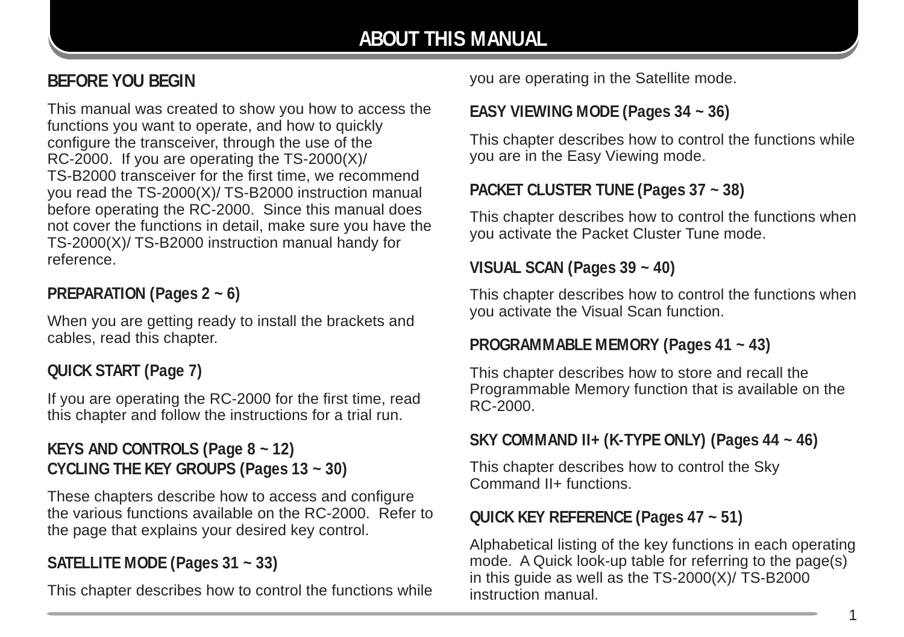# ABOUT THIS MANUAL

## BEFORE YOU BEGIN

This manual was created to show you how to access the functions you want to operate, and how to quickly configure the transceiver, through the use of the RC-2000. If you are operating the TS-2000(X)/ TS-B2000 transceiver for the first time, we recommend you read the TS-2000(X)/ TS-B2000 instruction manual before operating the RC-2000. Since this manual does not cover the functions in detail, make sure you have the TS-2000(X)/ TS-B2000 instruction manual handy for reference.

## PREPARATION (Pages 2 ~ 6)

When you are getting ready to install the brackets and cables, read this chapter.

## QUICK START (Page 7)

If you are operating the RC-2000 for the first time, read this chapter and follow the instructions for a trial run.

## KEYS AND CONTROLS (Page 8 ~ 12)
## CYCLING THE KEY GROUPS (Pages 13 ~ 30)

These chapters describe how to access and configure the various functions available on the RC-2000. Refer to the page that explains your desired key control.

## SATELLITE MODE (Pages 31 ~ 33)

This chapter describes how to control the functions while you are operating in the Satellite mode.

## EASY VIEWING MODE (Pages 34 ~ 36)

This chapter describes how to control the functions while you are in the Easy Viewing mode.

## PACKET CLUSTER TUNE (Pages 37 ~ 38)

This chapter describes how to control the functions when you activate the Packet Cluster Tune mode.

## VISUAL SCAN (Pages 39 ~ 40)

This chapter describes how to control the functions when you activate the Visual Scan function.

## PROGRAMMABLE MEMORY (Pages 41 ~ 43)

This chapter describes how to store and recall the Programmable Memory function that is available on the RC-2000.

## SKY COMMAND II+ (K-TYPE ONLY) (Pages 44 ~ 46)

This chapter describes how to control the Sky Command II+ functions.

## QUICK KEY REFERENCE (Pages 47 ~ 51)

Alphabetical listing of the key functions in each operating mode. A Quick look-up table for referring to the page(s) in this guide as well as the TS-2000(X)/ TS-B2000 instruction manual.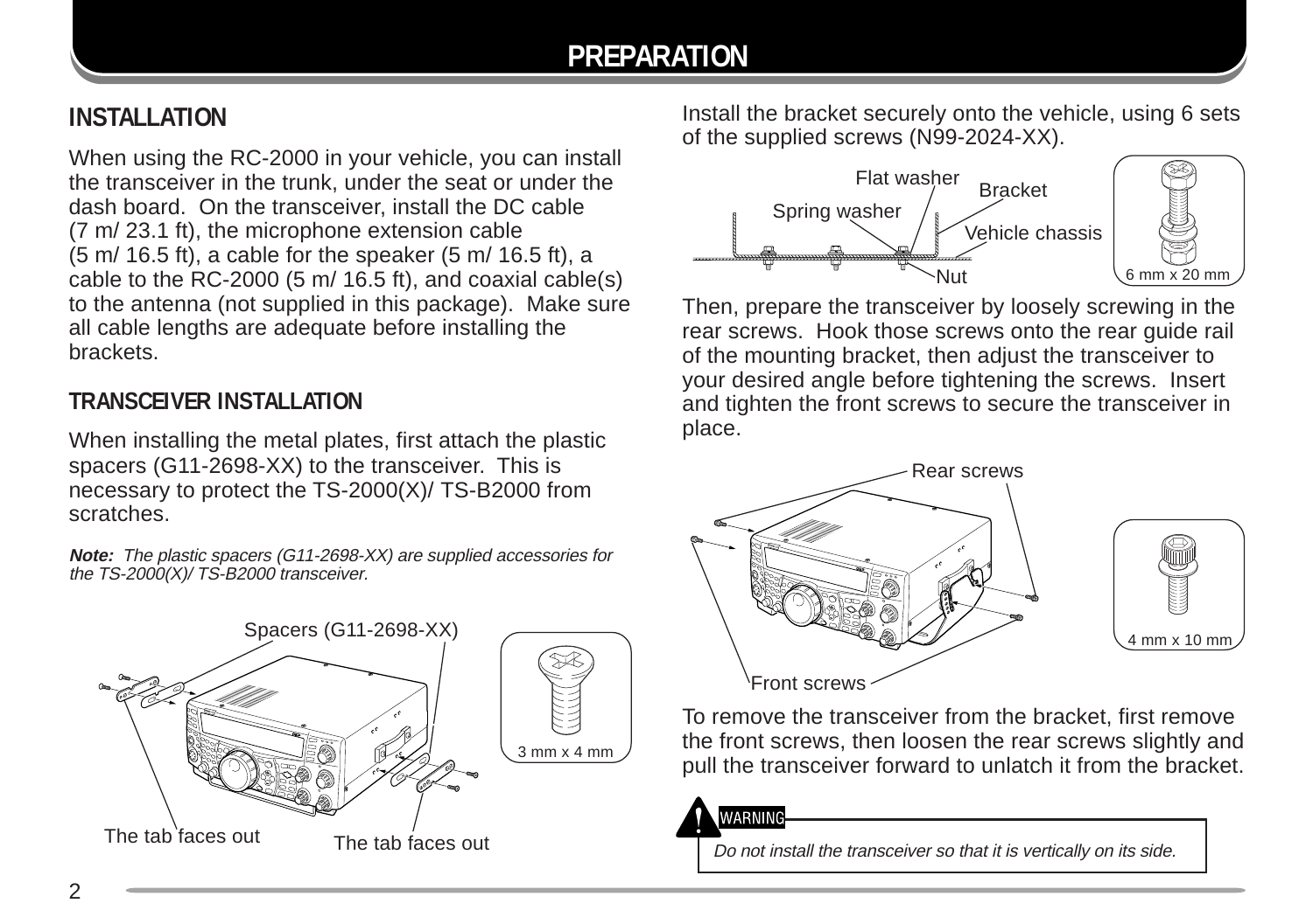## INSTALLATION

When using the RC-2000 in your vehicle, you can install the transceiver in the trunk, under the seat or under the dash board. On the transceiver, install the DC cable (7 m/ 23.1 ft), the microphone extension cable (5 m/ 16.5 ft), a cable for the speaker (5 m/ 16.5 ft), a cable to the RC-2000 (5 m/ 16.5 ft), and coaxial cable(s) to the antenna (not supplied in this package). Make sure all cable lengths are adequate before installing the brackets.

### TRANSCEIVER INSTALLATION

When installing the metal plates, first attach the plastic spacers (G11-2698-XX) to the transceiver. This is necessary to protect the TS-2000(X)/ TS-B2000 from scratches.

***Note:** The plastic spacers (G11-2698-XX) are supplied accessories for the TS-2000(X)/ TS-B2000 transceiver.*

Spacers (G11-2698-XX)

The tab faces out

The tab faces out

3 mm x 4 mm

Install the bracket securely onto the vehicle, using 6 sets of the supplied screws (N99-2024-XX).

Flat washer

Bracket

Spring washer

Vehicle chassis

Nut

6 mm x 20 mm

Then, prepare the transceiver by loosely screwing in the rear screws. Hook those screws onto the rear guide rail of the mounting bracket, then adjust the transceiver to your desired angle before tightening the screws. Insert and tighten the front screws to secure the transceiver in place.

Rear screws

Front screws

4 mm x 10 mm

To remove the transceiver from the bracket, first remove the front screws, then loosen the rear screws slightly and pull the transceiver forward to unlatch it from the bracket.

**WARNING**

*Do not install the transceiver so that it is vertically on its side.*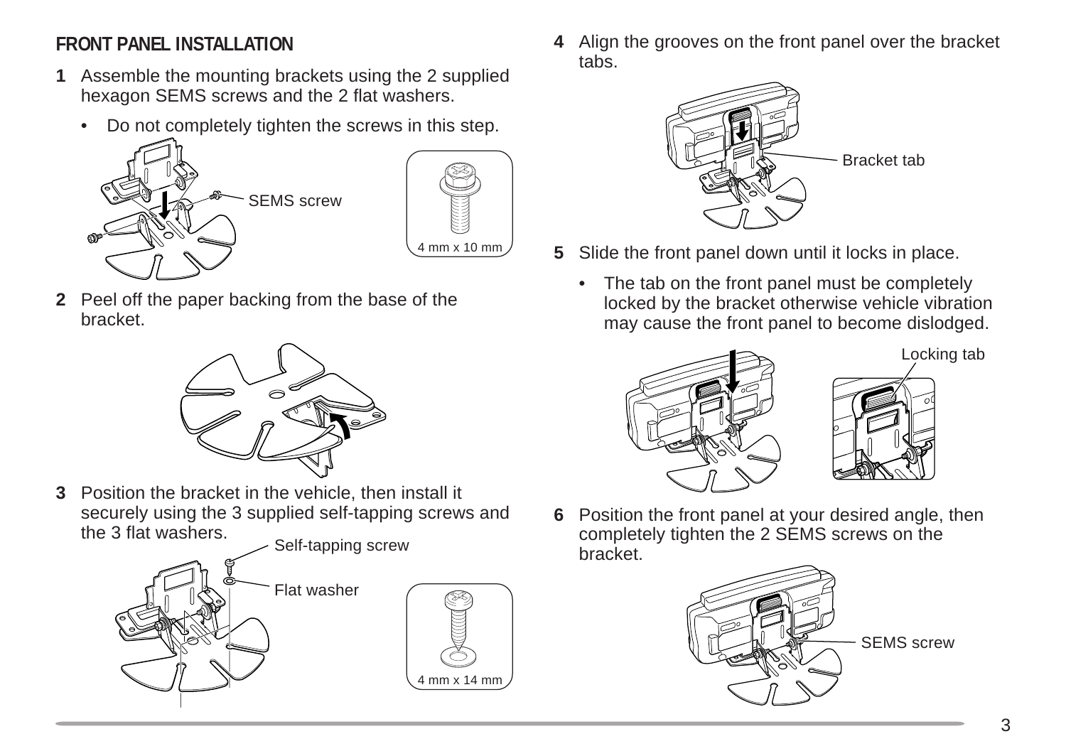## FRONT PANEL INSTALLATION

**1** Assemble the mounting brackets using the 2 supplied hexagon SEMS screws and the 2 flat washers.

- Do not completely tighten the screws in this step.

SEMS screw

4 mm x 10 mm

**2** Peel off the paper backing from the base of the bracket.

**3** Position the bracket in the vehicle, then install it securely using the 3 supplied self-tapping screws and the 3 flat washers.

Self-tapping screw

Flat washer

4 mm x 14 mm

**4** Align the grooves on the front panel over the bracket tabs.

Bracket tab

**5** Slide the front panel down until it locks in place.

- The tab on the front panel must be completely locked by the bracket otherwise vehicle vibration may cause the front panel to become dislodged.

Locking tab

**6** Position the front panel at your desired angle, then completely tighten the 2 SEMS screws on the bracket.

SEMS screw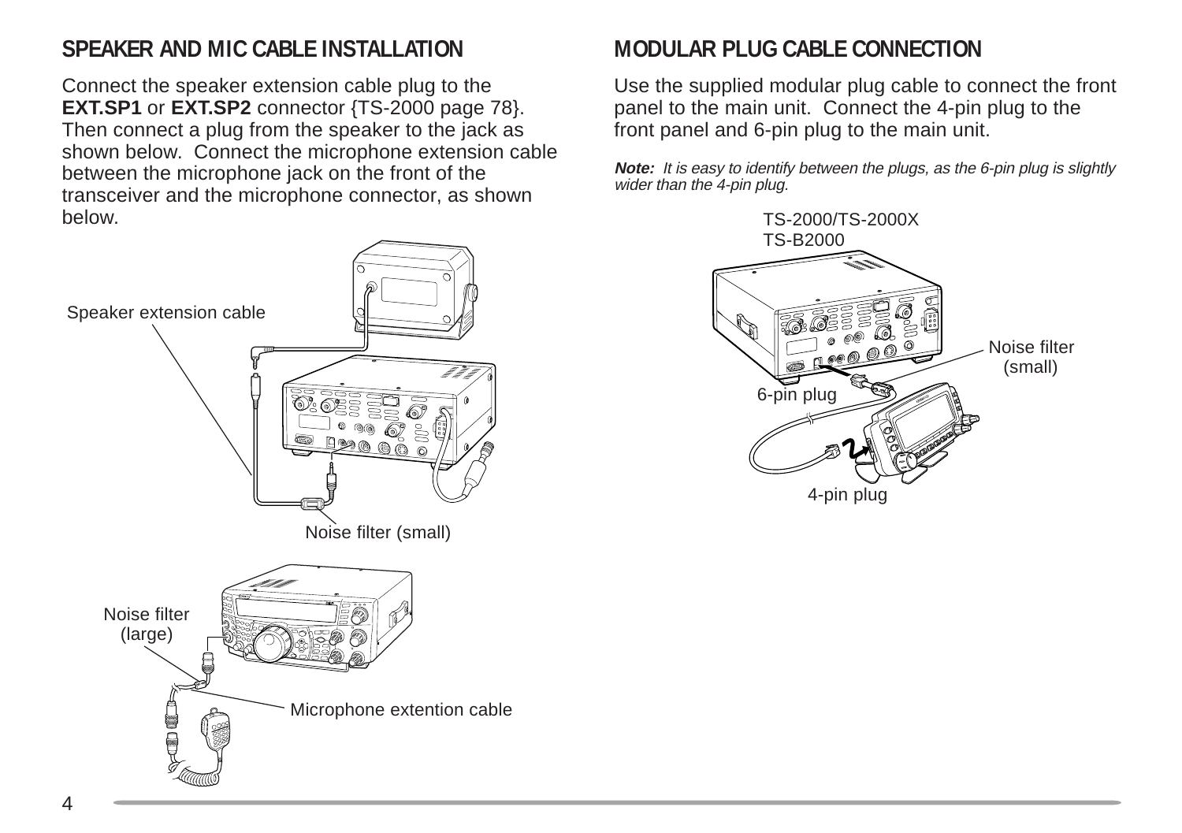## SPEAKER AND MIC CABLE INSTALLATION

Connect the speaker extension cable plug to the **EXT.SP1** or **EXT.SP2** connector {TS-2000 page 78}. Then connect a plug from the speaker to the jack as shown below. Connect the microphone extension cable between the microphone jack on the front of the transceiver and the microphone connector, as shown below.

Speaker extension cable

Noise filter (small)

Noise filter (large)

Microphone extention cable

## MODULAR PLUG CABLE CONNECTION

Use the supplied modular plug cable to connect the front panel to the main unit. Connect the 4-pin plug to the front panel and 6-pin plug to the main unit.

***Note:*** *It is easy to identify between the plugs, as the 6-pin plug is slightly wider than the 4-pin plug.*

TS-2000/TS-2000X
TS-B2000

Noise filter (small)

6-pin plug

4-pin plug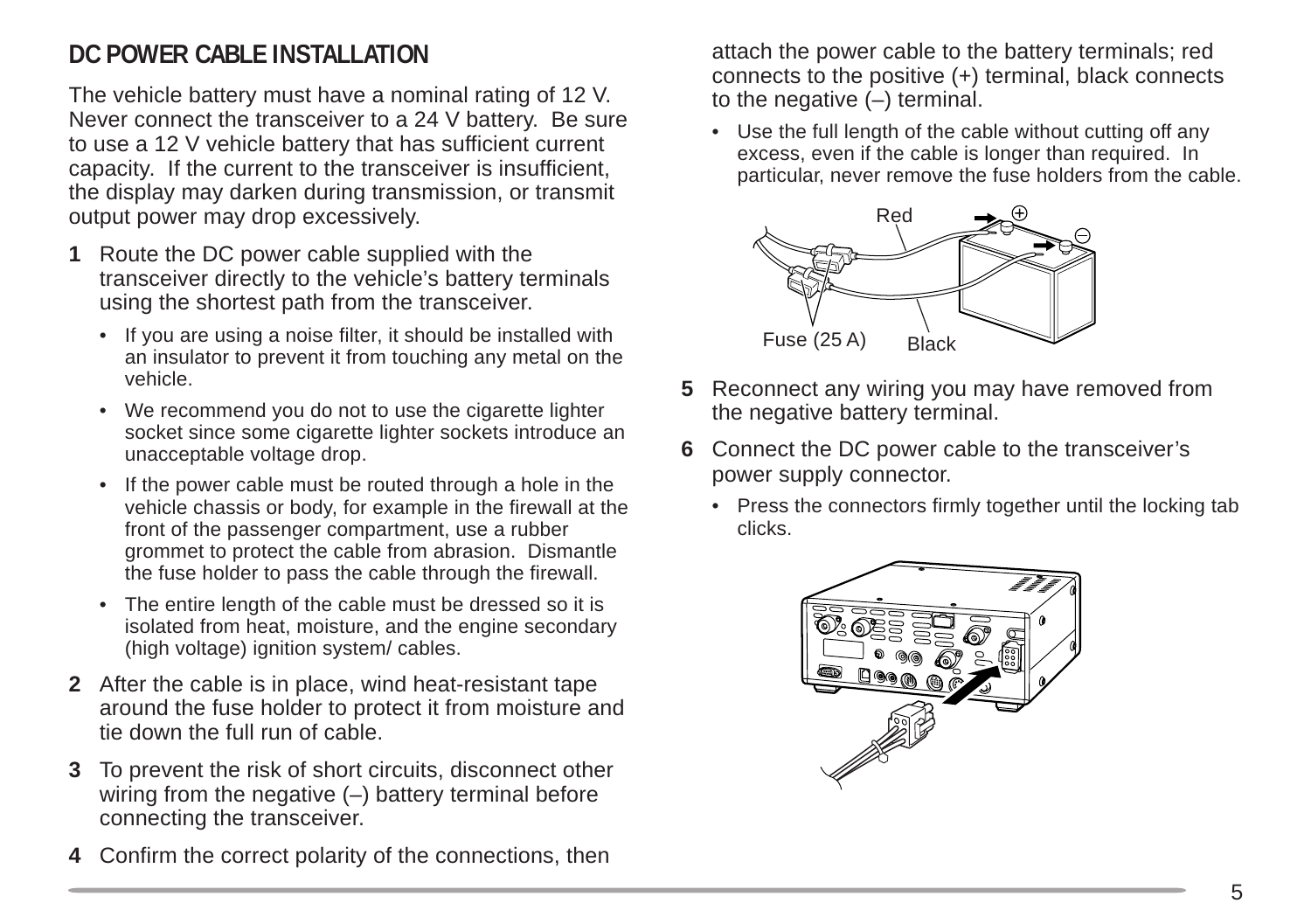## DC POWER CABLE INSTALLATION

The vehicle battery must have a nominal rating of 12 V. Never connect the transceiver to a 24 V battery. Be sure to use a 12 V vehicle battery that has sufficient current capacity. If the current to the transceiver is insufficient, the display may darken during transmission, or transmit output power may drop excessively.

**1** Route the DC power cable supplied with the transceiver directly to the vehicle's battery terminals using the shortest path from the transceiver.

- If you are using a noise filter, it should be installed with an insulator to prevent it from touching any metal on the vehicle.
- We recommend you do not to use the cigarette lighter socket since some cigarette lighter sockets introduce an unacceptable voltage drop.
- If the power cable must be routed through a hole in the vehicle chassis or body, for example in the firewall at the front of the passenger compartment, use a rubber grommet to protect the cable from abrasion. Dismantle the fuse holder to pass the cable through the firewall.
- The entire length of the cable must be dressed so it is isolated from heat, moisture, and the engine secondary (high voltage) ignition system/ cables.

**2** After the cable is in place, wind heat-resistant tape around the fuse holder to protect it from moisture and tie down the full run of cable.

**3** To prevent the risk of short circuits, disconnect other wiring from the negative (–) battery terminal before connecting the transceiver.

**4** Confirm the correct polarity of the connections, then attach the power cable to the battery terminals; red connects to the positive (+) terminal, black connects to the negative (–) terminal.

- Use the full length of the cable without cutting off any excess, even if the cable is longer than required. In particular, never remove the fuse holders from the cable.

Red
Fuse (25 A)
Black

**5** Reconnect any wiring you may have removed from the negative battery terminal.

**6** Connect the DC power cable to the transceiver's power supply connector.

- Press the connectors firmly together until the locking tab clicks.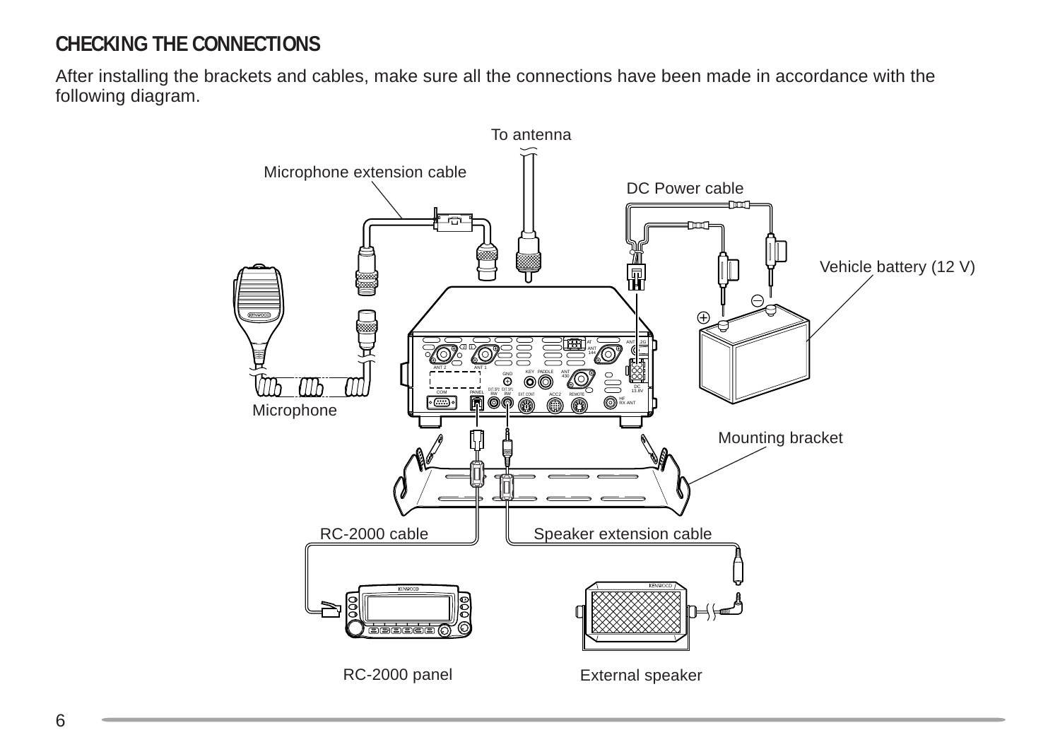## CHECKING THE CONNECTIONS

After installing the brackets and cables, make sure all the connections have been made in accordance with the following diagram.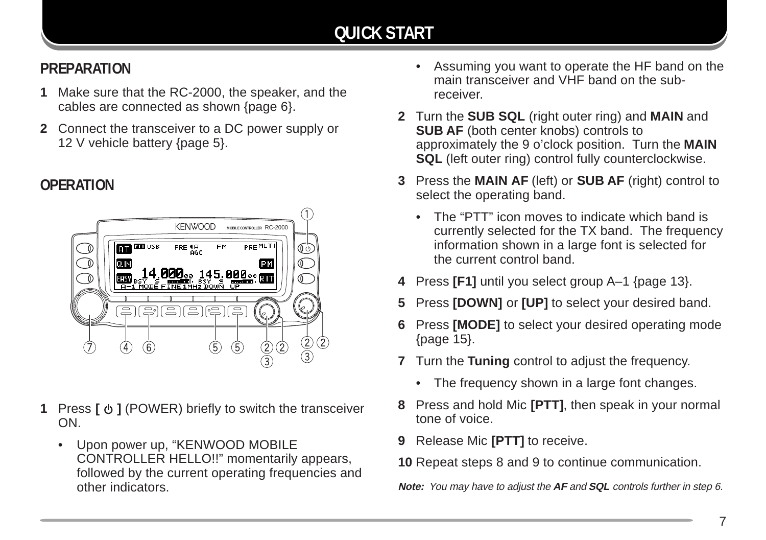# QUICK START

## PREPARATION

**1** Make sure that the RC-2000, the speaker, and the cables are connected as shown {page 6}.

**2** Connect the transceiver to a DC power supply or 12 V vehicle battery {page 5}.

## OPERATION

**1** Press **[ ⏻ ]** (POWER) briefly to switch the transceiver ON.

- Upon power up, "KENWOOD MOBILE CONTROLLER HELLO!!" momentarily appears, followed by the current operating frequencies and other indicators.
- Assuming you want to operate the HF band on the main transceiver and VHF band on the sub-receiver.

**2** Turn the **SUB SQL** (right outer ring) and **MAIN** and **SUB AF** (both center knobs) controls to approximately the 9 o'clock position. Turn the **MAIN SQL** (left outer ring) control fully counterclockwise.

**3** Press the **MAIN AF** (left) or **SUB AF** (right) control to select the operating band.

- The "PTT" icon moves to indicate which band is currently selected for the TX band. The frequency information shown in a large font is selected for the current control band.

**4** Press **[F1]** until you select group A–1 {page 13}.

**5** Press **[DOWN]** or **[UP]** to select your desired band.

**6** Press **[MODE]** to select your desired operating mode {page 15}.

**7** Turn the **Tuning** control to adjust the frequency.

- The frequency shown in a large font changes.

**8** Press and hold Mic **[PTT]**, then speak in your normal tone of voice.

**9** Release Mic **[PTT]** to receive.

**10** Repeat steps 8 and 9 to continue communication.

***Note:*** *You may have to adjust the **AF** and **SQL** controls further in step 6.*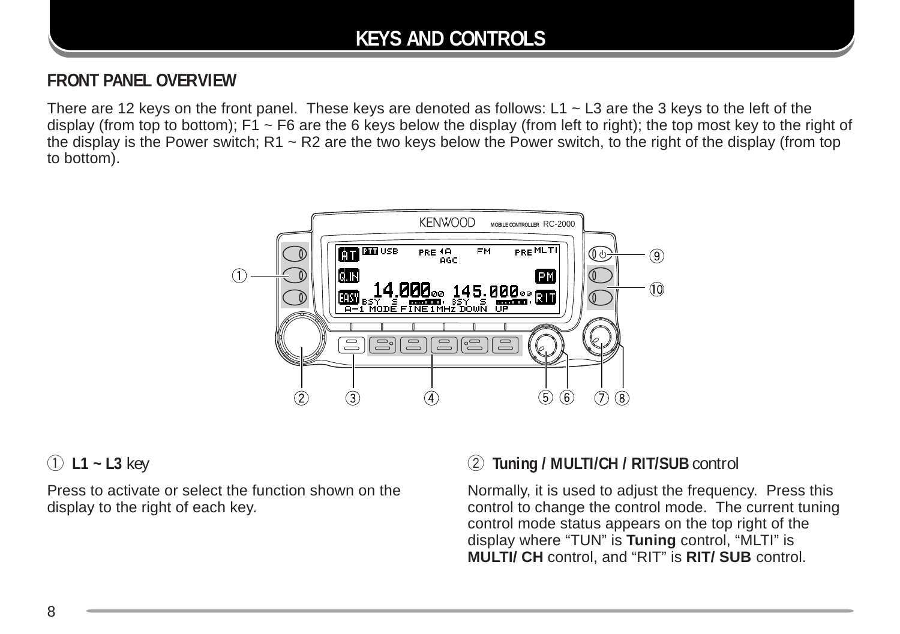# KEYS AND CONTROLS

## FRONT PANEL OVERVIEW

There are 12 keys on the front panel. These keys are denoted as follows: L1 ~ L3 are the 3 keys to the left of the display (from top to bottom); F1 ~ F6 are the 6 keys below the display (from left to right); the top most key to the right of the display is the Power switch; R1 ~ R2 are the two keys below the Power switch, to the right of the display (from top to bottom).

### ① L1 ~ L3 key

Press to activate or select the function shown on the display to the right of each key.

### ② Tuning / MULTI/CH / RIT/SUB control

Normally, it is used to adjust the frequency. Press this control to change the control mode. The current tuning control mode status appears on the top right of the display where "TUN" is **Tuning** control, "MLTI" is **MULTI/ CH** control, and "RIT" is **RIT/ SUB** control.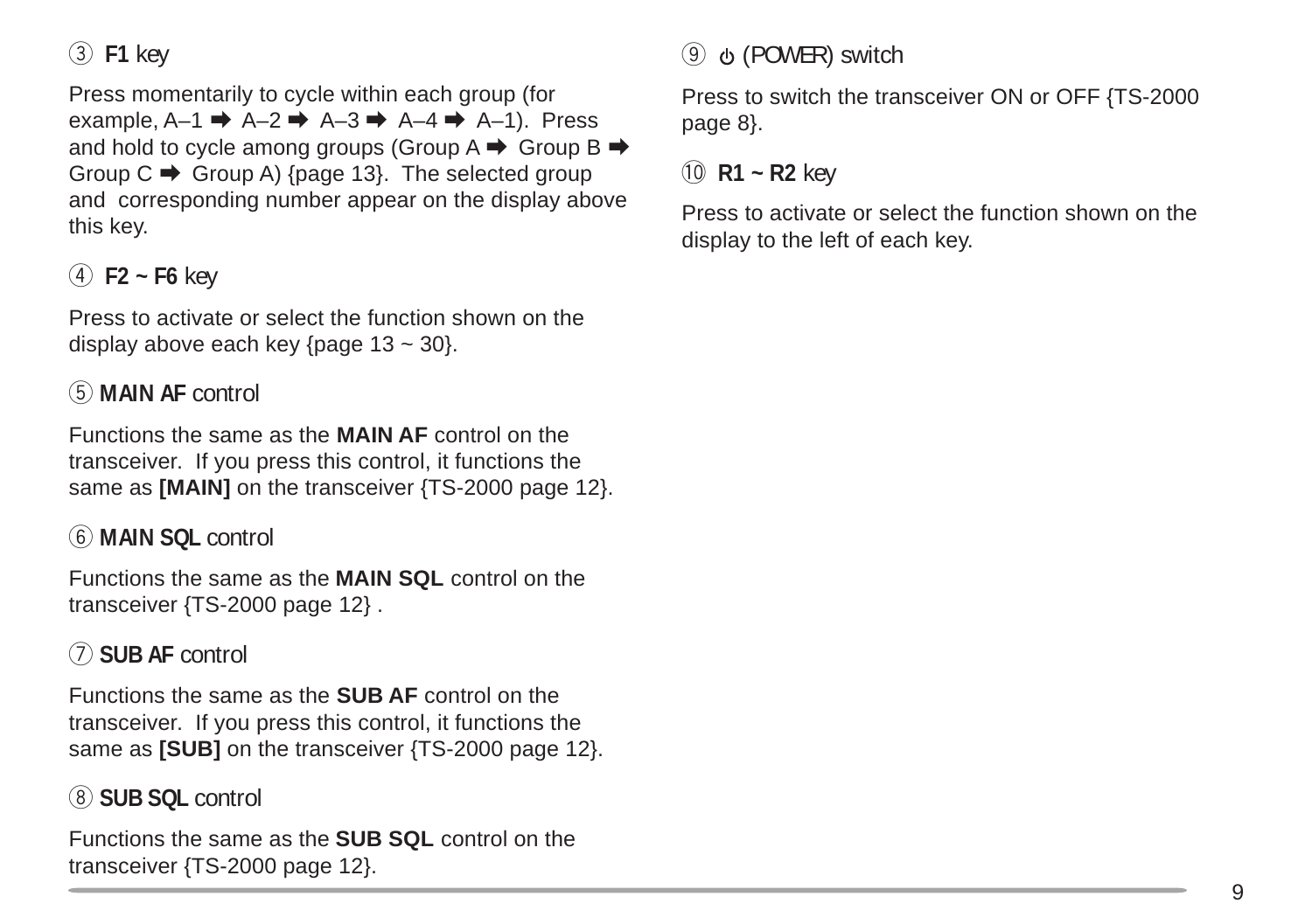### ③ **F1** key

Press momentarily to cycle within each group (for example, A–1 ➡ A–2 ➡ A–3 ➡ A–4 ➡ A–1). Press and hold to cycle among groups (Group A ➡ Group B ➡ Group C ➡ Group A) {page 13}. The selected group and corresponding number appear on the display above this key.

### ④ **F2 ~ F6** key

Press to activate or select the function shown on the display above each key {page 13 ~ 30}.

### ⑤ **MAIN AF** control

Functions the same as the **MAIN AF** control on the transceiver. If you press this control, it functions the same as **[MAIN]** on the transceiver {TS-2000 page 12}.

### ⑥ **MAIN SQL** control

Functions the same as the **MAIN SQL** control on the transceiver {TS-2000 page 12} .

### ⑦ **SUB AF** control

Functions the same as the **SUB AF** control on the transceiver. If you press this control, it functions the same as **[SUB]** on the transceiver {TS-2000 page 12}.

### ⑧ **SUB SQL** control

Functions the same as the **SUB SQL** control on the transceiver {TS-2000 page 12}.

### ⑨ ⏻ (POWER) switch

Press to switch the transceiver ON or OFF {TS-2000 page 8}.

### ⑩ **R1 ~ R2** key

Press to activate or select the function shown on the display to the left of each key.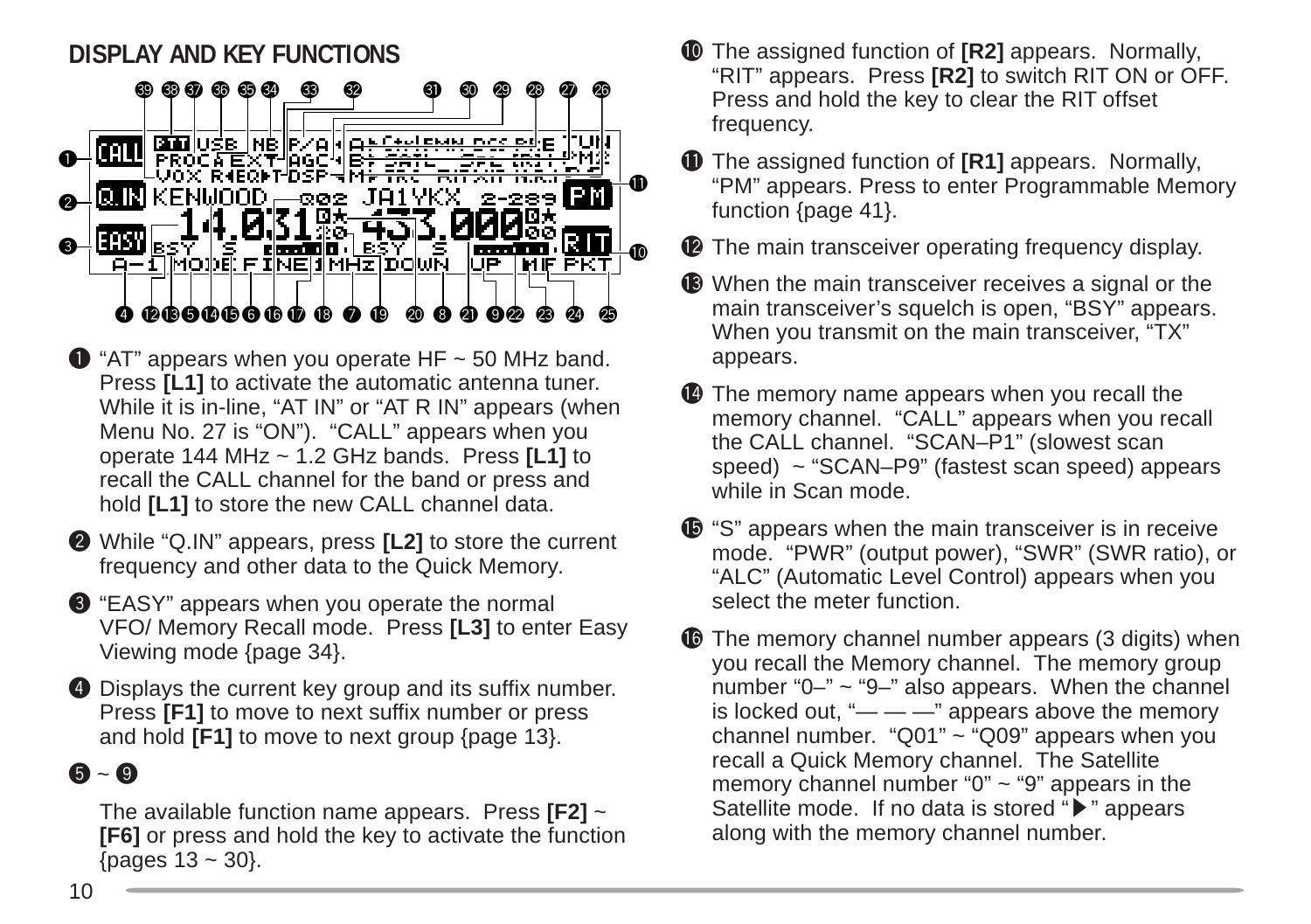## DISPLAY AND KEY FUNCTIONS

❶ "AT" appears when you operate HF ~ 50 MHz band. Press **[L1]** to activate the automatic antenna tuner. While it is in-line, "AT IN" or "AT R IN" appears (when Menu No. 27 is "ON"). "CALL" appears when you operate 144 MHz ~ 1.2 GHz bands. Press **[L1]** to recall the CALL channel for the band or press and hold **[L1]** to store the new CALL channel data.

❷ While "Q.IN" appears, press **[L2]** to store the current frequency and other data to the Quick Memory.

❸ "EASY" appears when you operate the normal VFO/ Memory Recall mode. Press **[L3]** to enter Easy Viewing mode {page 34}.

❹ Displays the current key group and its suffix number. Press **[F1]** to move to next suffix number or press and hold **[F1]** to move to next group {page 13}.

❺ ~ ❾

The available function name appears. Press **[F2]** ~ **[F6]** or press and hold the key to activate the function {pages 13 ~ 30}.

❿ The assigned function of **[R2]** appears. Normally, "RIT" appears. Press **[R2]** to switch RIT ON or OFF. Press and hold the key to clear the RIT offset frequency.

⓫ The assigned function of **[R1]** appears. Normally, "PM" appears. Press to enter Programmable Memory function {page 41}.

⓬ The main transceiver operating frequency display.

⓭ When the main transceiver receives a signal or the main transceiver's squelch is open, "BSY" appears. When you transmit on the main transceiver, "TX" appears.

⓮ The memory name appears when you recall the memory channel. "CALL" appears when you recall the CALL channel. "SCAN–P1" (slowest scan speed) ~ "SCAN–P9" (fastest scan speed) appears while in Scan mode.

⓯ "S" appears when the main transceiver is in receive mode. "PWR" (output power), "SWR" (SWR ratio), or "ALC" (Automatic Level Control) appears when you select the meter function.

⓰ The memory channel number appears (3 digits) when you recall the Memory channel. The memory group number "0–" ~ "9–" also appears. When the channel is locked out, "— — —" appears above the memory channel number. "Q01" ~ "Q09" appears when you recall a Quick Memory channel. The Satellite memory channel number "0" ~ "9" appears in the Satellite mode. If no data is stored "▶" appears along with the memory channel number.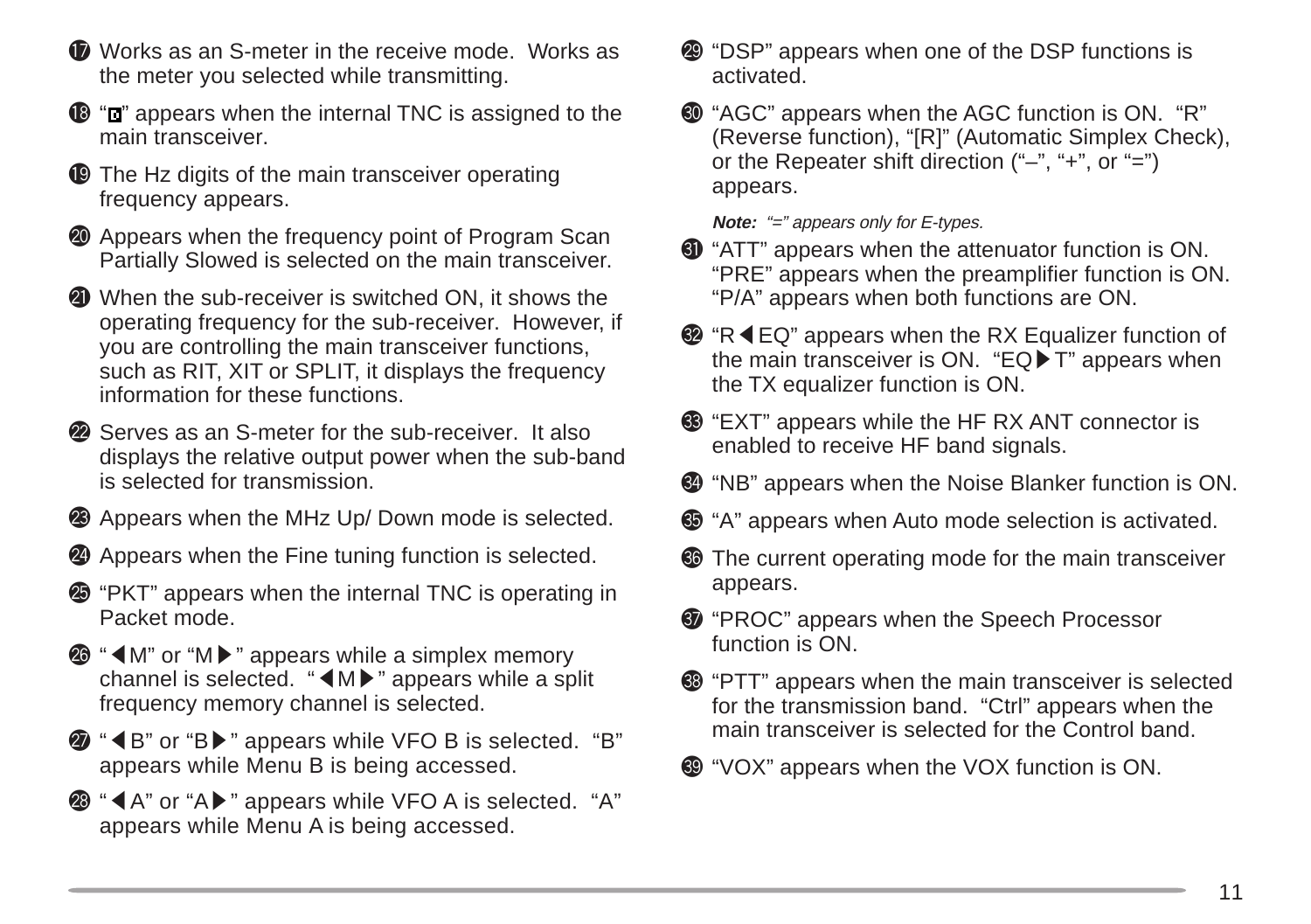⑰ Works as an S-meter in the receive mode. Works as the meter you selected while transmitting.

⑱ "◘" appears when the internal TNC is assigned to the main transceiver.

⑲ The Hz digits of the main transceiver operating frequency appears.

⑳ Appears when the frequency point of Program Scan Partially Slowed is selected on the main transceiver.

㉑ When the sub-receiver is switched ON, it shows the operating frequency for the sub-receiver. However, if you are controlling the main transceiver functions, such as RIT, XIT or SPLIT, it displays the frequency information for these functions.

㉒ Serves as an S-meter for the sub-receiver. It also displays the relative output power when the sub-band is selected for transmission.

㉓ Appears when the MHz Up/ Down mode is selected.

㉔ Appears when the Fine tuning function is selected.

㉕ "PKT" appears when the internal TNC is operating in Packet mode.

㉖ "◀M" or "M▶" appears while a simplex memory channel is selected. "◀M▶" appears while a split frequency memory channel is selected.

㉗ "◀B" or "B▶" appears while VFO B is selected. "B" appears while Menu B is being accessed.

㉘ "◀A" or "A▶" appears while VFO A is selected. "A" appears while Menu A is being accessed.

㉙ "DSP" appears when one of the DSP functions is activated.

㉚ "AGC" appears when the AGC function is ON. "R" (Reverse function), "[R]" (Automatic Simplex Check), or the Repeater shift direction ("–", "+", or "=") appears.

***Note:*** *"=" appears only for E-types.*

㉛ "ATT" appears when the attenuator function is ON. "PRE" appears when the preamplifier function is ON. "P/A" appears when both functions are ON.

㉜ "R◀EQ" appears when the RX Equalizer function of the main transceiver is ON. "EQ▶T" appears when the TX equalizer function is ON.

㉝ "EXT" appears while the HF RX ANT connector is enabled to receive HF band signals.

㉞ "NB" appears when the Noise Blanker function is ON.

㉟ "A" appears when Auto mode selection is activated.

㊱ The current operating mode for the main transceiver appears.

㊲ "PROC" appears when the Speech Processor function is ON.

㊳ "PTT" appears when the main transceiver is selected for the transmission band. "Ctrl" appears when the main transceiver is selected for the Control band.

㊴ "VOX" appears when the VOX function is ON.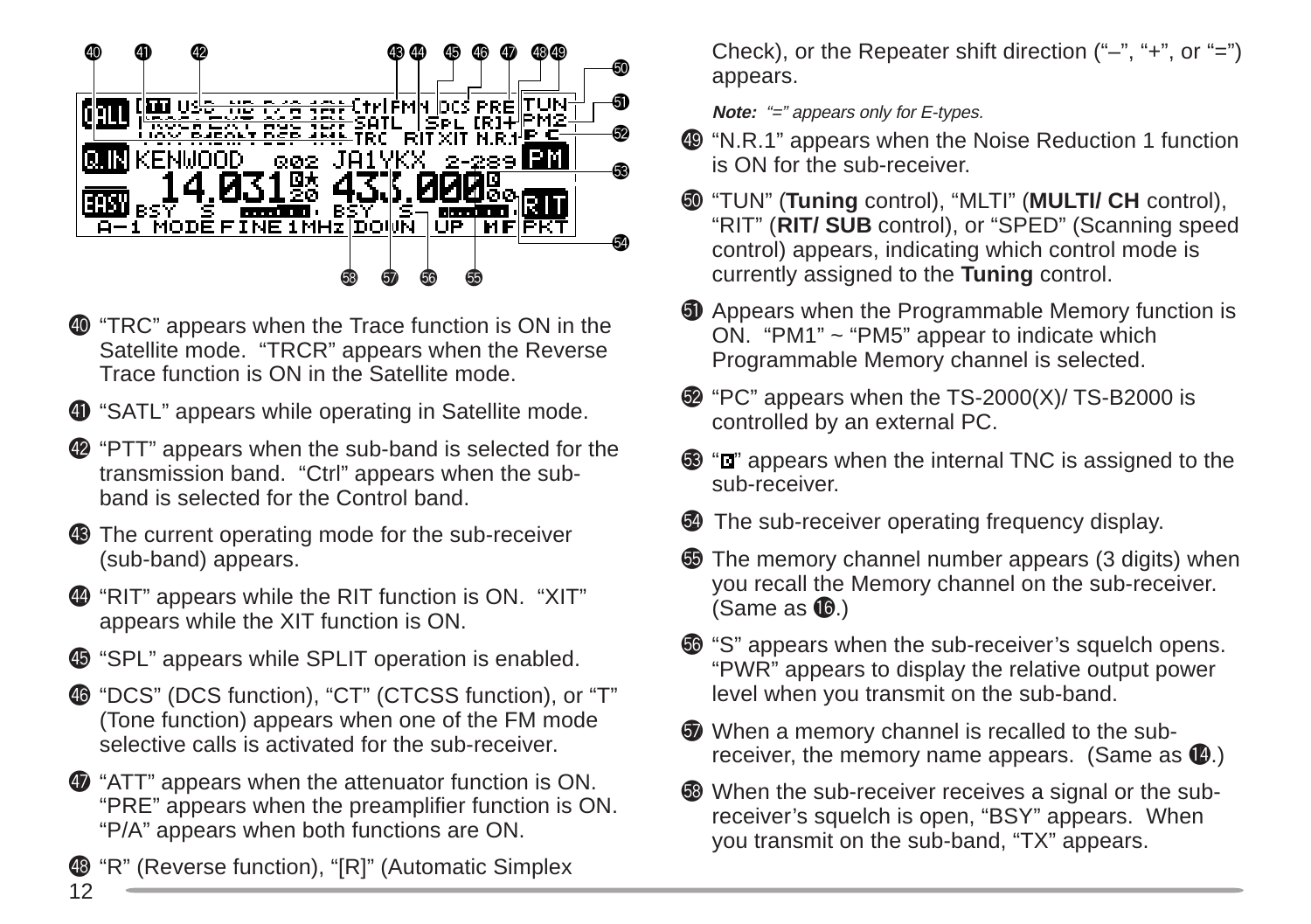40 "TRC" appears when the Trace function is ON in the Satellite mode. "TRCR" appears when the Reverse Trace function is ON in the Satellite mode.

41 "SATL" appears while operating in Satellite mode.

42 "PTT" appears when the sub-band is selected for the transmission band. "Ctrl" appears when the sub-band is selected for the Control band.

43 The current operating mode for the sub-receiver (sub-band) appears.

44 "RIT" appears while the RIT function is ON. "XIT" appears while the XIT function is ON.

45 "SPL" appears while SPLIT operation is enabled.

46 "DCS" (DCS function), "CT" (CTCSS function), or "T" (Tone function) appears when one of the FM mode selective calls is activated for the sub-receiver.

47 "ATT" appears when the attenuator function is ON. "PRE" appears when the preamplifier function is ON. "P/A" appears when both functions are ON.

48 "R" (Reverse function), "[R]" (Automatic Simplex Check), or the Repeater shift direction ("–", "+", or "=") appears.

***Note:*** *"=" appears only for E-types.*

49 "N.R.1" appears when the Noise Reduction 1 function is ON for the sub-receiver.

50 "TUN" (**Tuning** control), "MLTI" (**MULTI/ CH** control), "RIT" (**RIT/ SUB** control), or "SPED" (Scanning speed control) appears, indicating which control mode is currently assigned to the **Tuning** control.

51 Appears when the Programmable Memory function is ON. "PM1" ~ "PM5" appear to indicate which Programmable Memory channel is selected.

52 "PC" appears when the TS-2000(X)/ TS-B2000 is controlled by an external PC.

53 "◘" appears when the internal TNC is assigned to the sub-receiver.

54 The sub-receiver operating frequency display.

55 The memory channel number appears (3 digits) when you recall the Memory channel on the sub-receiver. (Same as 16.)

56 "S" appears when the sub-receiver's squelch opens. "PWR" appears to display the relative output power level when you transmit on the sub-band.

57 When a memory channel is recalled to the sub-receiver, the memory name appears. (Same as 14.)

58 When the sub-receiver receives a signal or the sub-receiver's squelch is open, "BSY" appears. When you transmit on the sub-band, "TX" appears.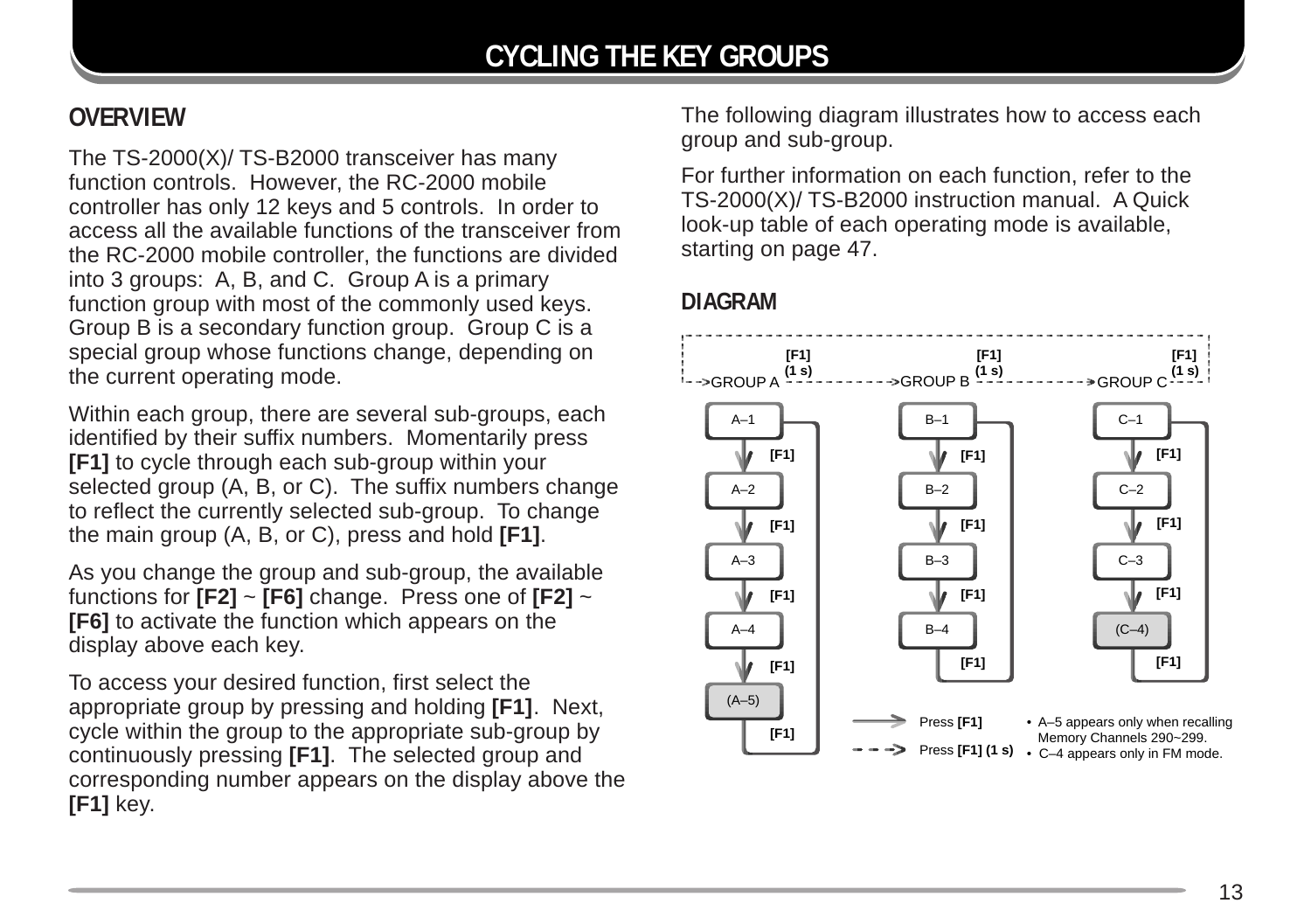# CYCLING THE KEY GROUPS

## OVERVIEW

The TS-2000(X)/ TS-B2000 transceiver has many function controls. However, the RC-2000 mobile controller has only 12 keys and 5 controls. In order to access all the available functions of the transceiver from the RC-2000 mobile controller, the functions are divided into 3 groups: A, B, and C. Group A is a primary function group with most of the commonly used keys. Group B is a secondary function group. Group C is a special group whose functions change, depending on the current operating mode.

Within each group, there are several sub-groups, each identified by their suffix numbers. Momentarily press **[F1]** to cycle through each sub-group within your selected group (A, B, or C). The suffix numbers change to reflect the currently selected sub-group. To change the main group (A, B, or C), press and hold **[F1]**.

As you change the group and sub-group, the available functions for **[F2]** ~ **[F6]** change. Press one of **[F2]** ~ **[F6]** to activate the function which appears on the display above each key.

To access your desired function, first select the appropriate group by pressing and holding **[F1]**. Next, cycle within the group to the appropriate sub-group by continuously pressing **[F1]**. The selected group and corresponding number appears on the display above the **[F1]** key.

The following diagram illustrates how to access each group and sub-group.

For further information on each function, refer to the TS-2000(X)/ TS-B2000 instruction manual. A Quick look-up table of each operating mode is available, starting on page 47.

## DIAGRAM

GROUP A --[F1] (1 s)--> GROUP B --[F1] (1 s)--> GROUP C --[F1] (1 s)--> GROUP A

- GROUP A: A–1 --[F1]--> A–2 --[F1]--> A–3 --[F1]--> A–4 --[F1]--> (A–5) --[F1]--> A–1
- GROUP B: B–1 --[F1]--> B–2 --[F1]--> B–3 --[F1]--> B–4 --[F1]--> B–1
- GROUP C: C–1 --[F1]--> C–2 --[F1]--> C–3 --[F1]--> (C–4) --[F1]--> C–1

Solid arrow: Press **[F1]**
Dashed arrow: Press **[F1] (1 s)**

- A–5 appears only when recalling Memory Channels 290~299.
- C–4 appears only in FM mode.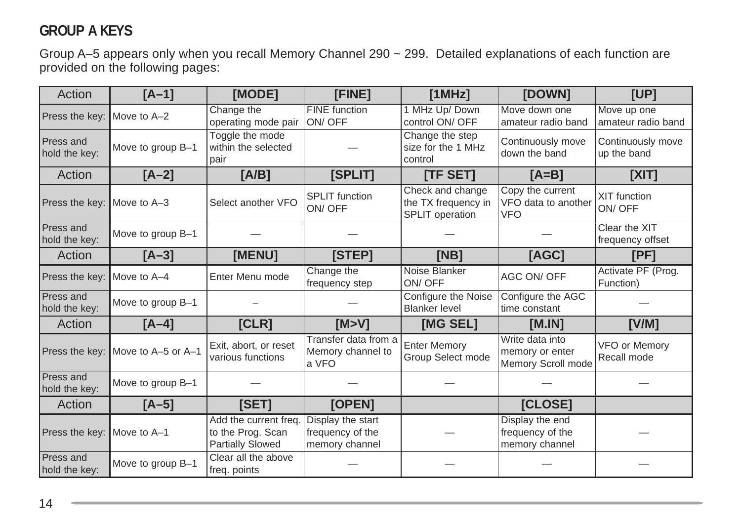## GROUP A KEYS

Group A–5 appears only when you recall Memory Channel 290 ~ 299. Detailed explanations of each function are provided on the following pages:

| Action | [A–1] | [MODE] | [FINE] | [1MHz] | [DOWN] | [UP] |
|---|---|---|---|---|---|---|
| Press the key: | Move to A–2 | Change the operating mode pair | FINE function ON/ OFF | 1 MHz Up/ Down control ON/ OFF | Move down one amateur radio band | Move up one amateur radio band |
| Press and hold the key: | Move to group B–1 | Toggle the mode within the selected pair | — | Change the step size for the 1 MHz control | Continuously move down the band | Continuously move up the band |
| **Action** | **[A–2]** | **[A/B]** | **[SPLIT]** | **[TF SET]** | **[A=B]** | **[XIT]** |
| Press the key: | Move to A–3 | Select another VFO | SPLIT function ON/ OFF | Check and change the TX frequency in SPLIT operation | Copy the current VFO data to another VFO | XIT function ON/ OFF |
| Press and hold the key: | Move to group B–1 | — | — | — | — | Clear the XIT frequency offset |
| **Action** | **[A–3]** | **[MENU]** | **[STEP]** | **[NB]** | **[AGC]** | **[PF]** |
| Press the key: | Move to A–4 | Enter Menu mode | Change the frequency step | Noise Blanker ON/ OFF | AGC ON/ OFF | Activate PF (Prog. Function) |
| Press and hold the key: | Move to group B–1 | – | — | Configure the Noise Blanker level | Configure the AGC time constant | — |
| **Action** | **[A–4]** | **[CLR]** | **[M>V]** | **[MG SEL]** | **[M.IN]** | **[V/M]** |
| Press the key: | Move to A–5 or A–1 | Exit, abort, or reset various functions | Transfer data from a Memory channel to a VFO | Enter Memory Group Select mode | Write data into memory or enter Memory Scroll mode | VFO or Memory Recall mode |
| Press and hold the key: | Move to group B–1 | — | — | — | — | — |
| **Action** | **[A–5]** | **[SET]** | **[OPEN]** | | **[CLOSE]** | |
| Press the key: | Move to A–1 | Add the current freq. to the Prog. Scan Partially Slowed | Display the start frequency of the memory channel | — | Display the end frequency of the memory channel | — |
| Press and hold the key: | Move to group B–1 | Clear all the above freq. points | — | — | — | — |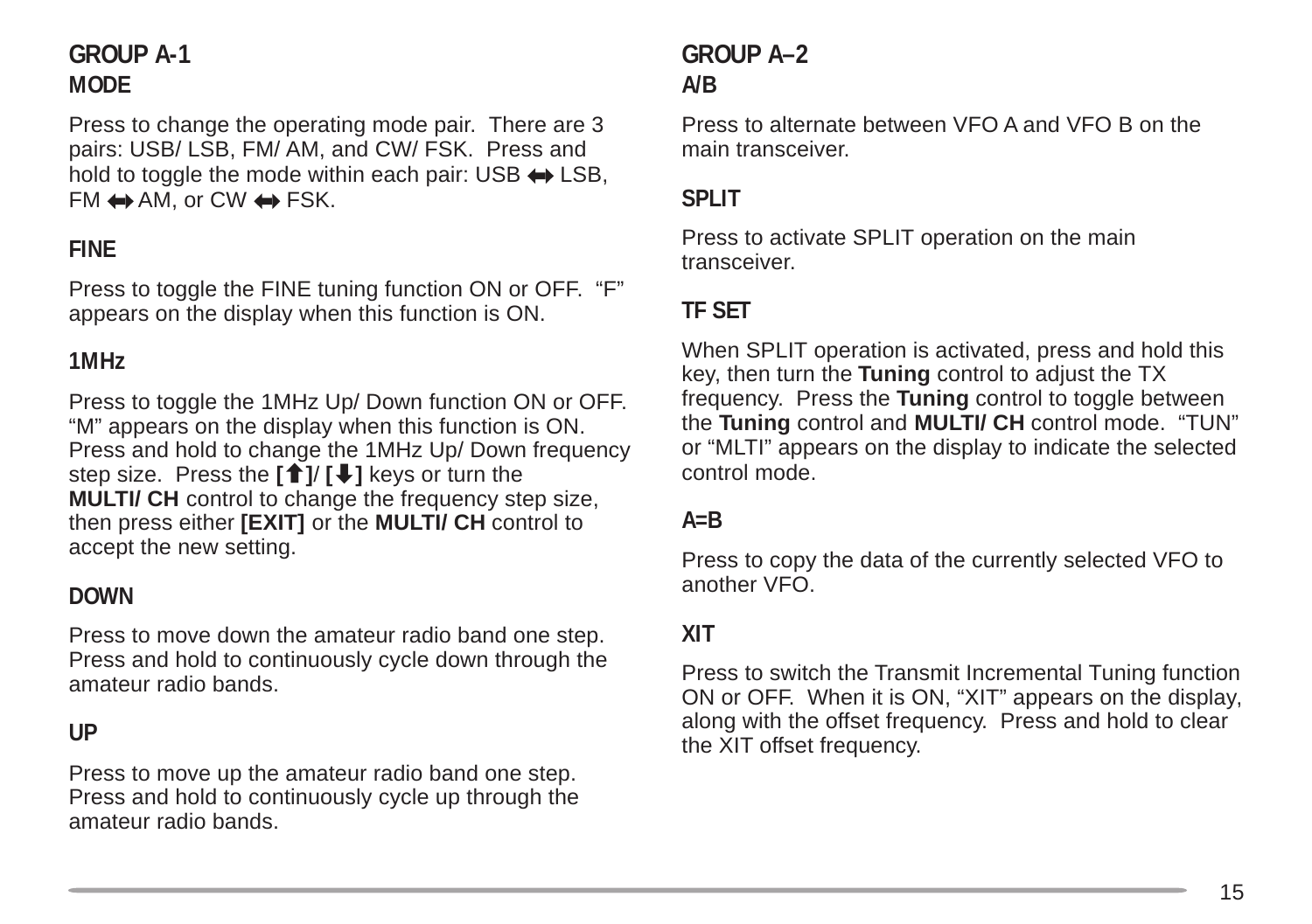## GROUP A-1

### MODE

Press to change the operating mode pair. There are 3 pairs: USB/ LSB, FM/ AM, and CW/ FSK. Press and hold to toggle the mode within each pair: USB ⟷ LSB, FM ⟷ AM, or CW ⟷ FSK.

### FINE

Press to toggle the FINE tuning function ON or OFF. “F” appears on the display when this function is ON.

### 1MHz

Press to toggle the 1MHz Up/ Down function ON or OFF. “M” appears on the display when this function is ON. Press and hold to change the 1MHz Up/ Down frequency step size. Press the **[⬆]**/ **[⬇]** keys or turn the **MULTI/ CH** control to change the frequency step size, then press either **[EXIT]** or the **MULTI/ CH** control to accept the new setting.

### DOWN

Press to move down the amateur radio band one step. Press and hold to continuously cycle down through the amateur radio bands.

### UP

Press to move up the amateur radio band one step. Press and hold to continuously cycle up through the amateur radio bands.

## GROUP A–2

### A/B

Press to alternate between VFO A and VFO B on the main transceiver.

### SPLIT

Press to activate SPLIT operation on the main transceiver.

### TF SET

When SPLIT operation is activated, press and hold this key, then turn the **Tuning** control to adjust the TX frequency. Press the **Tuning** control to toggle between the **Tuning** control and **MULTI/ CH** control mode. “TUN” or “MLTI” appears on the display to indicate the selected control mode.

### A=B

Press to copy the data of the currently selected VFO to another VFO.

### XIT

Press to switch the Transmit Incremental Tuning function ON or OFF. When it is ON, “XIT” appears on the display, along with the offset frequency. Press and hold to clear the XIT offset frequency.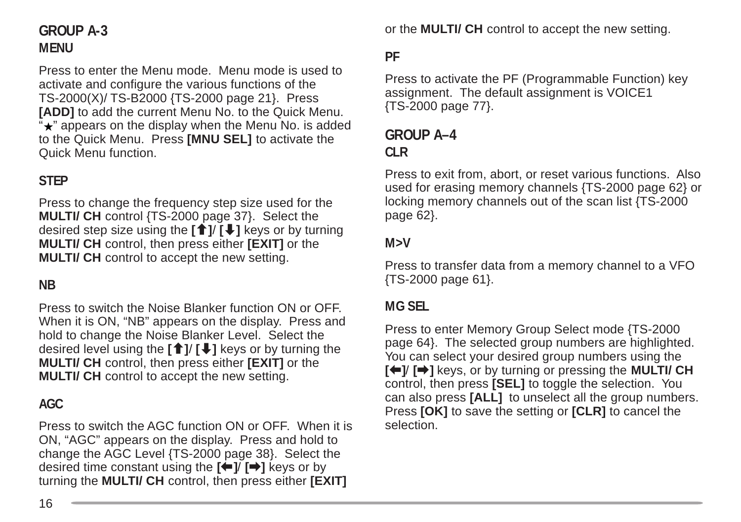## GROUP A-3

### MENU

Press to enter the Menu mode. Menu mode is used to activate and configure the various functions of the TS-2000(X)/ TS-B2000 {TS-2000 page 21}. Press **[ADD]** to add the current Menu No. to the Quick Menu. "★" appears on the display when the Menu No. is added to the Quick Menu. Press **[MNU SEL]** to activate the Quick Menu function.

### STEP

Press to change the frequency step size used for the **MULTI/ CH** control {TS-2000 page 37}. Select the desired step size using the **[⬆]**/ **[⬇]** keys or by turning **MULTI/ CH** control, then press either **[EXIT]** or the **MULTI/ CH** control to accept the new setting.

### NB

Press to switch the Noise Blanker function ON or OFF. When it is ON, "NB" appears on the display. Press and hold to change the Noise Blanker Level. Select the desired level using the **[⬆]**/ **[⬇]** keys or by turning the **MULTI/ CH** control, then press either **[EXIT]** or the **MULTI/ CH** control to accept the new setting.

### AGC

Press to switch the AGC function ON or OFF. When it is ON, "AGC" appears on the display. Press and hold to change the AGC Level {TS-2000 page 38}. Select the desired time constant using the **[⬅]**/ **[➡]** keys or by turning the **MULTI/ CH** control, then press either **[EXIT]** or the **MULTI/ CH** control to accept the new setting.

### PF

Press to activate the PF (Programmable Function) key assignment. The default assignment is VOICE1 {TS-2000 page 77}.

## GROUP A–4

### CLR

Press to exit from, abort, or reset various functions. Also used for erasing memory channels {TS-2000 page 62} or locking memory channels out of the scan list {TS-2000 page 62}.

### M>V

Press to transfer data from a memory channel to a VFO {TS-2000 page 61}.

### MG SEL

Press to enter Memory Group Select mode {TS-2000 page 64}. The selected group numbers are highlighted. You can select your desired group numbers using the **[⬅]**/ **[➡]** keys, or by turning or pressing the **MULTI/ CH** control, then press **[SEL]** to toggle the selection. You can also press **[ALL]** to unselect all the group numbers. Press **[OK]** to save the setting or **[CLR]** to cancel the selection.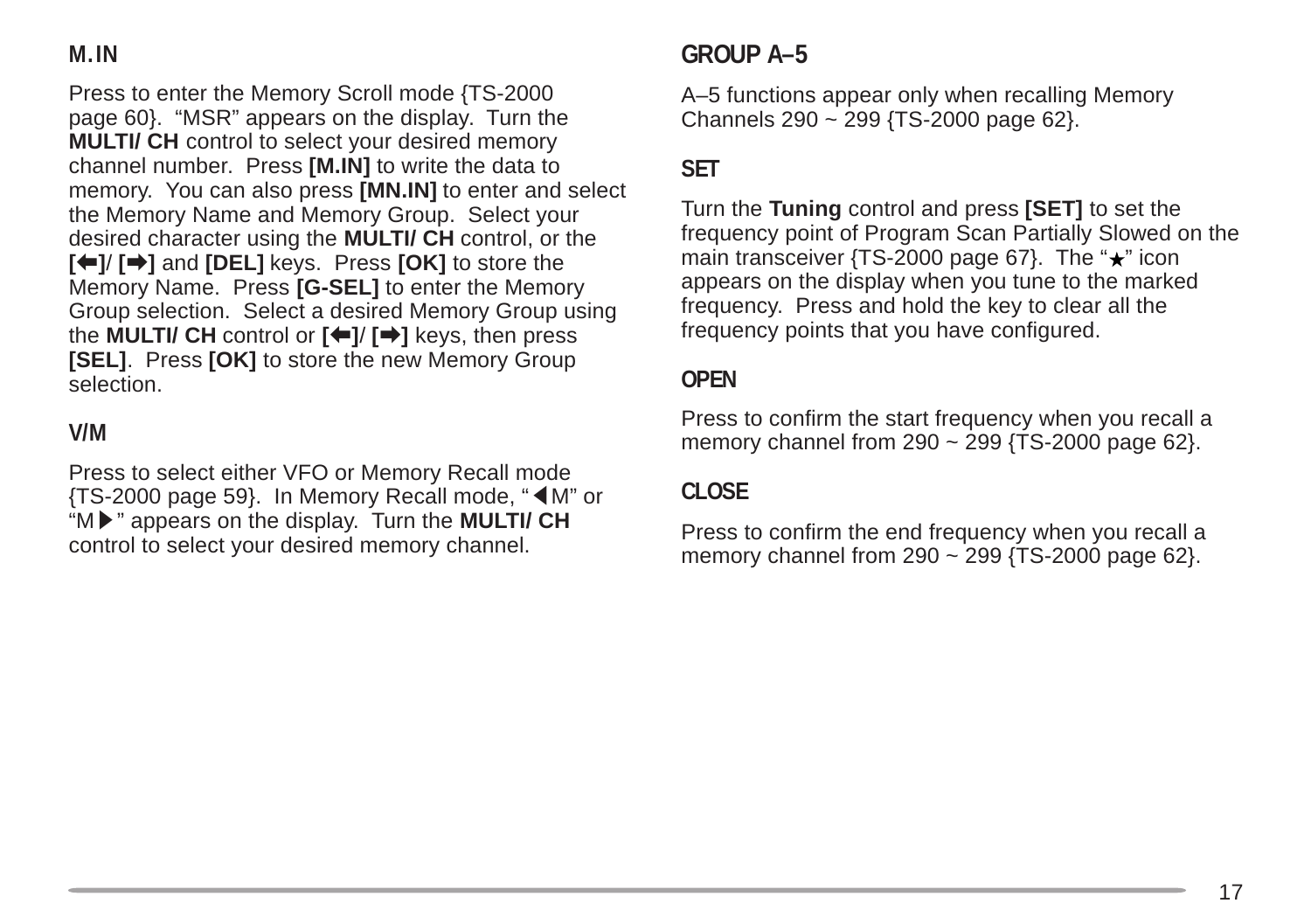### M.IN

Press to enter the Memory Scroll mode {TS-2000 page 60}. "MSR" appears on the display. Turn the **MULTI/ CH** control to select your desired memory channel number. Press **[M.IN]** to write the data to memory. You can also press **[MN.IN]** to enter and select the Memory Name and Memory Group. Select your desired character using the **MULTI/ CH** control, or the **[⬅]**/ **[➡]** and **[DEL]** keys. Press **[OK]** to store the Memory Name. Press **[G-SEL]** to enter the Memory Group selection. Select a desired Memory Group using the **MULTI/ CH** control or **[⬅]**/ **[➡]** keys, then press **[SEL]**. Press **[OK]** to store the new Memory Group selection.

### V/M

Press to select either VFO or Memory Recall mode {TS-2000 page 59}. In Memory Recall mode, "◀M" or "M▶" appears on the display. Turn the **MULTI/ CH** control to select your desired memory channel.

## GROUP A–5

A–5 functions appear only when recalling Memory Channels 290 ~ 299 {TS-2000 page 62}.

### SET

Turn the **Tuning** control and press **[SET]** to set the frequency point of Program Scan Partially Slowed on the main transceiver {TS-2000 page 67}. The "★" icon appears on the display when you tune to the marked frequency. Press and hold the key to clear all the frequency points that you have configured.

### OPEN

Press to confirm the start frequency when you recall a memory channel from 290 ~ 299 {TS-2000 page 62}.

### CLOSE

Press to confirm the end frequency when you recall a memory channel from 290 ~ 299 {TS-2000 page 62}.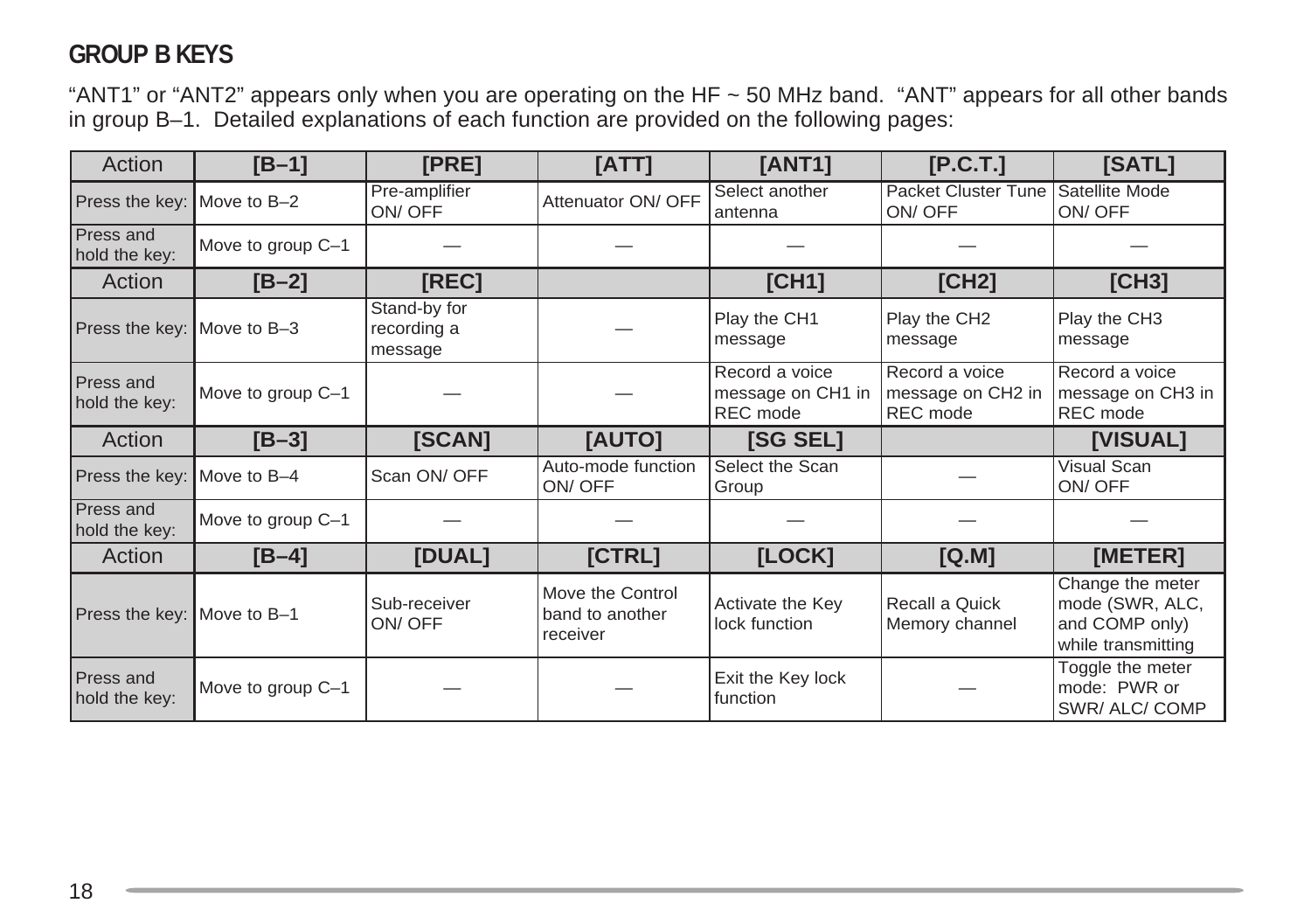## GROUP B KEYS

"ANT1" or "ANT2" appears only when you are operating on the HF ~ 50 MHz band. "ANT" appears for all other bands in group B–1. Detailed explanations of each function are provided on the following pages:

| Action | [B–1] | [PRE] | [ATT] | [ANT1] | [P.C.T.] | [SATL] |
|---|---|---|---|---|---|---|
| Press the key: | Move to B–2 | Pre-amplifier ON/ OFF | Attenuator ON/ OFF | Select another antenna | Packet Cluster Tune ON/ OFF | Satellite Mode ON/ OFF |
| Press and hold the key: | Move to group C–1 | — | — | — | — | — |
| **Action** | **[B–2]** | **[REC]** | | **[CH1]** | **[CH2]** | **[CH3]** |
| Press the key: | Move to B–3 | Stand-by for recording a message | — | Play the CH1 message | Play the CH2 message | Play the CH3 message |
| Press and hold the key: | Move to group C–1 | — | — | Record a voice message on CH1 in REC mode | Record a voice message on CH2 in REC mode | Record a voice message on CH3 in REC mode |
| **Action** | **[B–3]** | **[SCAN]** | **[AUTO]** | **[SG SEL]** | | **[VISUAL]** |
| Press the key: | Move to B–4 | Scan ON/ OFF | Auto-mode function ON/ OFF | Select the Scan Group | — | Visual Scan ON/ OFF |
| Press and hold the key: | Move to group C–1 | — | — | — | — | — |
| **Action** | **[B–4]** | **[DUAL]** | **[CTRL]** | **[LOCK]** | **[Q.M]** | **[METER]** |
| Press the key: | Move to B–1 | Sub-receiver ON/ OFF | Move the Control band to another receiver | Activate the Key lock function | Recall a Quick Memory channel | Change the meter mode (SWR, ALC, and COMP only) while transmitting |
| Press and hold the key: | Move to group C–1 | — | — | Exit the Key lock function | — | Toggle the meter mode: PWR or SWR/ ALC/ COMP |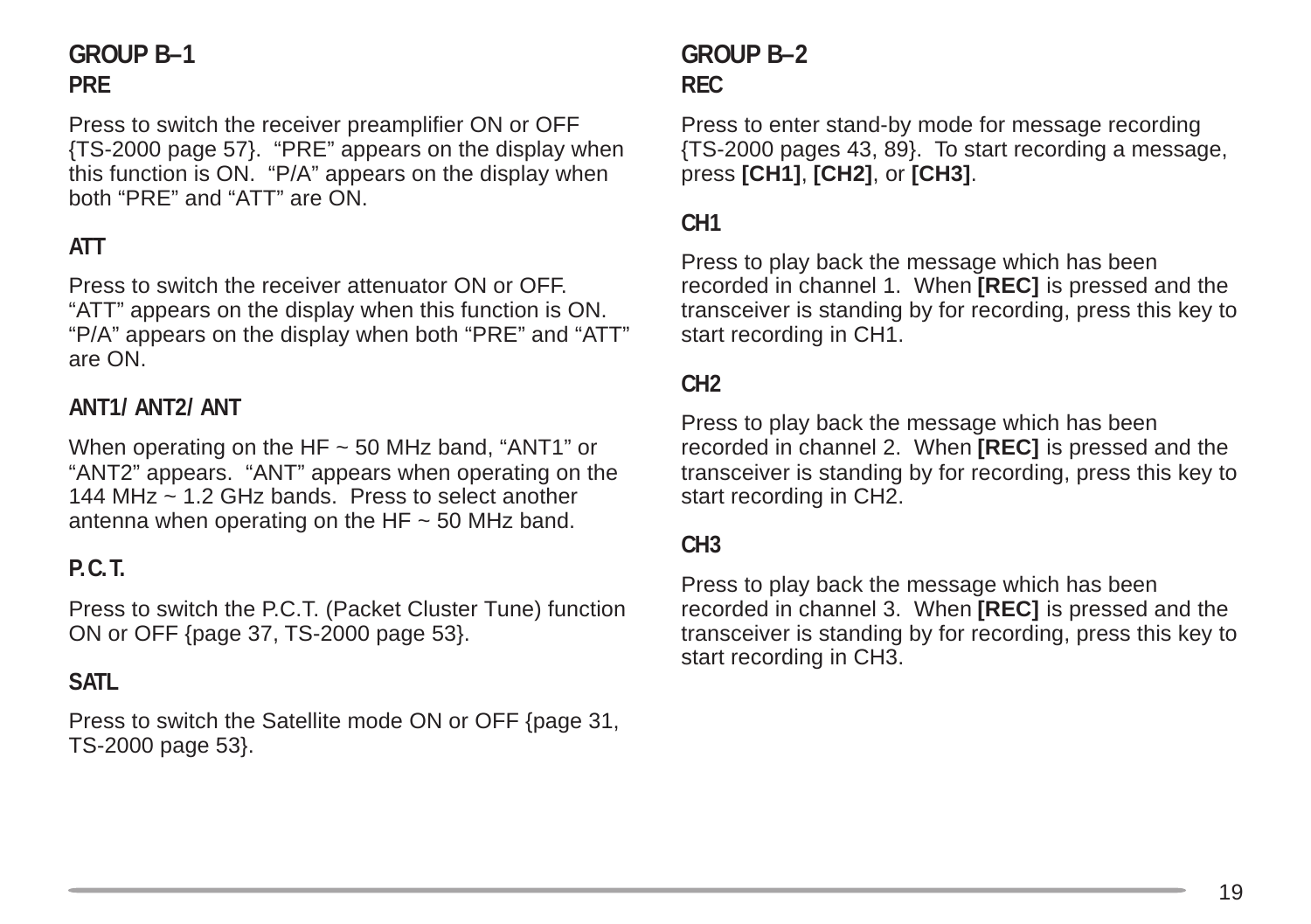## GROUP B–1

### PRE

Press to switch the receiver preamplifier ON or OFF {TS-2000 page 57}. "PRE" appears on the display when this function is ON. "P/A" appears on the display when both "PRE" and "ATT" are ON.

### ATT

Press to switch the receiver attenuator ON or OFF. "ATT" appears on the display when this function is ON. "P/A" appears on the display when both "PRE" and "ATT" are ON.

### ANT1/ ANT2/ ANT

When operating on the HF ~ 50 MHz band, "ANT1" or "ANT2" appears. "ANT" appears when operating on the 144 MHz ~ 1.2 GHz bands. Press to select another antenna when operating on the HF ~ 50 MHz band.

### P.C.T.

Press to switch the P.C.T. (Packet Cluster Tune) function ON or OFF {page 37, TS-2000 page 53}.

### SATL

Press to switch the Satellite mode ON or OFF {page 31, TS-2000 page 53}.

## GROUP B–2

### REC

Press to enter stand-by mode for message recording {TS-2000 pages 43, 89}. To start recording a message, press **[CH1]**, **[CH2]**, or **[CH3]**.

### CH1

Press to play back the message which has been recorded in channel 1. When **[REC]** is pressed and the transceiver is standing by for recording, press this key to start recording in CH1.

### CH2

Press to play back the message which has been recorded in channel 2. When **[REC]** is pressed and the transceiver is standing by for recording, press this key to start recording in CH2.

### CH3

Press to play back the message which has been recorded in channel 3. When **[REC]** is pressed and the transceiver is standing by for recording, press this key to start recording in CH3.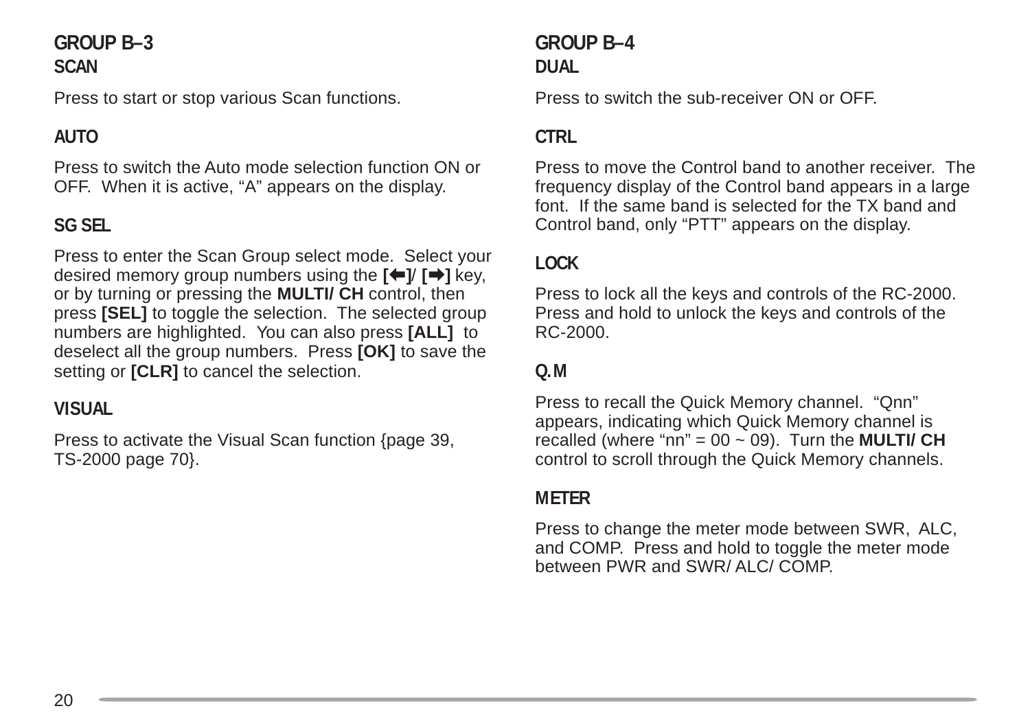## GROUP B–3

### SCAN

Press to start or stop various Scan functions.

### AUTO

Press to switch the Auto mode selection function ON or OFF. When it is active, “A” appears on the display.

### SG SEL

Press to enter the Scan Group select mode. Select your desired memory group numbers using the **[⇐]/ [⇒]** key, or by turning or pressing the **MULTI/ CH** control, then press **[SEL]** to toggle the selection. The selected group numbers are highlighted. You can also press **[ALL]** to deselect all the group numbers. Press **[OK]** to save the setting or **[CLR]** to cancel the selection.

### VISUAL

Press to activate the Visual Scan function {page 39, TS-2000 page 70}.

## GROUP B–4

### DUAL

Press to switch the sub-receiver ON or OFF.

### CTRL

Press to move the Control band to another receiver. The frequency display of the Control band appears in a large font. If the same band is selected for the TX band and Control band, only “PTT” appears on the display.

### LOCK

Press to lock all the keys and controls of the RC-2000. Press and hold to unlock the keys and controls of the RC-2000.

### Q.M

Press to recall the Quick Memory channel. “Qnn” appears, indicating which Quick Memory channel is recalled (where “nn” = 00 ~ 09). Turn the **MULTI/ CH** control to scroll through the Quick Memory channels.

### METER

Press to change the meter mode between SWR, ALC, and COMP. Press and hold to toggle the meter mode between PWR and SWR/ ALC/ COMP.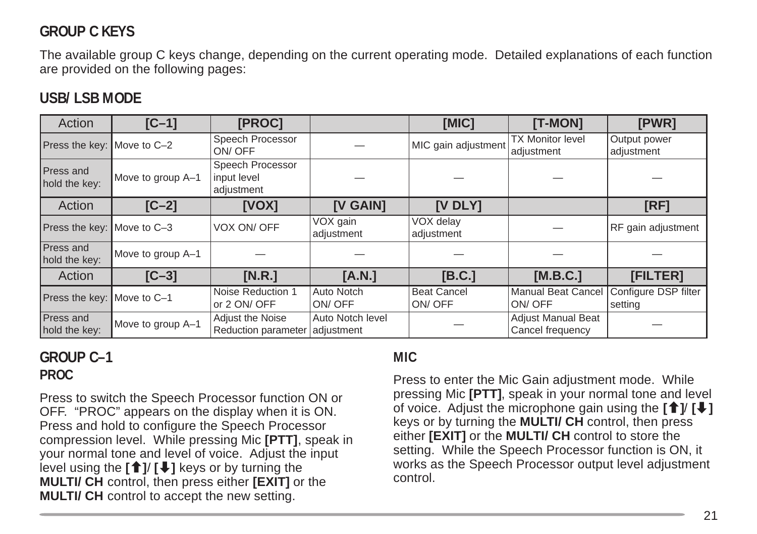## GROUP C KEYS

The available group C keys change, depending on the current operating mode. Detailed explanations of each function are provided on the following pages:

### USB/ LSB MODE

| Action | [C–1] | [PROC] | | [MIC] | [T-MON] | [PWR] |
|---|---|---|---|---|---|---|
| Press the key: | Move to C–2 | Speech Processor ON/ OFF | — | MIC gain adjustment | TX Monitor level adjustment | Output power adjustment |
| Press and hold the key: | Move to group A–1 | Speech Processor input level adjustment | — | — | — | — |
| **Action** | **[C–2]** | **[VOX]** | **[V GAIN]** | **[V DLY]** | | **[RF]** |
| Press the key: | Move to C–3 | VOX ON/ OFF | VOX gain adjustment | VOX delay adjustment | — | RF gain adjustment |
| Press and hold the key: | Move to group A–1 | — | — | — | — | — |
| **Action** | **[C–3]** | **[N.R.]** | **[A.N.]** | **[B.C.]** | **[M.B.C.]** | **[FILTER]** |
| Press the key: | Move to C–1 | Noise Reduction 1 or 2 ON/ OFF | Auto Notch ON/ OFF | Beat Cancel ON/ OFF | Manual Beat Cancel ON/ OFF | Configure DSP filter setting |
| Press and hold the key: | Move to group A–1 | Adjust the Noise Reduction parameter | Auto Notch level adjustment | — | Adjust Manual Beat Cancel frequency | — |

## GROUP C–1

### PROC

Press to switch the Speech Processor function ON or OFF. "PROC" appears on the display when it is ON. Press and hold to configure the Speech Processor compression level. While pressing Mic **[PTT]**, speak in your normal tone and level of voice. Adjust the input level using the **[🡅]/ [🡇]** keys or by turning the **MULTI/ CH** control, then press either **[EXIT]** or the **MULTI/ CH** control to accept the new setting.

### MIC

Press to enter the Mic Gain adjustment mode. While pressing Mic **[PTT]**, speak in your normal tone and level of voice. Adjust the microphone gain using the **[🡅]/ [🡇]** keys or by turning the **MULTI/ CH** control, then press either **[EXIT]** or the **MULTI/ CH** control to store the setting. While the Speech Processor function is ON, it works as the Speech Processor output level adjustment control.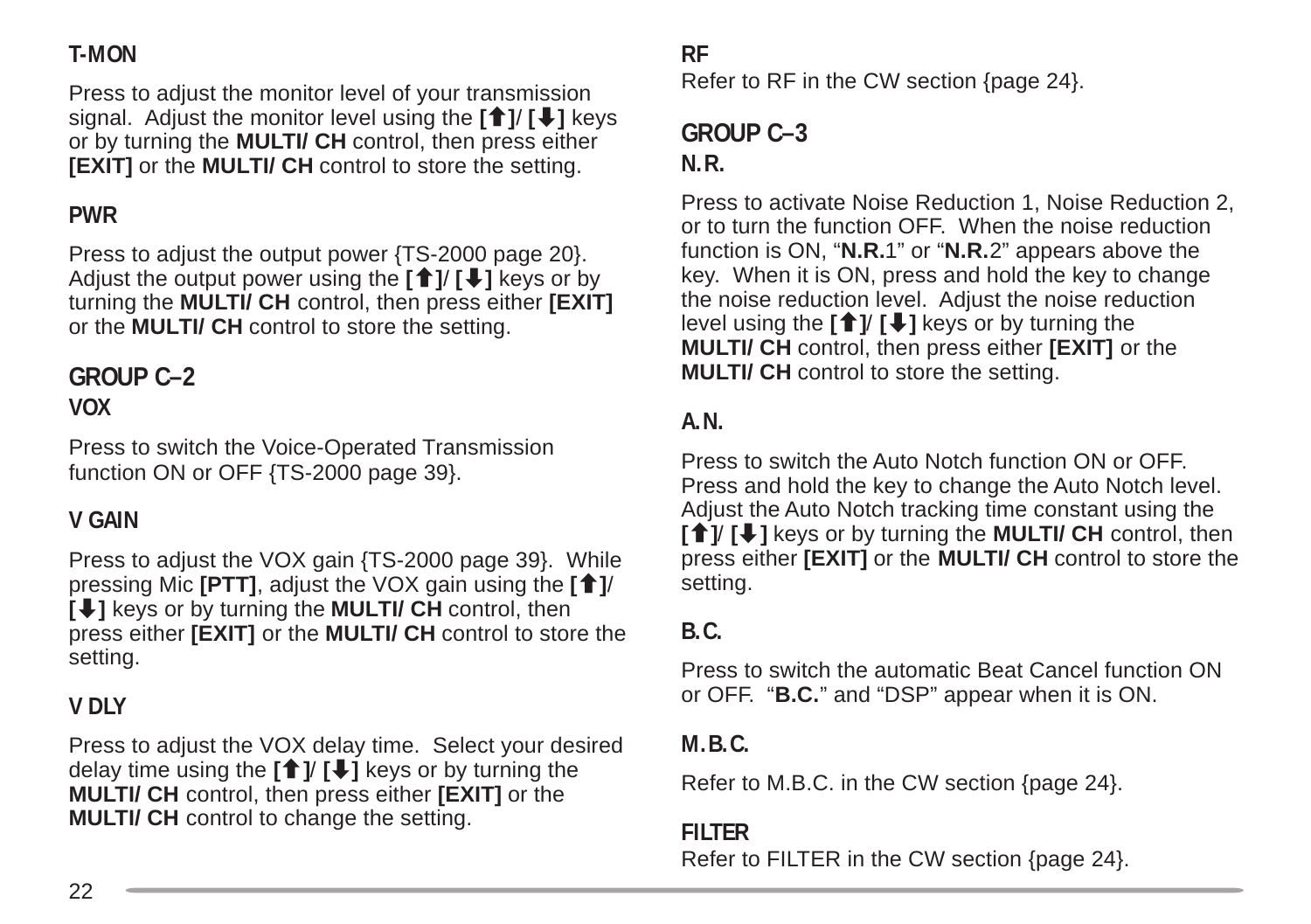### T-MON

Press to adjust the monitor level of your transmission signal. Adjust the monitor level using the **[⬆]**/ **[⬇]** keys or by turning the **MULTI/ CH** control, then press either **[EXIT]** or the **MULTI/ CH** control to store the setting.

### PWR

Press to adjust the output power {TS-2000 page 20}. Adjust the output power using the **[⬆]**/ **[⬇]** keys or by turning the **MULTI/ CH** control, then press either **[EXIT]** or the **MULTI/ CH** control to store the setting.

## GROUP C–2

### VOX

Press to switch the Voice-Operated Transmission function ON or OFF {TS-2000 page 39}.

### V GAIN

Press to adjust the VOX gain {TS-2000 page 39}. While pressing Mic **[PTT]**, adjust the VOX gain using the **[⬆]**/ **[⬇]** keys or by turning the **MULTI/ CH** control, then press either **[EXIT]** or the **MULTI/ CH** control to store the setting.

### V DLY

Press to adjust the VOX delay time. Select your desired delay time using the **[⬆]**/ **[⬇]** keys or by turning the **MULTI/ CH** control, then press either **[EXIT]** or the **MULTI/ CH** control to change the setting.

### RF

Refer to RF in the CW section {page 24}.

## GROUP C–3

### N.R.

Press to activate Noise Reduction 1, Noise Reduction 2, or to turn the function OFF. When the noise reduction function is ON, "**N.R.**1" or "**N.R.**2" appears above the key. When it is ON, press and hold the key to change the noise reduction level. Adjust the noise reduction level using the **[⬆]**/ **[⬇]** keys or by turning the **MULTI/ CH** control, then press either **[EXIT]** or the **MULTI/ CH** control to store the setting.

### A.N.

Press to switch the Auto Notch function ON or OFF. Press and hold the key to change the Auto Notch level. Adjust the Auto Notch tracking time constant using the **[⬆]**/ **[⬇]** keys or by turning the **MULTI/ CH** control, then press either **[EXIT]** or the **MULTI/ CH** control to store the setting.

### B.C.

Press to switch the automatic Beat Cancel function ON or OFF. "**B.C.**" and "DSP" appear when it is ON.

### M.B.C.

Refer to M.B.C. in the CW section {page 24}.

### FILTER

Refer to FILTER in the CW section {page 24}.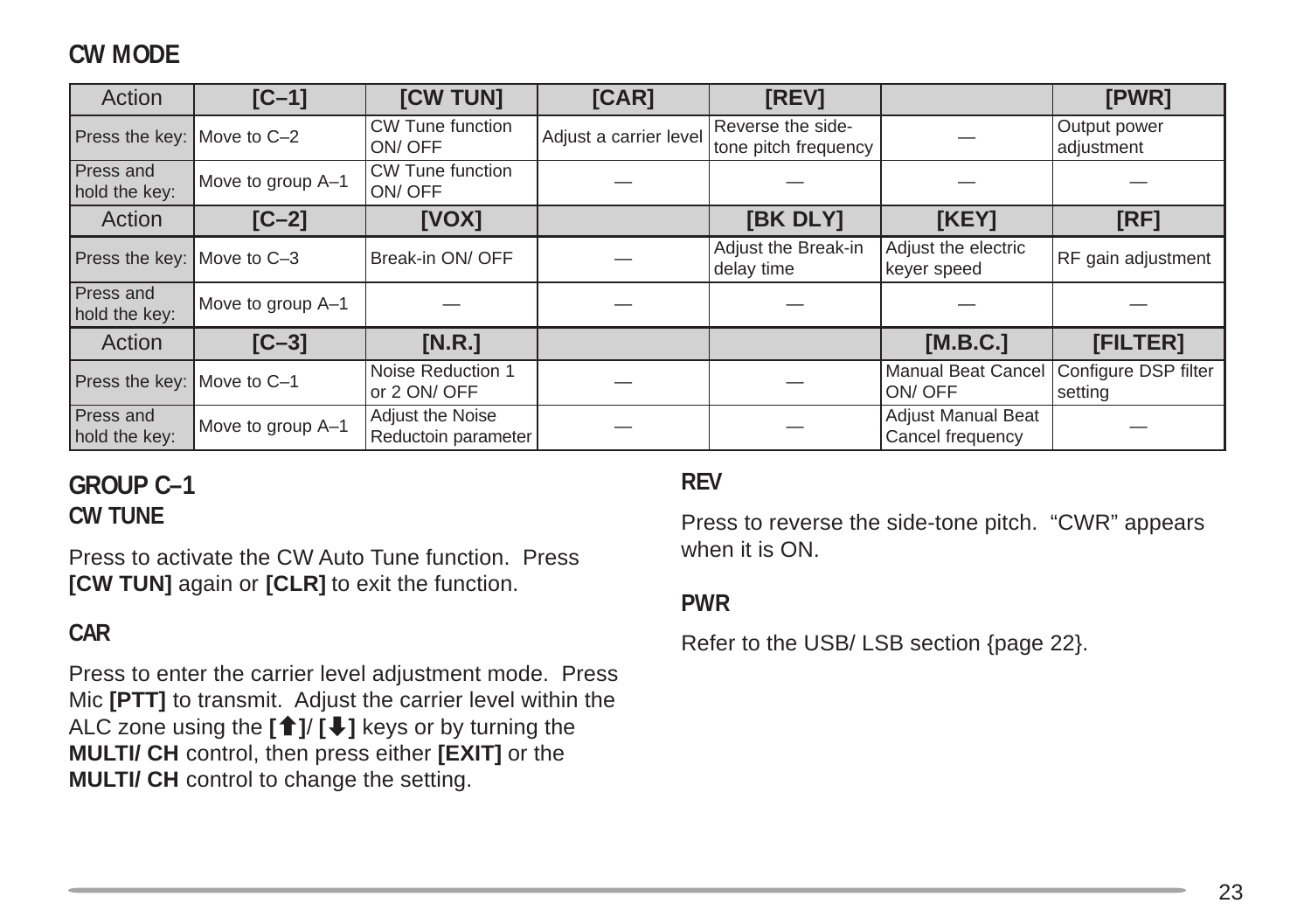## CW MODE

| Action | [C–1] | [CW TUN] | [CAR] | [REV] | | [PWR] |
|---|---|---|---|---|---|---|
| Press the key: | Move to C–2 | CW Tune function ON/ OFF | Adjust a carrier level | Reverse the side-tone pitch frequency | — | Output power adjustment |
| Press and hold the key: | Move to group A–1 | CW Tune function ON/ OFF | — | — | — | — |
| **Action** | **[C–2]** | **[VOX]** | | **[BK DLY]** | **[KEY]** | **[RF]** |
| Press the key: | Move to C–3 | Break-in ON/ OFF | — | Adjust the Break-in delay time | Adjust the electric keyer speed | RF gain adjustment |
| Press and hold the key: | Move to group A–1 | — | — | — | — | — |
| **Action** | **[C–3]** | **[N.R.]** | | | **[M.B.C.]** | **[FILTER]** |
| Press the key: | Move to C–1 | Noise Reduction 1 or 2 ON/ OFF | — | — | Manual Beat Cancel ON/ OFF | Configure DSP filter setting |
| Press and hold the key: | Move to group A–1 | Adjust the Noise Reductoin parameter | — | — | Adjust Manual Beat Cancel frequency | — |

## GROUP C–1

### CW TUNE

Press to activate the CW Auto Tune function. Press **[CW TUN]** again or **[CLR]** to exit the function.

### CAR

Press to enter the carrier level adjustment mode. Press Mic **[PTT]** to transmit. Adjust the carrier level within the ALC zone using the **[🠉]**/ **[🠋]** keys or by turning the **MULTI/ CH** control, then press either **[EXIT]** or the **MULTI/ CH** control to change the setting.

### REV

Press to reverse the side-tone pitch. "CWR" appears when it is ON.

### PWR

Refer to the USB/ LSB section {page 22}.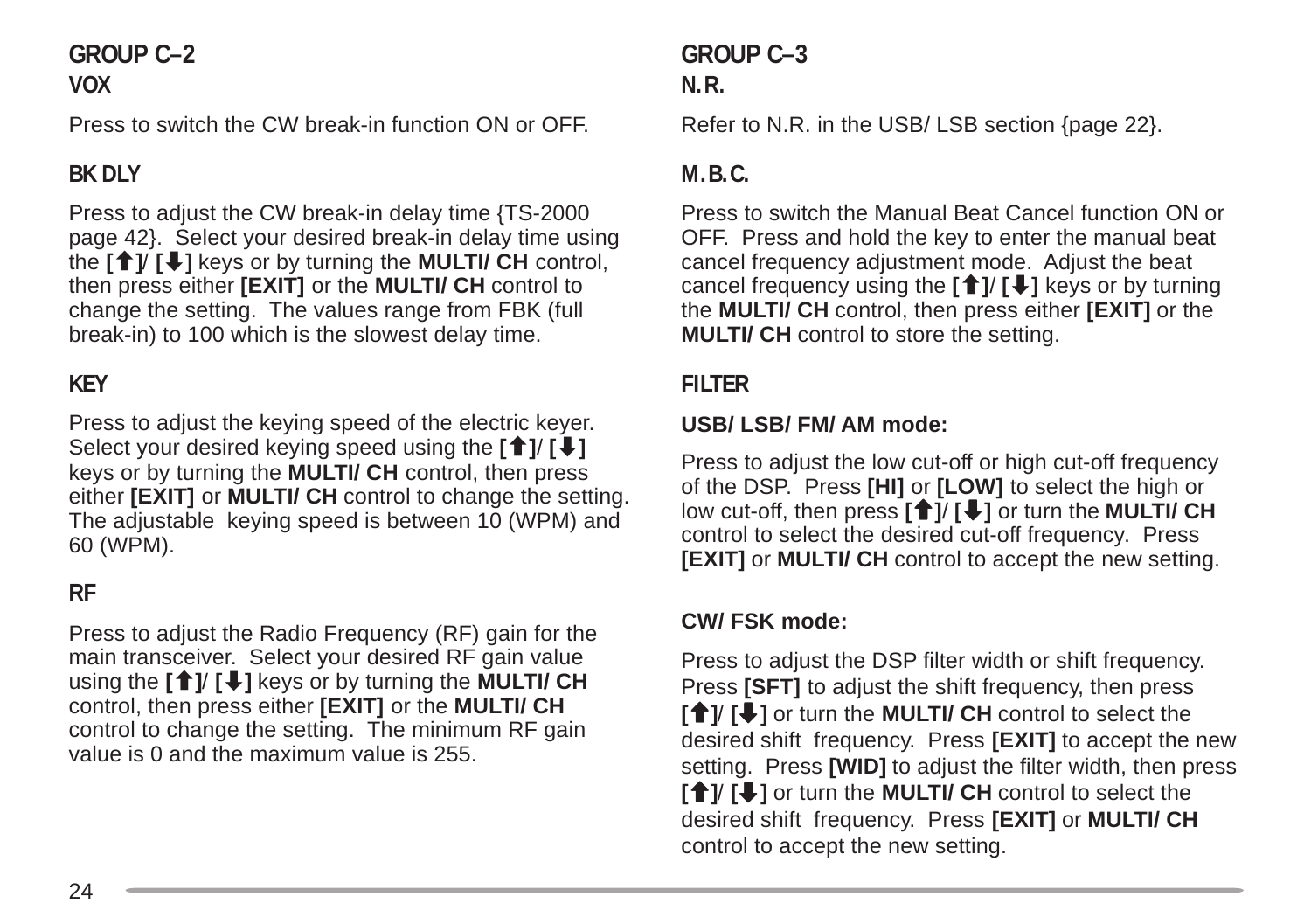## GROUP C–2

### VOX

Press to switch the CW break-in function ON or OFF.

### BK DLY

Press to adjust the CW break-in delay time {TS-2000 page 42}. Select your desired break-in delay time using the **[⬆]/ [⬇]** keys or by turning the **MULTI/ CH** control, then press either **[EXIT]** or the **MULTI/ CH** control to change the setting. The values range from FBK (full break-in) to 100 which is the slowest delay time.

### KEY

Press to adjust the keying speed of the electric keyer. Select your desired keying speed using the **[⬆]/ [⬇]** keys or by turning the **MULTI/ CH** control, then press either **[EXIT]** or **MULTI/ CH** control to change the setting. The adjustable keying speed is between 10 (WPM) and 60 (WPM).

### RF

Press to adjust the Radio Frequency (RF) gain for the main transceiver. Select your desired RF gain value using the **[⬆]/ [⬇]** keys or by turning the **MULTI/ CH** control, then press either **[EXIT]** or the **MULTI/ CH** control to change the setting. The minimum RF gain value is 0 and the maximum value is 255.

## GROUP C–3

### N.R.

Refer to N.R. in the USB/ LSB section {page 22}.

### M.B.C.

Press to switch the Manual Beat Cancel function ON or OFF. Press and hold the key to enter the manual beat cancel frequency adjustment mode. Adjust the beat cancel frequency using the **[⬆]/ [⬇]** keys or by turning the **MULTI/ CH** control, then press either **[EXIT]** or the **MULTI/ CH** control to store the setting.

### FILTER

**USB/ LSB/ FM/ AM mode:**

Press to adjust the low cut-off or high cut-off frequency of the DSP. Press **[HI]** or **[LOW]** to select the high or low cut-off, then press **[⬆]/ [⬇]** or turn the **MULTI/ CH** control to select the desired cut-off frequency. Press **[EXIT]** or **MULTI/ CH** control to accept the new setting.

**CW/ FSK mode:**

Press to adjust the DSP filter width or shift frequency. Press **[SFT]** to adjust the shift frequency, then press **[⬆]/ [⬇]** or turn the **MULTI/ CH** control to select the desired shift frequency. Press **[EXIT]** to accept the new setting. Press **[WID]** to adjust the filter width, then press **[⬆]/ [⬇]** or turn the **MULTI/ CH** control to select the desired shift frequency. Press **[EXIT]** or **MULTI/ CH** control to accept the new setting.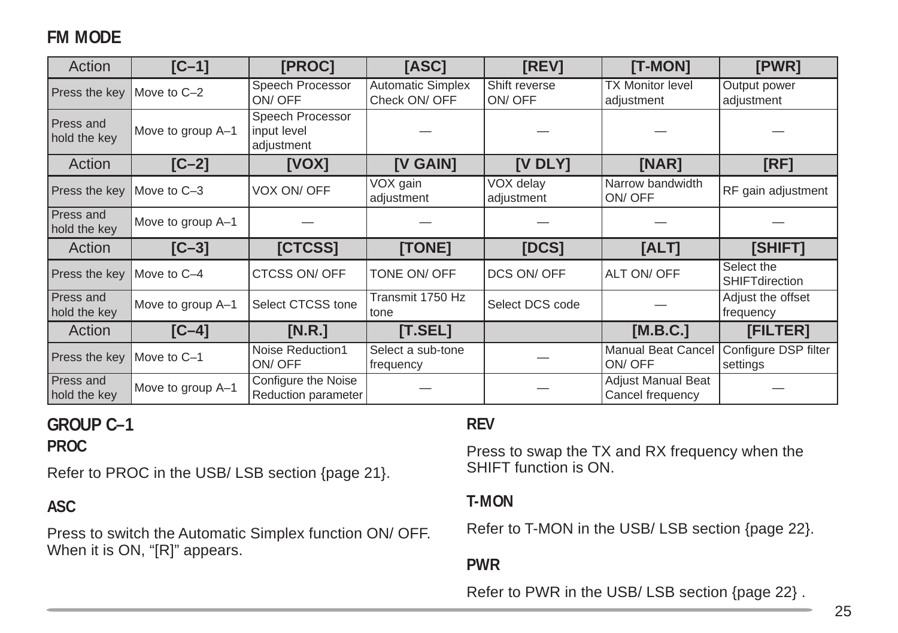## FM MODE

| Action | [C–1] | [PROC] | [ASC] | [REV] | [T-MON] | [PWR] |
|---|---|---|---|---|---|---|
| Press the key | Move to C–2 | Speech Processor ON/ OFF | Automatic Simplex Check ON/ OFF | Shift reverse ON/ OFF | TX Monitor level adjustment | Output power adjustment |
| Press and hold the key | Move to group A–1 | Speech Processor input level adjustment | — | — | — | — |
| **Action** | **[C–2]** | **[VOX]** | **[V GAIN]** | **[V DLY]** | **[NAR]** | **[RF]** |
| Press the key | Move to C–3 | VOX ON/ OFF | VOX gain adjustment | VOX delay adjustment | Narrow bandwidth ON/ OFF | RF gain adjustment |
| Press and hold the key | Move to group A–1 | — | — | — | — | — |
| **Action** | **[C–3]** | **[CTCSS]** | **[TONE]** | **[DCS]** | **[ALT]** | **[SHIFT]** |
| Press the key | Move to C–4 | CTCSS ON/ OFF | TONE ON/ OFF | DCS ON/ OFF | ALT ON/ OFF | Select the SHIFTdirection |
| Press and hold the key | Move to group A–1 | Select CTCSS tone | Transmit 1750 Hz tone | Select DCS code | — | Adjust the offset frequency |
| **Action** | **[C–4]** | **[N.R.]** | **[T.SEL]** | | **[M.B.C.]** | **[FILTER]** |
| Press the key | Move to C–1 | Noise Reduction1 ON/ OFF | Select a sub-tone frequency | — | Manual Beat Cancel ON/ OFF | Configure DSP filter settings |
| Press and hold the key | Move to group A–1 | Configure the Noise Reduction parameter | — | — | Adjust Manual Beat Cancel frequency | — |

## GROUP C–1

### PROC

Refer to PROC in the USB/ LSB section {page 21}.

### ASC

Press to switch the Automatic Simplex function ON/ OFF. When it is ON, "[R]" appears.

### REV

Press to swap the TX and RX frequency when the SHIFT function is ON.

### T-MON

Refer to T-MON in the USB/ LSB section {page 22}.

### PWR

Refer to PWR in the USB/ LSB section {page 22} .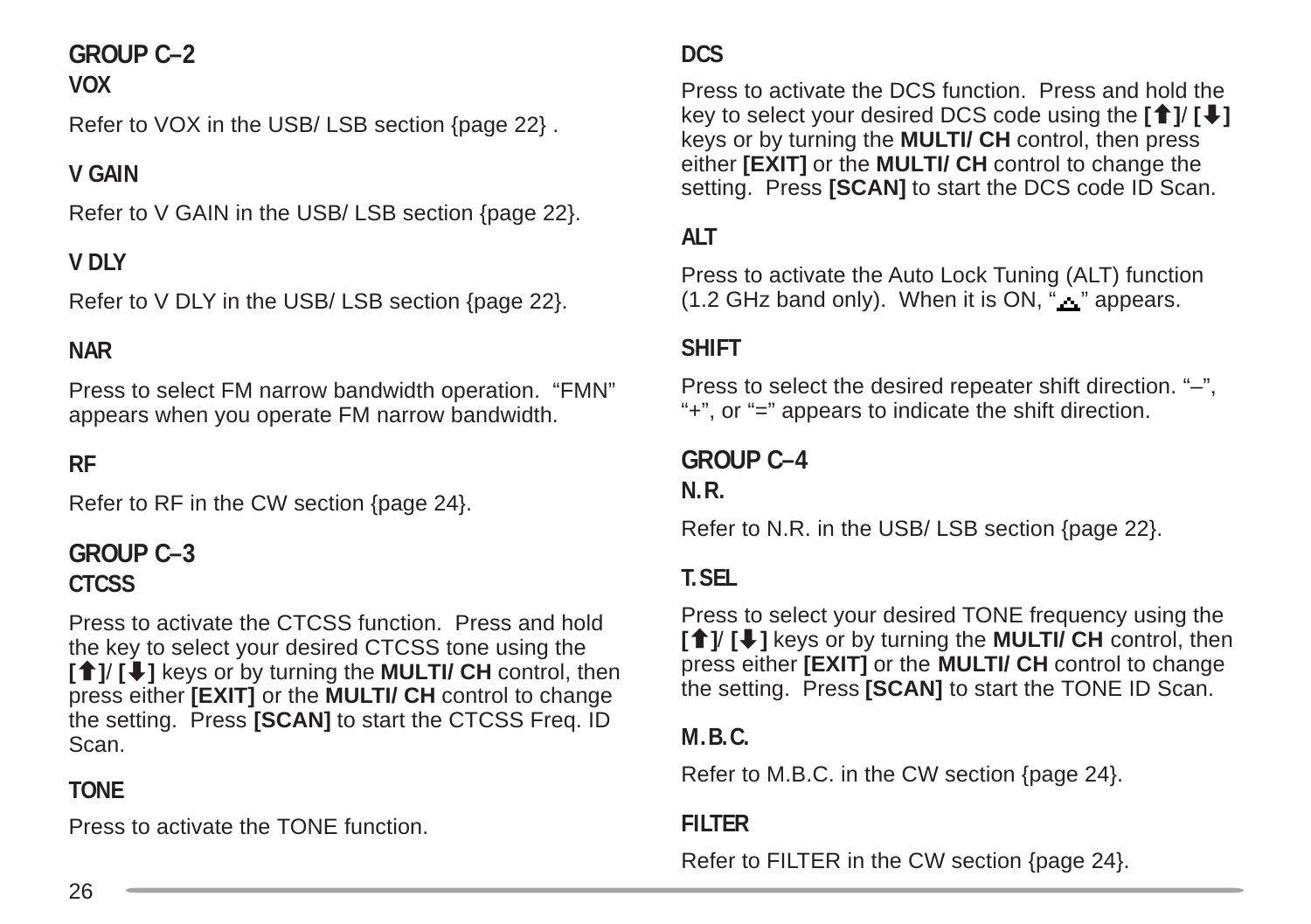## GROUP C–2

### VOX

Refer to VOX in the USB/ LSB section {page 22} .

### V GAIN

Refer to V GAIN in the USB/ LSB section {page 22}.

### V DLY

Refer to V DLY in the USB/ LSB section {page 22}.

### NAR

Press to select FM narrow bandwidth operation. "FMN" appears when you operate FM narrow bandwidth.

### RF

Refer to RF in the CW section {page 24}.

## GROUP C–3

### CTCSS

Press to activate the CTCSS function. Press and hold the key to select your desired CTCSS tone using the **[⬆]/ [⬇]** keys or by turning the **MULTI/ CH** control, then press either **[EXIT]** or the **MULTI/ CH** control to change the setting. Press **[SCAN]** to start the CTCSS Freq. ID Scan.

### TONE

Press to activate the TONE function.

### DCS

Press to activate the DCS function. Press and hold the key to select your desired DCS code using the **[⬆]/ [⬇]** keys or by turning the **MULTI/ CH** control, then press either **[EXIT]** or the **MULTI/ CH** control to change the setting. Press **[SCAN]** to start the DCS code ID Scan.

### ALT

Press to activate the Auto Lock Tuning (ALT) function (1.2 GHz band only). When it is ON, "⛰" appears.

### SHIFT

Press to select the desired repeater shift direction. "–", "+", or "=" appears to indicate the shift direction.

## GROUP C–4

### N.R.

Refer to N.R. in the USB/ LSB section {page 22}.

### T.SEL

Press to select your desired TONE frequency using the **[⬆]/ [⬇]** keys or by turning the **MULTI/ CH** control, then press either **[EXIT]** or the **MULTI/ CH** control to change the setting. Press **[SCAN]** to start the TONE ID Scan.

### M.B.C.

Refer to M.B.C. in the CW section {page 24}.

### FILTER

Refer to FILTER in the CW section {page 24}.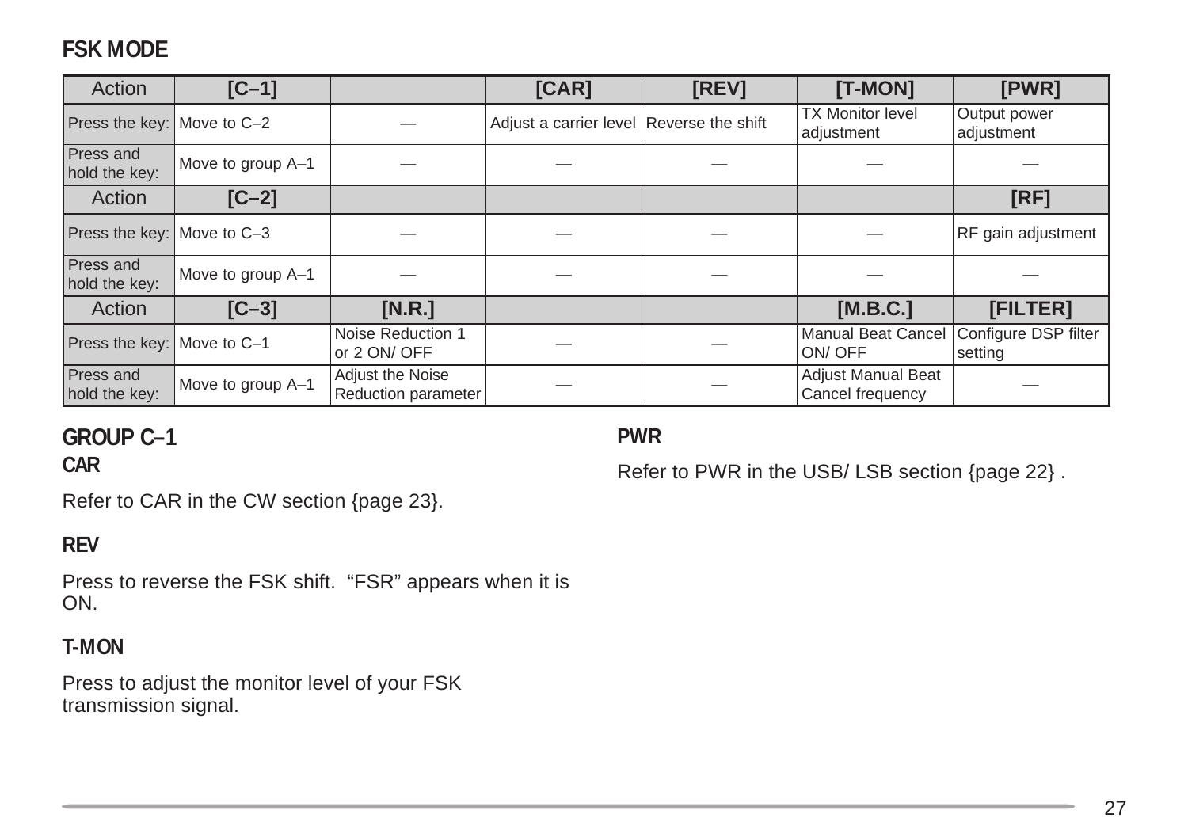## FSK MODE

| Action | [C–1] | | [CAR] | [REV] | [T-MON] | [PWR] |
|---|---|---|---|---|---|---|
| Press the key: | Move to C–2 | — | Adjust a carrier level | Reverse the shift | TX Monitor level adjustment | Output power adjustment |
| Press and hold the key: | Move to group A–1 | — | — | — | — | — |
| **Action** | **[C–2]** | | | | | **[RF]** |
| Press the key: | Move to C–3 | — | — | — | — | RF gain adjustment |
| Press and hold the key: | Move to group A–1 | — | — | — | — | — |
| **Action** | **[C–3]** | **[N.R.]** | | | **[M.B.C.]** | **[FILTER]** |
| Press the key: | Move to C–1 | Noise Reduction 1 or 2 ON/ OFF | — | — | Manual Beat Cancel ON/ OFF | Configure DSP filter setting |
| Press and hold the key: | Move to group A–1 | Adjust the Noise Reduction parameter | — | — | Adjust Manual Beat Cancel frequency | — |

### GROUP C–1

#### CAR

Refer to CAR in the CW section {page 23}.

#### REV

Press to reverse the FSK shift. "FSR" appears when it is ON.

#### T-MON

Press to adjust the monitor level of your FSK transmission signal.

#### PWR

Refer to PWR in the USB/ LSB section {page 22} .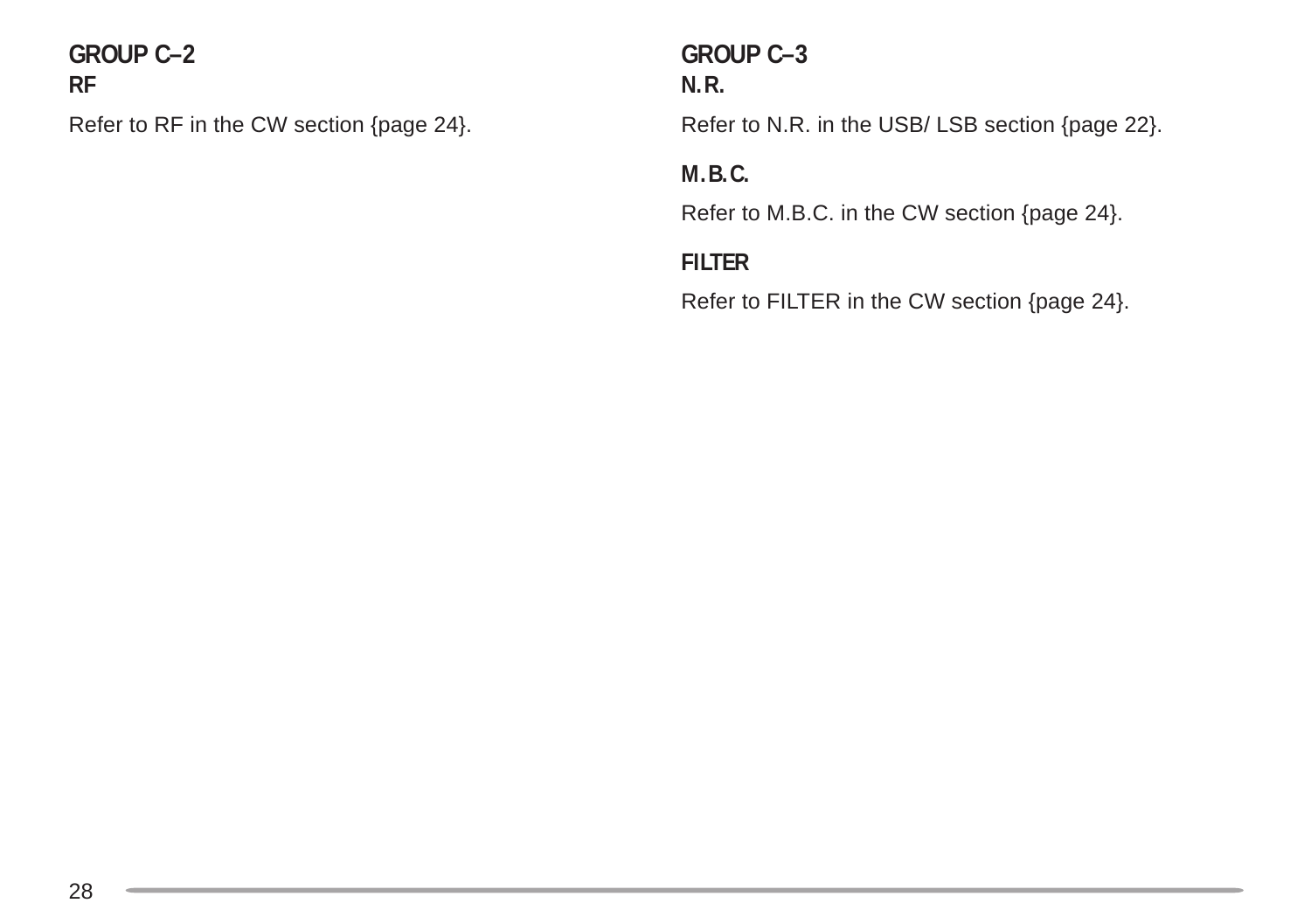## GROUP C–2

### RF

Refer to RF in the CW section {page 24}.

## GROUP C–3

### N.R.

Refer to N.R. in the USB/ LSB section {page 22}.

### M.B.C.

Refer to M.B.C. in the CW section {page 24}.

### FILTER

Refer to FILTER in the CW section {page 24}.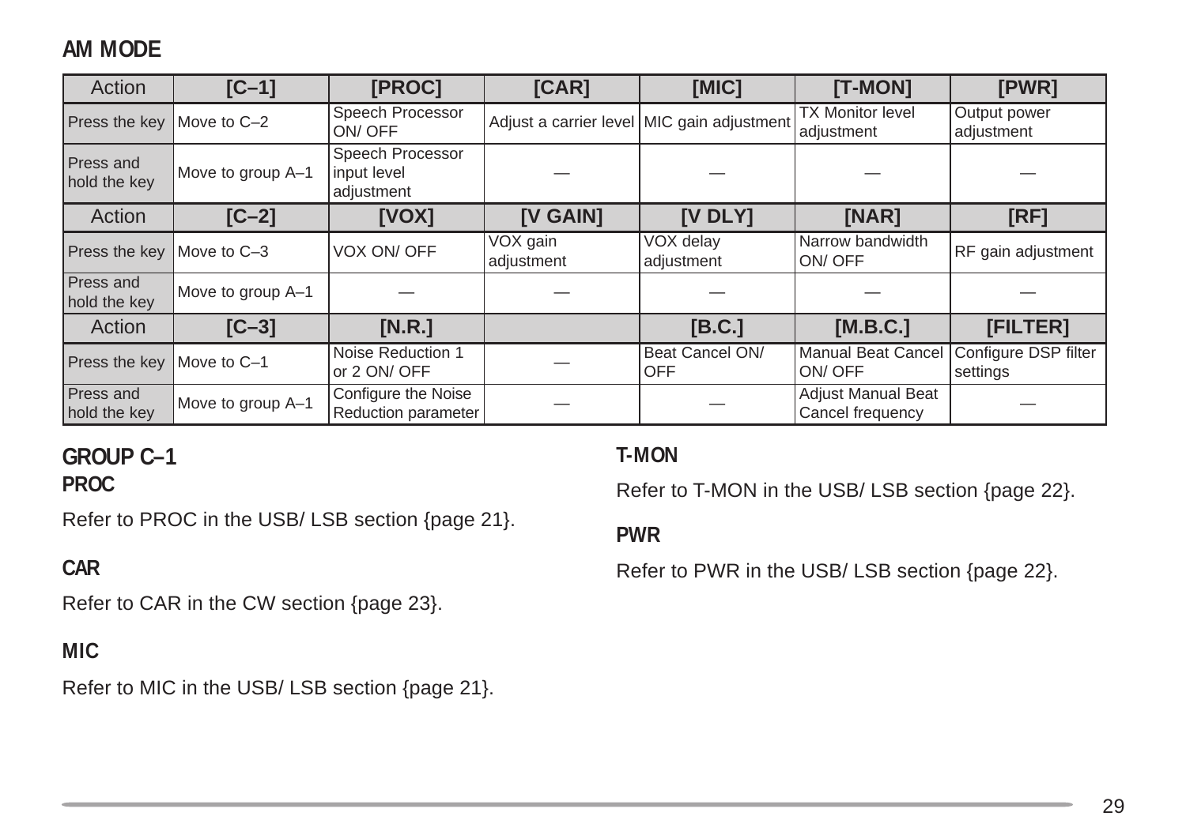## AM MODE

| Action | [C–1] | [PROC] | [CAR] | [MIC] | [T-MON] | [PWR] |
|---|---|---|---|---|---|---|
| Press the key | Move to C–2 | Speech Processor ON/ OFF | Adjust a carrier level | MIC gain adjustment | TX Monitor level adjustment | Output power adjustment |
| Press and hold the key | Move to group A–1 | Speech Processor input level adjustment | — | — | — | — |
| **Action** | **[C–2]** | **[VOX]** | **[V GAIN]** | **[V DLY]** | **[NAR]** | **[RF]** |
| Press the key | Move to C–3 | VOX ON/ OFF | VOX gain adjustment | VOX delay adjustment | Narrow bandwidth ON/ OFF | RF gain adjustment |
| Press and hold the key | Move to group A–1 | — | — | — | — | — |
| **Action** | **[C–3]** | **[N.R.]** | | **[B.C.]** | **[M.B.C.]** | **[FILTER]** |
| Press the key | Move to C–1 | Noise Reduction 1 or 2 ON/ OFF | — | Beat Cancel ON/ OFF | Manual Beat Cancel ON/ OFF | Configure DSP filter settings |
| Press and hold the key | Move to group A–1 | Configure the Noise Reduction parameter | — | — | Adjust Manual Beat Cancel frequency | — |

## GROUP C–1

### PROC

Refer to PROC in the USB/ LSB section {page 21}.

### CAR

Refer to CAR in the CW section {page 23}.

### MIC

Refer to MIC in the USB/ LSB section {page 21}.

### T-MON

Refer to T-MON in the USB/ LSB section {page 22}.

### PWR

Refer to PWR in the USB/ LSB section {page 22}.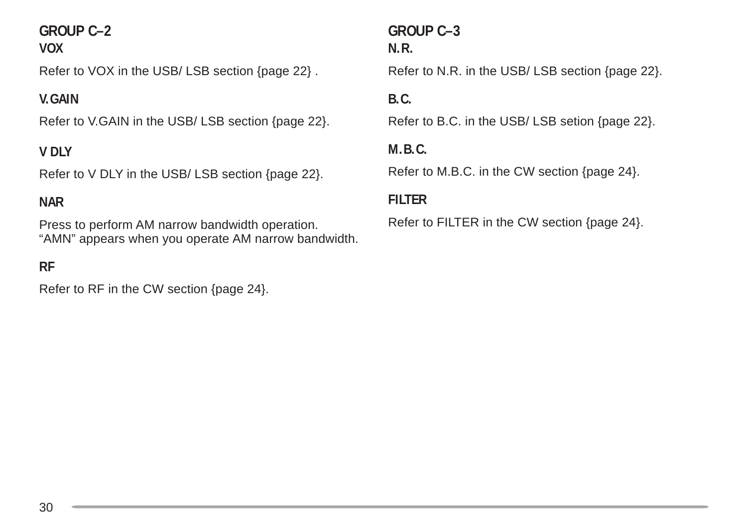## GROUP C–2

### VOX

Refer to VOX in the USB/ LSB section {page 22} .

### V.GAIN

Refer to V.GAIN in the USB/ LSB section {page 22}.

### V DLY

Refer to V DLY in the USB/ LSB section {page 22}.

### NAR

Press to perform AM narrow bandwidth operation.
“AMN” appears when you operate AM narrow bandwidth.

### RF

Refer to RF in the CW section {page 24}.

## GROUP C–3

### N.R.

Refer to N.R. in the USB/ LSB section {page 22}.

### B.C.

Refer to B.C. in the USB/ LSB setion {page 22}.

### M.B.C.

Refer to M.B.C. in the CW section {page 24}.

### FILTER

Refer to FILTER in the CW section {page 24}.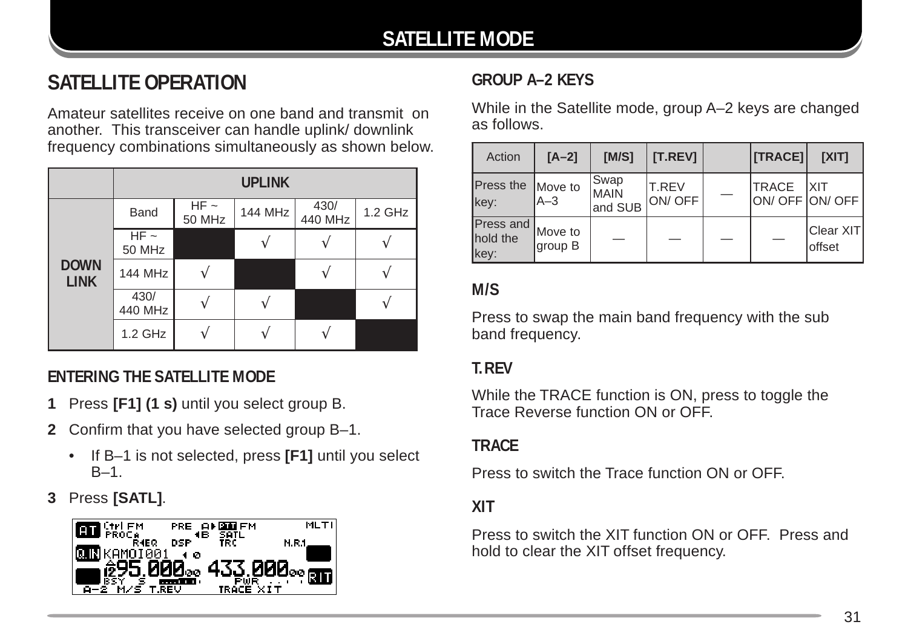## SATELLITE OPERATION

Amateur satellites receive on one band and transmit on another. This transceiver can handle uplink/ downlink frequency combinations simultaneously as shown below.

| | UPLINK | | | | |
|---|---|---|---|---|---|
| | Band | HF ~ 50 MHz | 144 MHz | 430/ 440 MHz | 1.2 GHz |
| DOWN LINK | HF ~ 50 MHz | | √ | √ | √ |
| | 144 MHz | √ | | √ | √ |
| | 430/ 440 MHz | √ | √ | | √ |
| | 1.2 GHz | √ | √ | √ | |

### ENTERING THE SATELLITE MODE

**1** Press **[F1] (1 s)** until you select group B.

**2** Confirm that you have selected group B–1.

- If B–1 is not selected, press **[F1]** until you select B–1.

**3** Press **[SATL]**.

### GROUP A–2 KEYS

While in the Satellite mode, group A–2 keys are changed as follows.

| Action | [A–2] | [M/S] | [T.REV] | | [TRACE] | [XIT] |
|---|---|---|---|---|---|---|
| Press the key: | Move to A–3 | Swap MAIN and SUB | T.REV ON/ OFF | — | TRACE ON/ OFF | XIT ON/ OFF |
| Press and hold the key: | Move to group B | — | — | — | — | Clear XIT offset |

### M/S

Press to swap the main band frequency with the sub band frequency.

### T.REV

While the TRACE function is ON, press to toggle the Trace Reverse function ON or OFF.

### TRACE

Press to switch the Trace function ON or OFF.

### XIT

Press to switch the XIT function ON or OFF. Press and hold to clear the XIT offset frequency.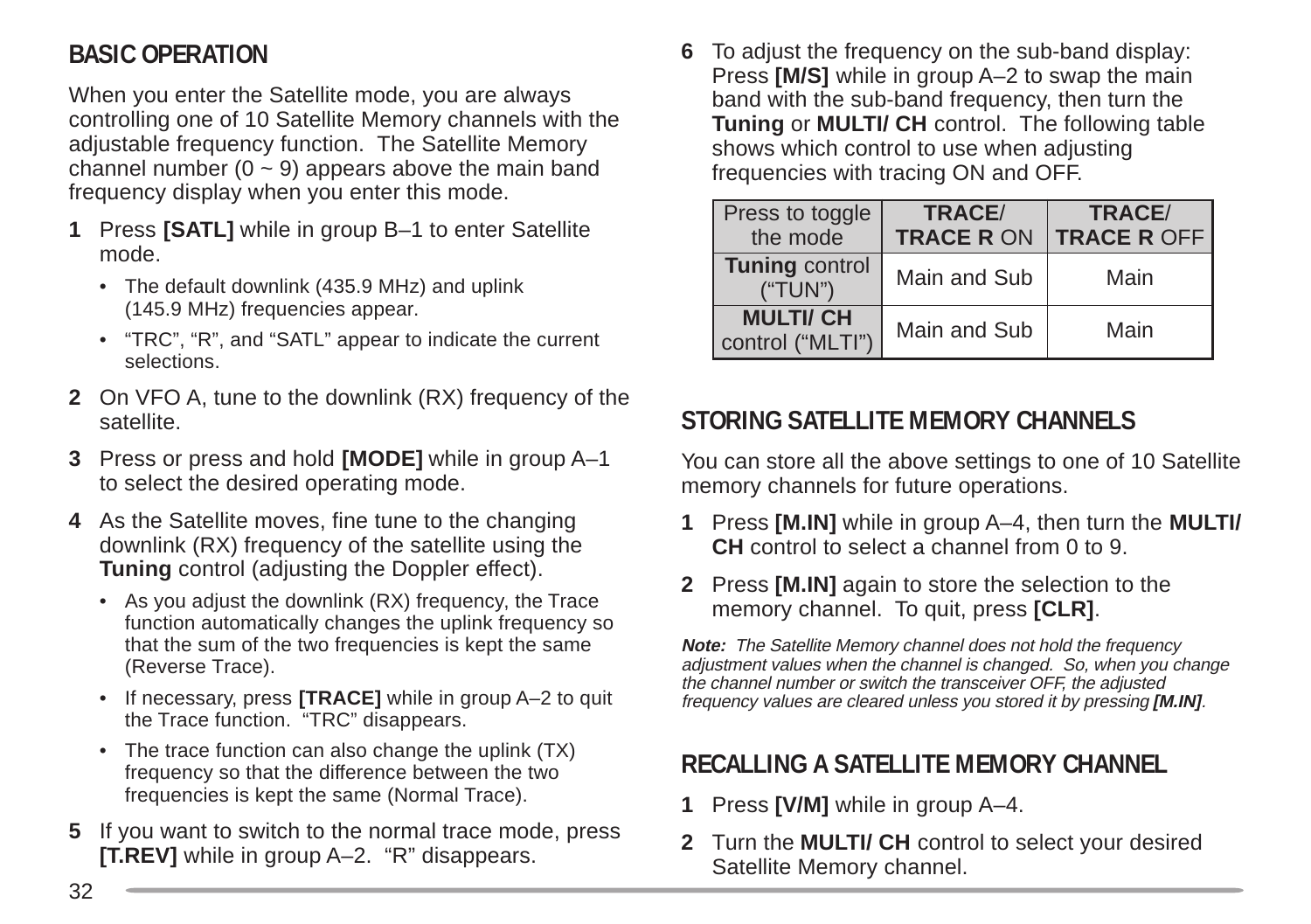## BASIC OPERATION

When you enter the Satellite mode, you are always controlling one of 10 Satellite Memory channels with the adjustable frequency function. The Satellite Memory channel number (0 ~ 9) appears above the main band frequency display when you enter this mode.

**1** Press **[SATL]** while in group B–1 to enter Satellite mode.

- The default downlink (435.9 MHz) and uplink (145.9 MHz) frequencies appear.
- "TRC", "R", and "SATL" appear to indicate the current selections.

**2** On VFO A, tune to the downlink (RX) frequency of the satellite.

**3** Press or press and hold **[MODE]** while in group A–1 to select the desired operating mode.

**4** As the Satellite moves, fine tune to the changing downlink (RX) frequency of the satellite using the **Tuning** control (adjusting the Doppler effect).

- As you adjust the downlink (RX) frequency, the Trace function automatically changes the uplink frequency so that the sum of the two frequencies is kept the same (Reverse Trace).
- If necessary, press **[TRACE]** while in group A–2 to quit the Trace function. "TRC" disappears.
- The trace function can also change the uplink (TX) frequency so that the difference between the two frequencies is kept the same (Normal Trace).

**5** If you want to switch to the normal trace mode, press **[T.REV]** while in group A–2. "R" disappears.

**6** To adjust the frequency on the sub-band display: Press **[M/S]** while in group A–2 to swap the main band with the sub-band frequency, then turn the **Tuning** or **MULTI/ CH** control. The following table shows which control to use when adjusting frequencies with tracing ON and OFF.

| Press to toggle the mode | **TRACE/ TRACE R** ON | **TRACE/ TRACE R** OFF |
|---|---|---|
| **Tuning** control ("TUN") | Main and Sub | Main |
| **MULTI/ CH** control ("MLTI") | Main and Sub | Main |

## STORING SATELLITE MEMORY CHANNELS

You can store all the above settings to one of 10 Satellite memory channels for future operations.

**1** Press **[M.IN]** while in group A–4, then turn the **MULTI/ CH** control to select a channel from 0 to 9.

**2** Press **[M.IN]** again to store the selection to the memory channel. To quit, press **[CLR]**.

***Note:*** *The Satellite Memory channel does not hold the frequency adjustment values when the channel is changed. So, when you change the channel number or switch the transceiver OFF, the adjusted frequency values are cleared unless you stored it by pressing* ***[M.IN]****.*

## RECALLING A SATELLITE MEMORY CHANNEL

**1** Press **[V/M]** while in group A–4.

**2** Turn the **MULTI/ CH** control to select your desired Satellite Memory channel.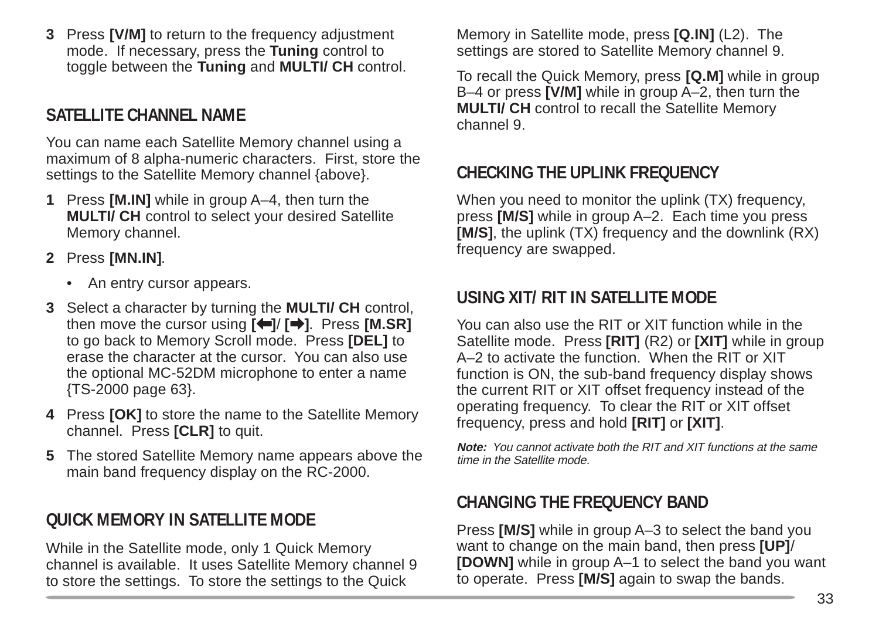3 Press **[V/M]** to return to the frequency adjustment mode. If necessary, press the **Tuning** control to toggle between the **Tuning** and **MULTI/ CH** control.

## SATELLITE CHANNEL NAME

You can name each Satellite Memory channel using a maximum of 8 alpha-numeric characters. First, store the settings to the Satellite Memory channel {above}.

1 Press **[M.IN]** while in group A–4, then turn the **MULTI/ CH** control to select your desired Satellite Memory channel.

2 Press **[MN.IN]**.

- An entry cursor appears.

3 Select a character by turning the **MULTI/ CH** control, then move the cursor using **[⬅]**/ **[➡]**. Press **[M.SR]** to go back to Memory Scroll mode. Press **[DEL]** to erase the character at the cursor. You can also use the optional MC-52DM microphone to enter a name {TS-2000 page 63}.

4 Press **[OK]** to store the name to the Satellite Memory channel. Press **[CLR]** to quit.

5 The stored Satellite Memory name appears above the main band frequency display on the RC-2000.

## QUICK MEMORY IN SATELLITE MODE

While in the Satellite mode, only 1 Quick Memory channel is available. It uses Satellite Memory channel 9 to store the settings. To store the settings to the Quick Memory in Satellite mode, press **[Q.IN]** (L2). The settings are stored to Satellite Memory channel 9.

To recall the Quick Memory, press **[Q.M]** while in group B–4 or press **[V/M]** while in group A–2, then turn the **MULTI/ CH** control to recall the Satellite Memory channel 9.

## CHECKING THE UPLINK FREQUENCY

When you need to monitor the uplink (TX) frequency, press **[M/S]** while in group A–2. Each time you press **[M/S]**, the uplink (TX) frequency and the downlink (RX) frequency are swapped.

## USING XIT/ RIT IN SATELLITE MODE

You can also use the RIT or XIT function while in the Satellite mode. Press **[RIT]** (R2) or **[XIT]** while in group A–2 to activate the function. When the RIT or XIT function is ON, the sub-band frequency display shows the current RIT or XIT offset frequency instead of the operating frequency. To clear the RIT or XIT offset frequency, press and hold **[RIT]** or **[XIT]**.

***Note:*** *You cannot activate both the RIT and XIT functions at the same time in the Satellite mode.*

## CHANGING THE FREQUENCY BAND

Press **[M/S]** while in group A–3 to select the band you want to change on the main band, then press **[UP]**/ **[DOWN]** while in group A–1 to select the band you want to operate. Press **[M/S]** again to swap the bands.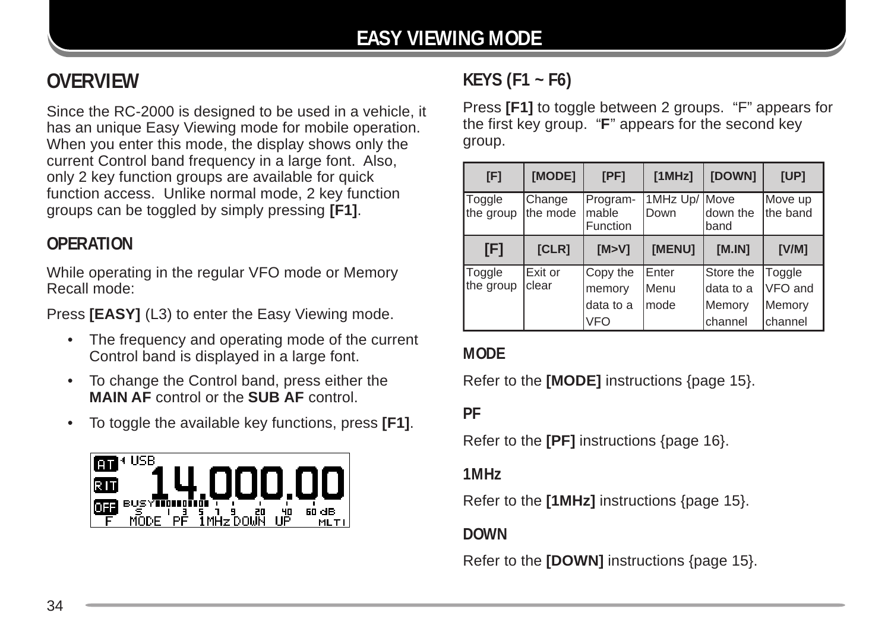# EASY VIEWING MODE

## OVERVIEW

Since the RC-2000 is designed to be used in a vehicle, it has an unique Easy Viewing mode for mobile operation. When you enter this mode, the display shows only the current Control band frequency in a large font. Also, only 2 key function groups are available for quick function access. Unlike normal mode, 2 key function groups can be toggled by simply pressing **[F1]**.

## OPERATION

While operating in the regular VFO mode or Memory Recall mode:

Press **[EASY]** (L3) to enter the Easy Viewing mode.

- The frequency and operating mode of the current Control band is displayed in a large font.
- To change the Control band, press either the **MAIN AF** control or the **SUB AF** control.
- To toggle the available key functions, press **[F1]**.

## KEYS (F1 ~ F6)

Press **[F1]** to toggle between 2 groups. "F" appears for the first key group. "**F**" appears for the second key group.

| [F] | [MODE] | [PF] | [1MHz] | [DOWN] | [UP] |
|---|---|---|---|---|---|
| Toggle the group | Change the mode | Program-mable Function | 1MHz Up/ Down | Move down the band | Move up the band |
| **[F]** | [CLR] | [M>V] | [MENU] | [M.IN] | [V/M] |
| Toggle the group | Exit or clear | Copy the memory data to a VFO | Enter Menu mode | Store the data to a Memory channel | Toggle VFO and Memory channel |

### MODE

Refer to the **[MODE]** instructions {page 15}.

### PF

Refer to the **[PF]** instructions {page 16}.

### 1MHz

Refer to the **[1MHz]** instructions {page 15}.

### DOWN

Refer to the **[DOWN]** instructions {page 15}.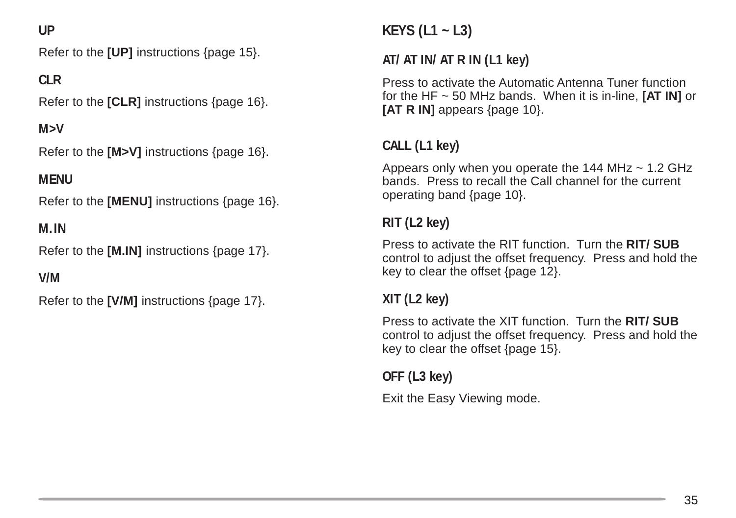### UP

Refer to the **[UP]** instructions {page 15}.

### CLR

Refer to the **[CLR]** instructions {page 16}.

### M>V

Refer to the **[M>V]** instructions {page 16}.

### MENU

Refer to the **[MENU]** instructions {page 16}.

### M.IN

Refer to the **[M.IN]** instructions {page 17}.

### V/M

Refer to the **[V/M]** instructions {page 17}.

## KEYS (L1 ~ L3)

### AT/ AT IN/ AT R IN (L1 key)

Press to activate the Automatic Antenna Tuner function for the HF ~ 50 MHz bands. When it is in-line, **[AT IN]** or **[AT R IN]** appears {page 10}.

### CALL (L1 key)

Appears only when you operate the 144 MHz ~ 1.2 GHz bands. Press to recall the Call channel for the current operating band {page 10}.

### RIT (L2 key)

Press to activate the RIT function. Turn the **RIT/ SUB** control to adjust the offset frequency. Press and hold the key to clear the offset {page 12}.

### XIT (L2 key)

Press to activate the XIT function. Turn the **RIT/ SUB** control to adjust the offset frequency. Press and hold the key to clear the offset {page 15}.

### OFF (L3 key)

Exit the Easy Viewing mode.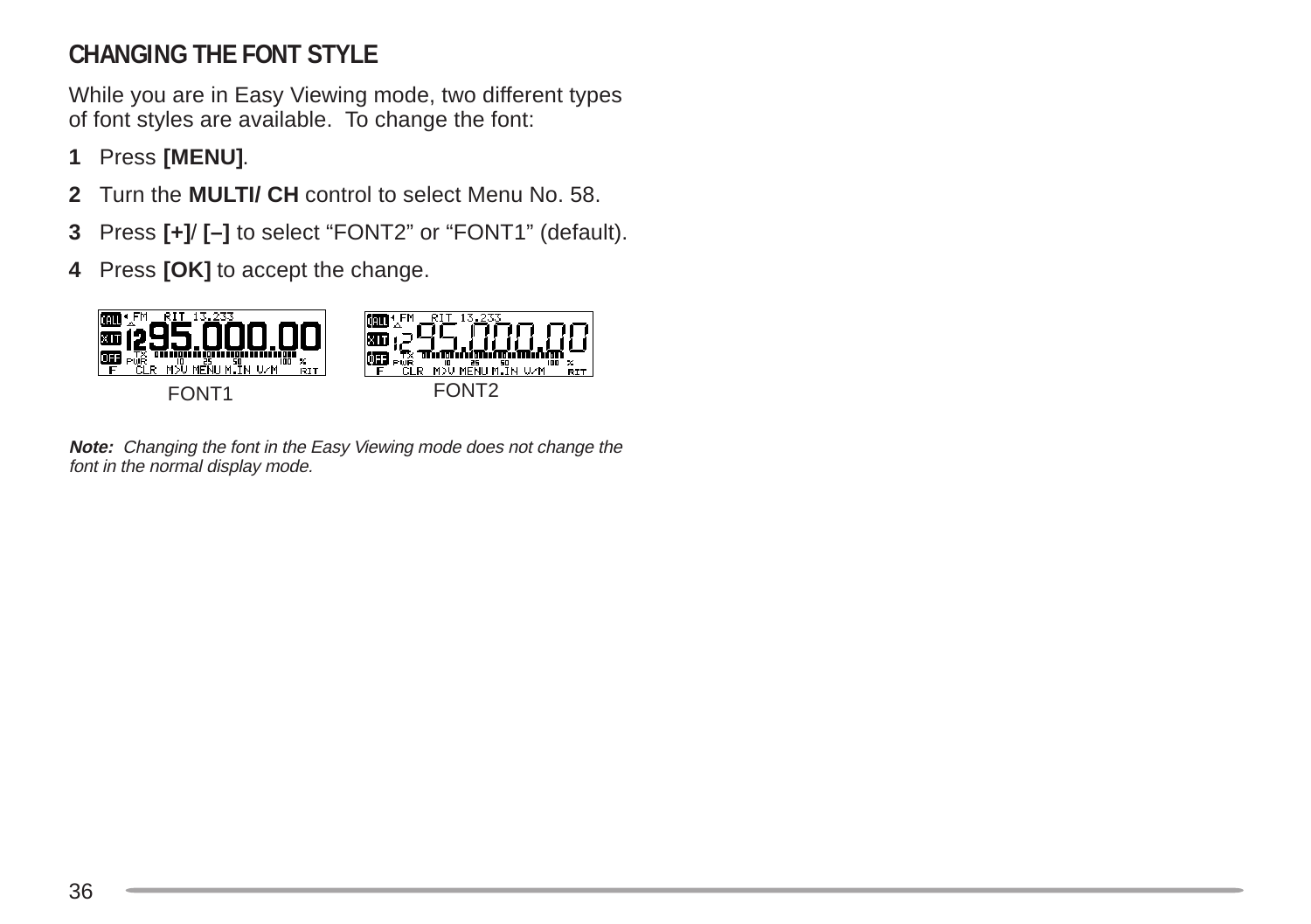## CHANGING THE FONT STYLE

While you are in Easy Viewing mode, two different types of font styles are available. To change the font:

1. Press **[MENU]**.
2. Turn the **MULTI/ CH** control to select Menu No. 58.
3. Press **[+]**/ **[–]** to select “FONT2” or “FONT1” (default).
4. Press **[OK]** to accept the change.

FONT1

FONT2

***Note:*** *Changing the font in the Easy Viewing mode does not change the font in the normal display mode.*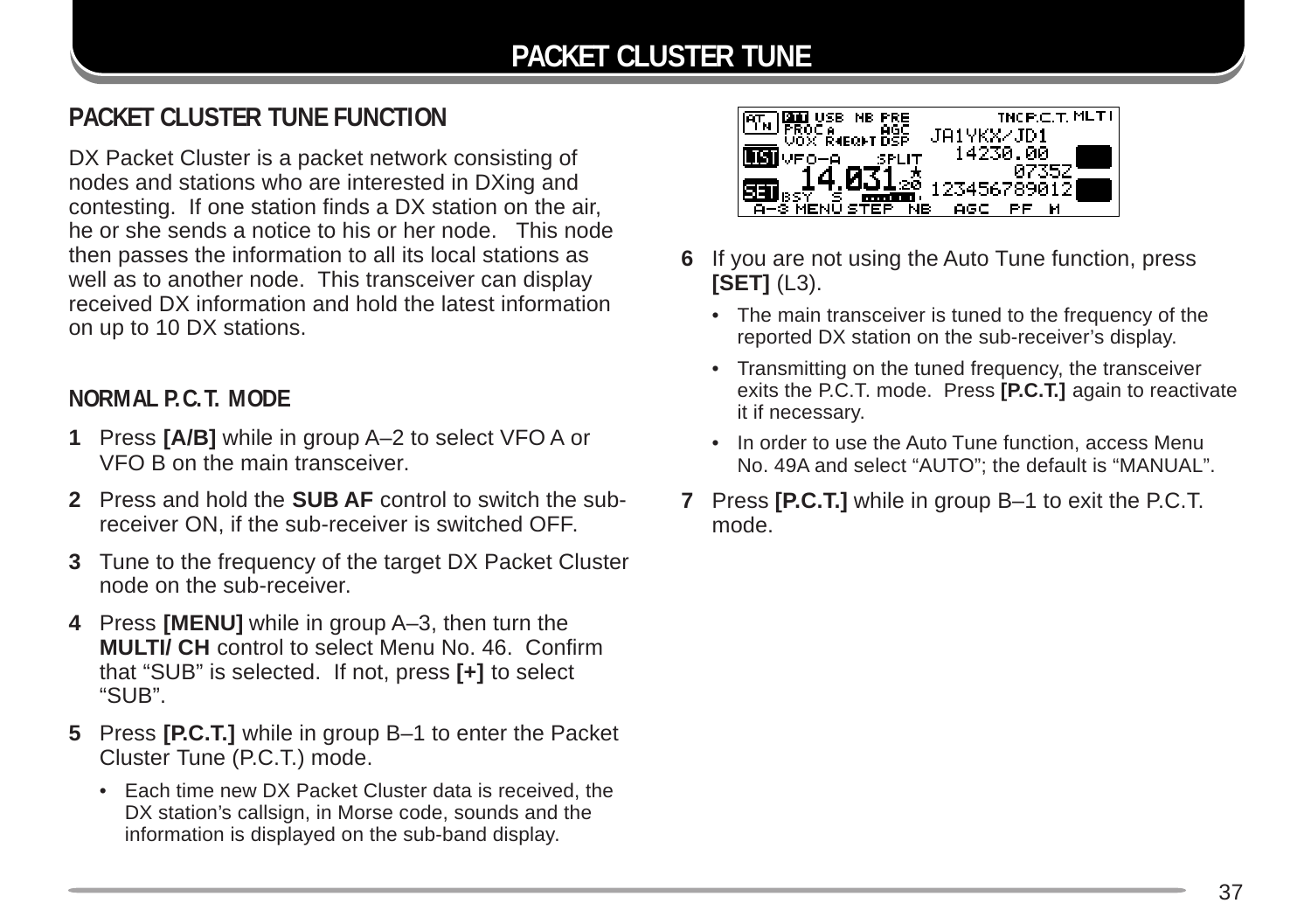# PACKET CLUSTER TUNE

## PACKET CLUSTER TUNE FUNCTION

DX Packet Cluster is a packet network consisting of nodes and stations who are interested in DXing and contesting. If one station finds a DX station on the air, he or she sends a notice to his or her node. This node then passes the information to all its local stations as well as to another node. This transceiver can display received DX information and hold the latest information on up to 10 DX stations.

### NORMAL P.C.T. MODE

**1** Press **[A/B]** while in group A–2 to select VFO A or VFO B on the main transceiver.

**2** Press and hold the **SUB AF** control to switch the sub-receiver ON, if the sub-receiver is switched OFF.

**3** Tune to the frequency of the target DX Packet Cluster node on the sub-receiver.

**4** Press **[MENU]** while in group A–3, then turn the **MULTI/ CH** control to select Menu No. 46. Confirm that "SUB" is selected. If not, press **[+]** to select "SUB".

**5** Press **[P.C.T.]** while in group B–1 to enter the Packet Cluster Tune (P.C.T.) mode.

- Each time new DX Packet Cluster data is received, the DX station's callsign, in Morse code, sounds and the information is displayed on the sub-band display.

**6** If you are not using the Auto Tune function, press **[SET]** (L3).

- The main transceiver is tuned to the frequency of the reported DX station on the sub-receiver's display.
- Transmitting on the tuned frequency, the transceiver exits the P.C.T. mode. Press **[P.C.T.]** again to reactivate it if necessary.
- In order to use the Auto Tune function, access Menu No. 49A and select "AUTO"; the default is "MANUAL".

**7** Press **[P.C.T.]** while in group B–1 to exit the P.C.T. mode.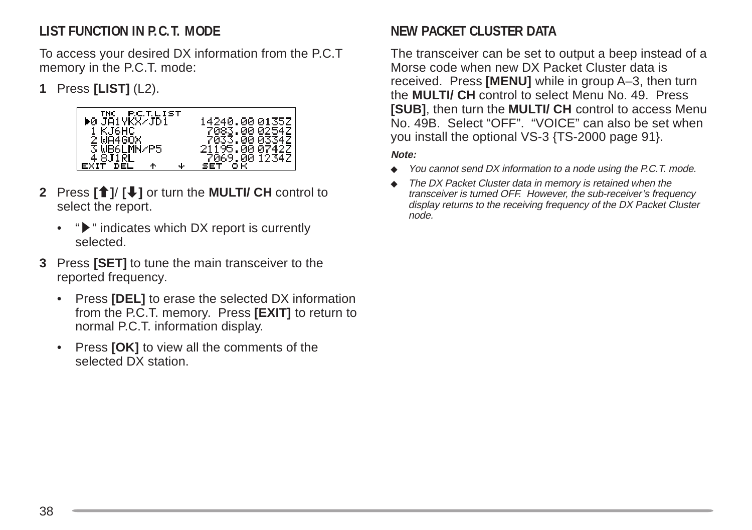## LIST FUNCTION IN P.C.T. MODE

To access your desired DX information from the P.C.T memory in the P.C.T. mode:

**1** Press **[LIST]** (L2).

```
   TNC  P.C.T.LIST
▶0 JA1VKX/JD1      14240.00 0135Z
 1 KJ6HC            7083.00 0254Z
 2 WA4GOX           7033.00 0334Z
 3 WB6LMN/P5       21195.00 0742Z
 4 8J1RL            7069.00 1234Z
EXIT  DEL    ↑    ↓   SET   OK
```

**2** Press **[⬆]**/ **[⬇]** or turn the **MULTI/ CH** control to select the report.

- "▶" indicates which DX report is currently selected.

**3** Press **[SET]** to tune the main transceiver to the reported frequency.

- Press **[DEL]** to erase the selected DX information from the P.C.T. memory. Press **[EXIT]** to return to normal P.C.T. information display.
- Press **[OK]** to view all the comments of the selected DX station.

## NEW PACKET CLUSTER DATA

The transceiver can be set to output a beep instead of a Morse code when new DX Packet Cluster data is received. Press **[MENU]** while in group A–3, then turn the **MULTI/ CH** control to select Menu No. 49. Press **[SUB]**, then turn the **MULTI/ CH** control to access Menu No. 49B. Select "OFF". "VOICE" can also be set when you install the optional VS-3 {TS-2000 page 91}.

***Note:***

- *You cannot send DX information to a node using the P.C.T. mode.*
- *The DX Packet Cluster data in memory is retained when the transceiver is turned OFF. However, the sub-receiver's frequency display returns to the receiving frequency of the DX Packet Cluster node.*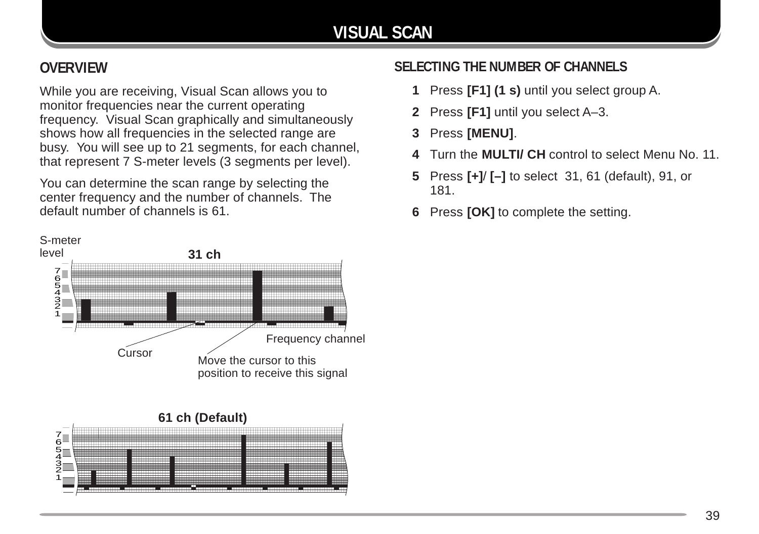# VISUAL SCAN

## OVERVIEW

While you are receiving, Visual Scan allows you to monitor frequencies near the current operating frequency. Visual Scan graphically and simultaneously shows how all frequencies in the selected range are busy. You will see up to 21 segments, for each channel, that represent 7 S-meter levels (3 segments per level).

You can determine the scan range by selecting the center frequency and the number of channels. The default number of channels is 61.

S-meter level

**31 ch**

Frequency channel

Cursor

Move the cursor to this position to receive this signal

**61 ch (Default)**

## SELECTING THE NUMBER OF CHANNELS

1. Press **[F1] (1 s)** until you select group A.
2. Press **[F1]** until you select A–3.
3. Press **[MENU]**.
4. Turn the **MULTI/ CH** control to select Menu No. 11.
5. Press **[+]**/ **[–]** to select 31, 61 (default), 91, or 181.
6. Press **[OK]** to complete the setting.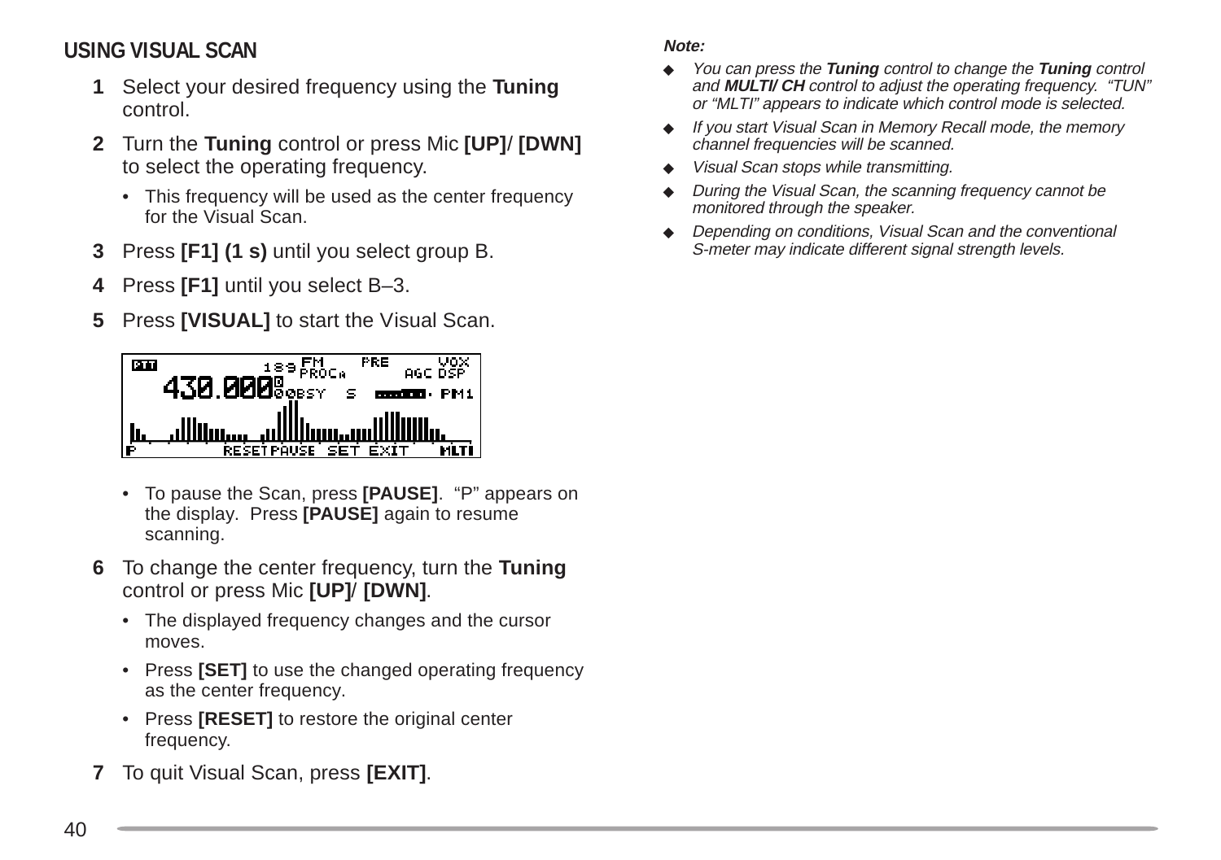## USING VISUAL SCAN

**1** Select your desired frequency using the **Tuning** control.

**2** Turn the **Tuning** control or press Mic **[UP]**/ **[DWN]** to select the operating frequency.

- This frequency will be used as the center frequency for the Visual Scan.

**3** Press **[F1] (1 s)** until you select group B.

**4** Press **[F1]** until you select B–3.

**5** Press **[VISUAL]** to start the Visual Scan.

- To pause the Scan, press **[PAUSE]**. "P" appears on the display. Press **[PAUSE]** again to resume scanning.

**6** To change the center frequency, turn the **Tuning** control or press Mic **[UP]**/ **[DWN]**.

- The displayed frequency changes and the cursor moves.
- Press **[SET]** to use the changed operating frequency as the center frequency.
- Press **[RESET]** to restore the original center frequency.

**7** To quit Visual Scan, press **[EXIT]**.

***Note:***

- *You can press the **Tuning** control to change the **Tuning** control and **MULTI/ CH** control to adjust the operating frequency. "TUN" or "MLTI" appears to indicate which control mode is selected.*
- *If you start Visual Scan in Memory Recall mode, the memory channel frequencies will be scanned.*
- *Visual Scan stops while transmitting.*
- *During the Visual Scan, the scanning frequency cannot be monitored through the speaker.*
- *Depending on conditions, Visual Scan and the conventional S-meter may indicate different signal strength levels.*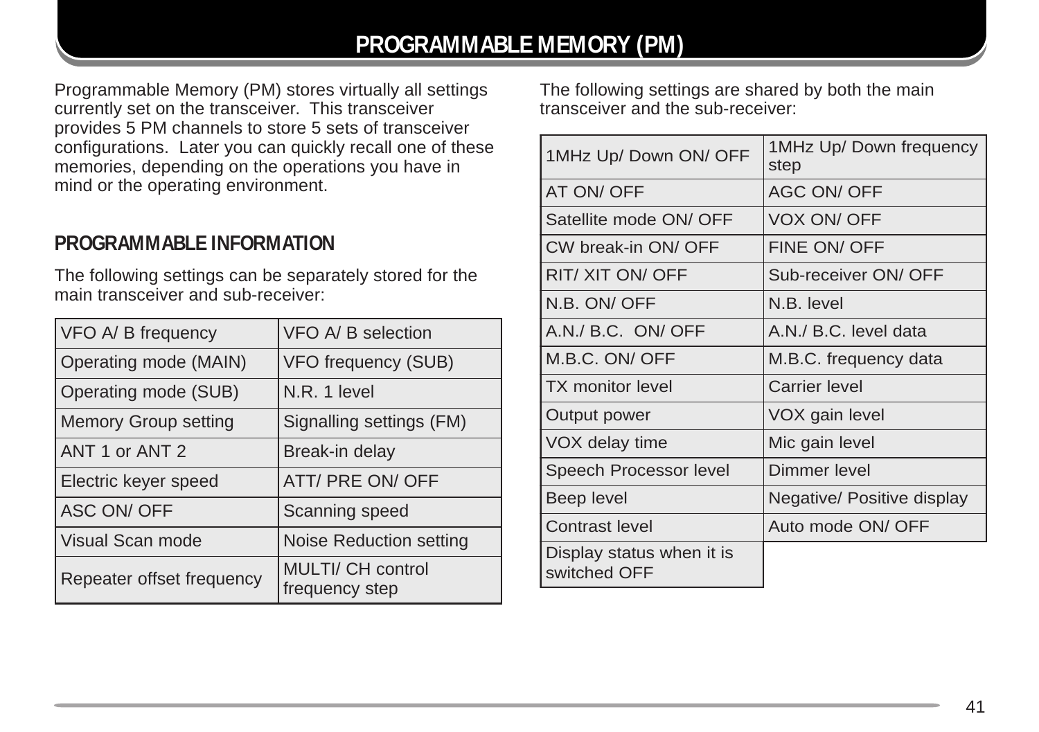# PROGRAMMABLE MEMORY (PM)

Programmable Memory (PM) stores virtually all settings currently set on the transceiver. This transceiver provides 5 PM channels to store 5 sets of transceiver configurations. Later you can quickly recall one of these memories, depending on the operations you have in mind or the operating environment.

## PROGRAMMABLE INFORMATION

The following settings can be separately stored for the main transceiver and sub-receiver:

| | |
|---|---|
| VFO A/ B frequency | VFO A/ B selection |
| Operating mode (MAIN) | VFO frequency (SUB) |
| Operating mode (SUB) | N.R. 1 level |
| Memory Group setting | Signalling settings (FM) |
| ANT 1 or ANT 2 | Break-in delay |
| Electric keyer speed | ATT/ PRE ON/ OFF |
| ASC ON/ OFF | Scanning speed |
| Visual Scan mode | Noise Reduction setting |
| Repeater offset frequency | MULTI/ CH control frequency step |

The following settings are shared by both the main transceiver and the sub-receiver:

| | |
|---|---|
| 1MHz Up/ Down ON/ OFF | 1MHz Up/ Down frequency step |
| AT ON/ OFF | AGC ON/ OFF |
| Satellite mode ON/ OFF | VOX ON/ OFF |
| CW break-in ON/ OFF | FINE ON/ OFF |
| RIT/ XIT ON/ OFF | Sub-receiver ON/ OFF |
| N.B. ON/ OFF | N.B. level |
| A.N./ B.C. ON/ OFF | A.N./ B.C. level data |
| M.B.C. ON/ OFF | M.B.C. frequency data |
| TX monitor level | Carrier level |
| Output power | VOX gain level |
| VOX delay time | Mic gain level |
| Speech Processor level | Dimmer level |
| Beep level | Negative/ Positive display |
| Contrast level | Auto mode ON/ OFF |
| Display status when it is switched OFF | |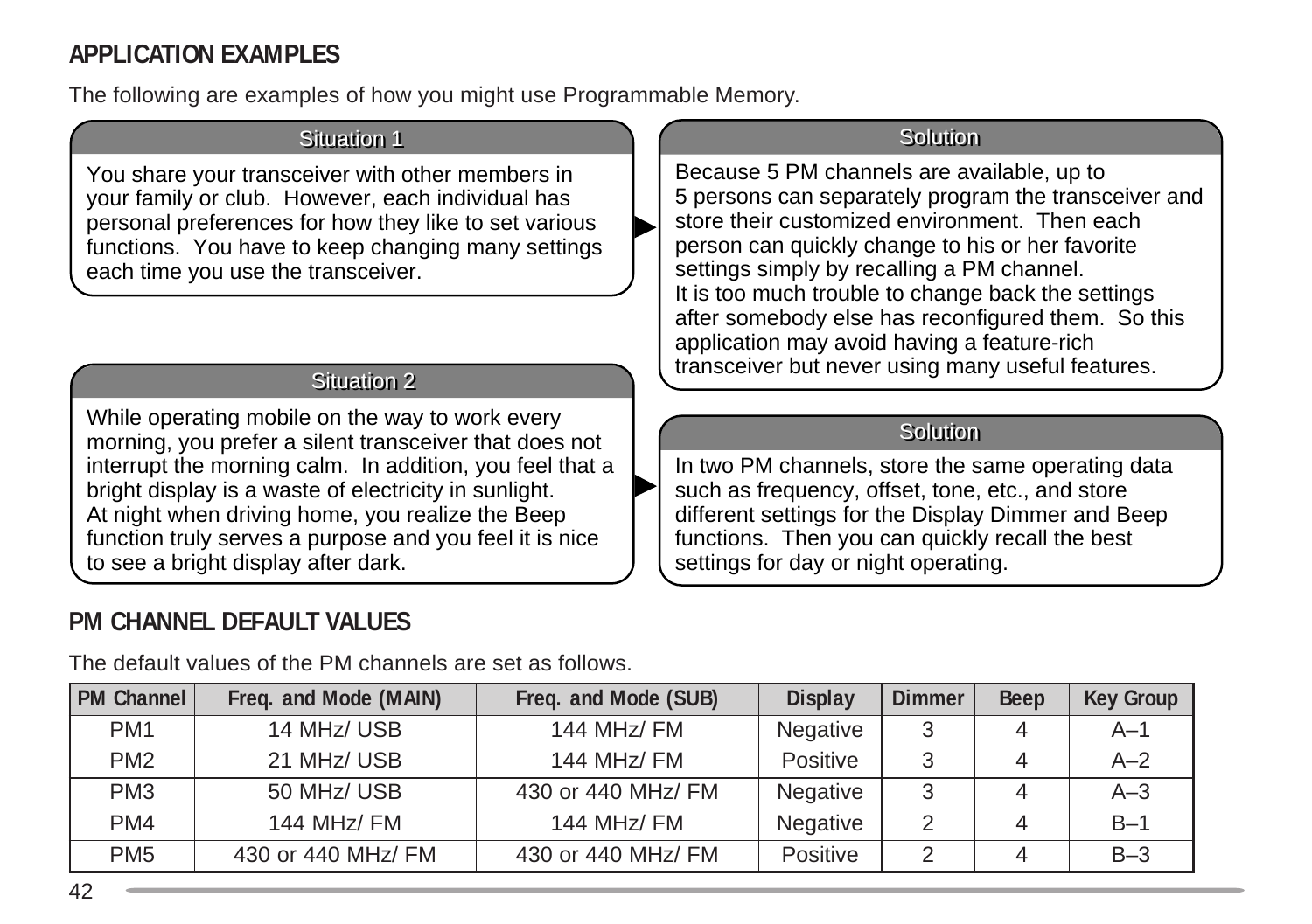## APPLICATION EXAMPLES

The following are examples of how you might use Programmable Memory.

**Situation 1**

You share your transceiver with other members in your family or club. However, each individual has personal preferences for how they like to set various functions. You have to keep changing many settings each time you use the transceiver.

**Solution**

Because 5 PM channels are available, up to 5 persons can separately program the transceiver and store their customized environment. Then each person can quickly change to his or her favorite settings simply by recalling a PM channel.
It is too much trouble to change back the settings after somebody else has reconfigured them. So this application may avoid having a feature-rich transceiver but never using many useful features.

**Situation 2**

While operating mobile on the way to work every morning, you prefer a silent transceiver that does not interrupt the morning calm. In addition, you feel that a bright display is a waste of electricity in sunlight.
At night when driving home, you realize the Beep function truly serves a purpose and you feel it is nice to see a bright display after dark.

**Solution**

In two PM channels, store the same operating data such as frequency, offset, tone, etc., and store different settings for the Display Dimmer and Beep functions. Then you can quickly recall the best settings for day or night operating.

## PM CHANNEL DEFAULT VALUES

The default values of the PM channels are set as follows.

| PM Channel | Freq. and Mode (MAIN) | Freq. and Mode (SUB) | Display | Dimmer | Beep | Key Group |
|---|---|---|---|---|---|---|
| PM1 | 14 MHz/ USB | 144 MHz/ FM | Negative | 3 | 4 | A–1 |
| PM2 | 21 MHz/ USB | 144 MHz/ FM | Positive | 3 | 4 | A–2 |
| PM3 | 50 MHz/ USB | 430 or 440 MHz/ FM | Negative | 3 | 4 | A–3 |
| PM4 | 144 MHz/ FM | 144 MHz/ FM | Negative | 2 | 4 | B–1 |
| PM5 | 430 or 440 MHz/ FM | 430 or 440 MHz/ FM | Positive | 2 | 4 | B–3 |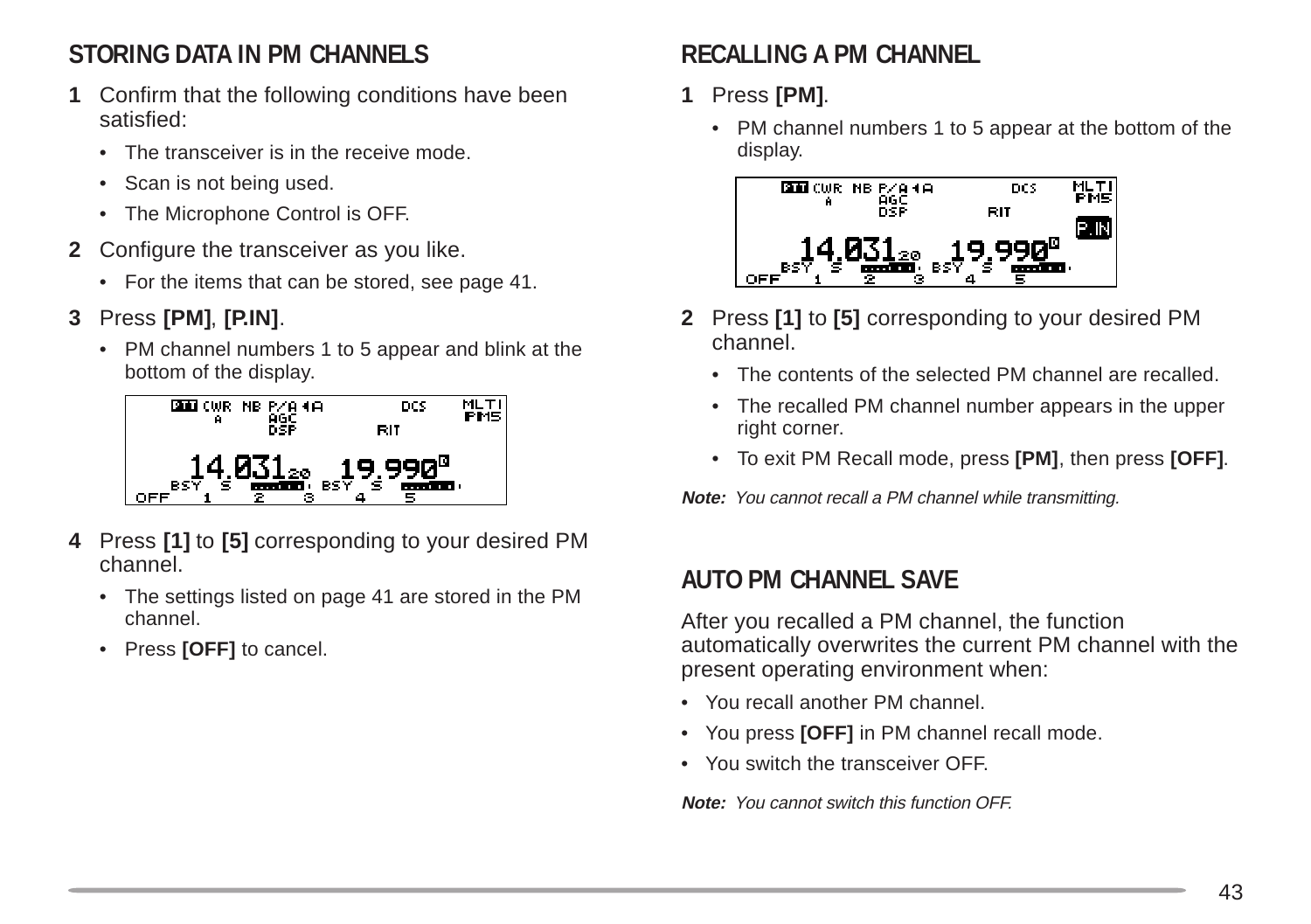## STORING DATA IN PM CHANNELS

**1** Confirm that the following conditions have been satisfied:

- The transceiver is in the receive mode.
- Scan is not being used.
- The Microphone Control is OFF.

**2** Configure the transceiver as you like.

- For the items that can be stored, see page 41.

**3** Press **[PM]**, **[P.IN]**.

- PM channel numbers 1 to 5 appear and blink at the bottom of the display.

**4** Press **[1]** to **[5]** corresponding to your desired PM channel.

- The settings listed on page 41 are stored in the PM channel.
- Press **[OFF]** to cancel.

## RECALLING A PM CHANNEL

**1** Press **[PM]**.

- PM channel numbers 1 to 5 appear at the bottom of the display.

**2** Press **[1]** to **[5]** corresponding to your desired PM channel.

- The contents of the selected PM channel are recalled.
- The recalled PM channel number appears in the upper right corner.
- To exit PM Recall mode, press **[PM]**, then press **[OFF]**.

***Note:*** *You cannot recall a PM channel while transmitting.*

## AUTO PM CHANNEL SAVE

After you recalled a PM channel, the function automatically overwrites the current PM channel with the present operating environment when:

- You recall another PM channel.
- You press **[OFF]** in PM channel recall mode.
- You switch the transceiver OFF.

***Note:*** *You cannot switch this function OFF.*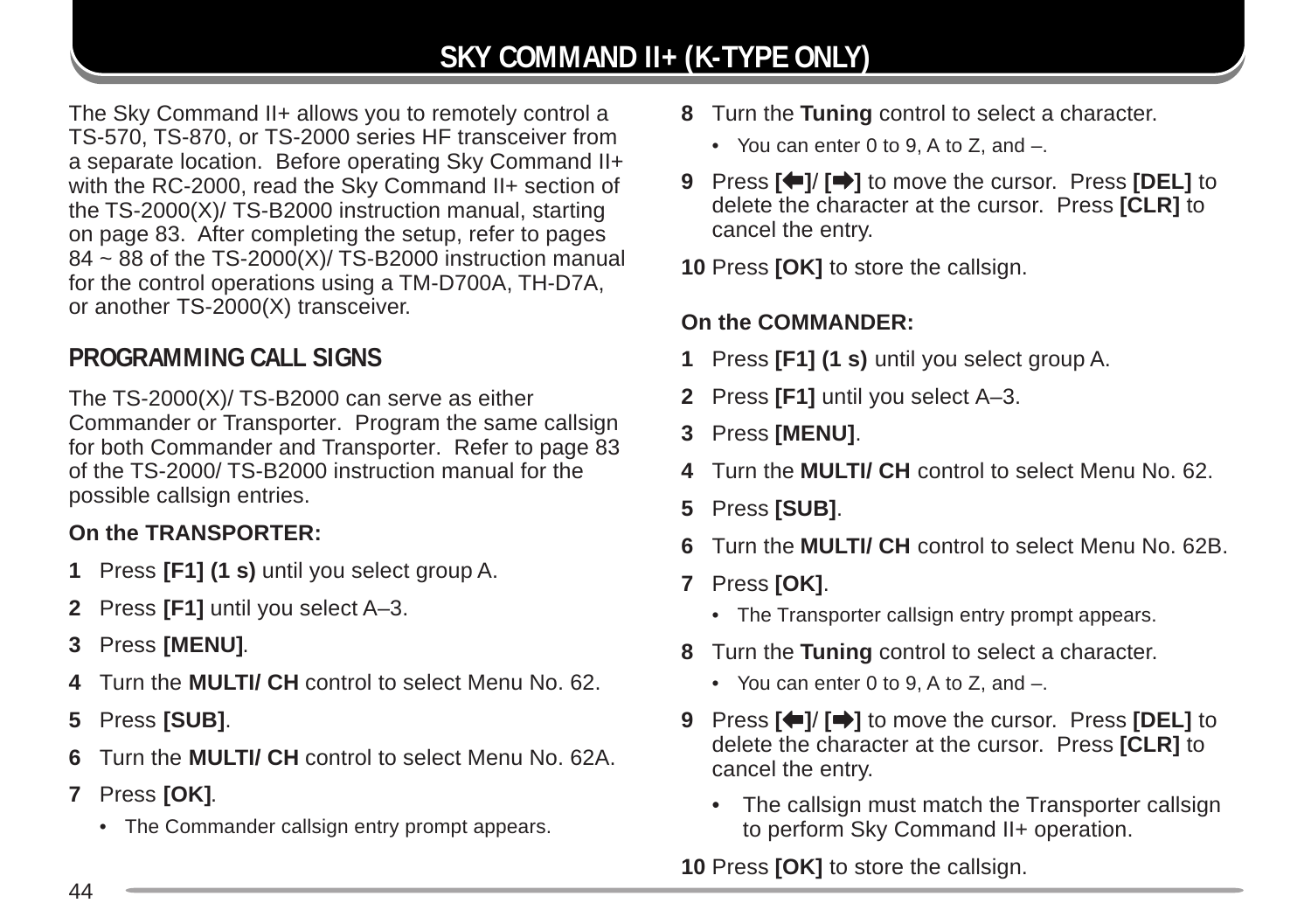# SKY COMMAND II+ (K-TYPE ONLY)

The Sky Command II+ allows you to remotely control a TS-570, TS-870, or TS-2000 series HF transceiver from a separate location. Before operating Sky Command II+ with the RC-2000, read the Sky Command II+ section of the TS-2000(X)/ TS-B2000 instruction manual, starting on page 83. After completing the setup, refer to pages 84 ~ 88 of the TS-2000(X)/ TS-B2000 instruction manual for the control operations using a TM-D700A, TH-D7A, or another TS-2000(X) transceiver.

## PROGRAMMING CALL SIGNS

The TS-2000(X)/ TS-B2000 can serve as either Commander or Transporter. Program the same callsign for both Commander and Transporter. Refer to page 83 of the TS-2000/ TS-B2000 instruction manual for the possible callsign entries.

**On the TRANSPORTER:**

**1** Press **[F1] (1 s)** until you select group A.

**2** Press **[F1]** until you select A–3.

**3** Press **[MENU]**.

**4** Turn the **MULTI/ CH** control to select Menu No. 62.

**5** Press **[SUB]**.

**6** Turn the **MULTI/ CH** control to select Menu No. 62A.

**7** Press **[OK]**.

- The Commander callsign entry prompt appears.

**8** Turn the **Tuning** control to select a character.

- You can enter 0 to 9, A to Z, and –.

**9** Press **[⇦]/ [⇨]** to move the cursor. Press **[DEL]** to delete the character at the cursor. Press **[CLR]** to cancel the entry.

**10** Press **[OK]** to store the callsign.

**On the COMMANDER:**

**1** Press **[F1] (1 s)** until you select group A.

**2** Press **[F1]** until you select A–3.

**3** Press **[MENU]**.

**4** Turn the **MULTI/ CH** control to select Menu No. 62.

**5** Press **[SUB]**.

**6** Turn the **MULTI/ CH** control to select Menu No. 62B.

**7** Press **[OK]**.

- The Transporter callsign entry prompt appears.

**8** Turn the **Tuning** control to select a character.

- You can enter 0 to 9, A to Z, and –.

**9** Press **[⇦]/ [⇨]** to move the cursor. Press **[DEL]** to delete the character at the cursor. Press **[CLR]** to cancel the entry.

- The callsign must match the Transporter callsign to perform Sky Command II+ operation.

**10** Press **[OK]** to store the callsign.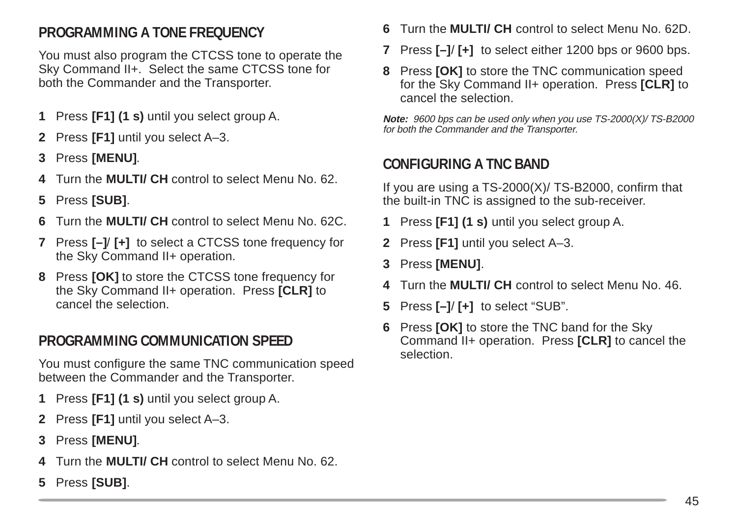## PROGRAMMING A TONE FREQUENCY

You must also program the CTCSS tone to operate the Sky Command II+. Select the same CTCSS tone for both the Commander and the Transporter.

1. Press **[F1] (1 s)** until you select group A.
2. Press **[F1]** until you select A–3.
3. Press **[MENU]**.
4. Turn the **MULTI/ CH** control to select Menu No. 62.
5. Press **[SUB]**.
6. Turn the **MULTI/ CH** control to select Menu No. 62C.
7. Press **[–]**/ **[+]** to select a CTCSS tone frequency for the Sky Command II+ operation.
8. Press **[OK]** to store the CTCSS tone frequency for the Sky Command II+ operation. Press **[CLR]** to cancel the selection.

## PROGRAMMING COMMUNICATION SPEED

You must configure the same TNC communication speed between the Commander and the Transporter.

1. Press **[F1] (1 s)** until you select group A.
2. Press **[F1]** until you select A–3.
3. Press **[MENU]**.
4. Turn the **MULTI/ CH** control to select Menu No. 62.
5. Press **[SUB]**.
6. Turn the **MULTI/ CH** control to select Menu No. 62D.
7. Press **[–]**/ **[+]** to select either 1200 bps or 9600 bps.
8. Press **[OK]** to store the TNC communication speed for the Sky Command II+ operation. Press **[CLR]** to cancel the selection.

***Note:*** *9600 bps can be used only when you use TS-2000(X)/ TS-B2000 for both the Commander and the Transporter.*

## CONFIGURING A TNC BAND

If you are using a TS-2000(X)/ TS-B2000, confirm that the built-in TNC is assigned to the sub-receiver.

1. Press **[F1] (1 s)** until you select group A.
2. Press **[F1]** until you select A–3.
3. Press **[MENU]**.
4. Turn the **MULTI/ CH** control to select Menu No. 46.
5. Press **[–]**/ **[+]** to select “SUB”.
6. Press **[OK]** to store the TNC band for the Sky Command II+ operation. Press **[CLR]** to cancel the selection.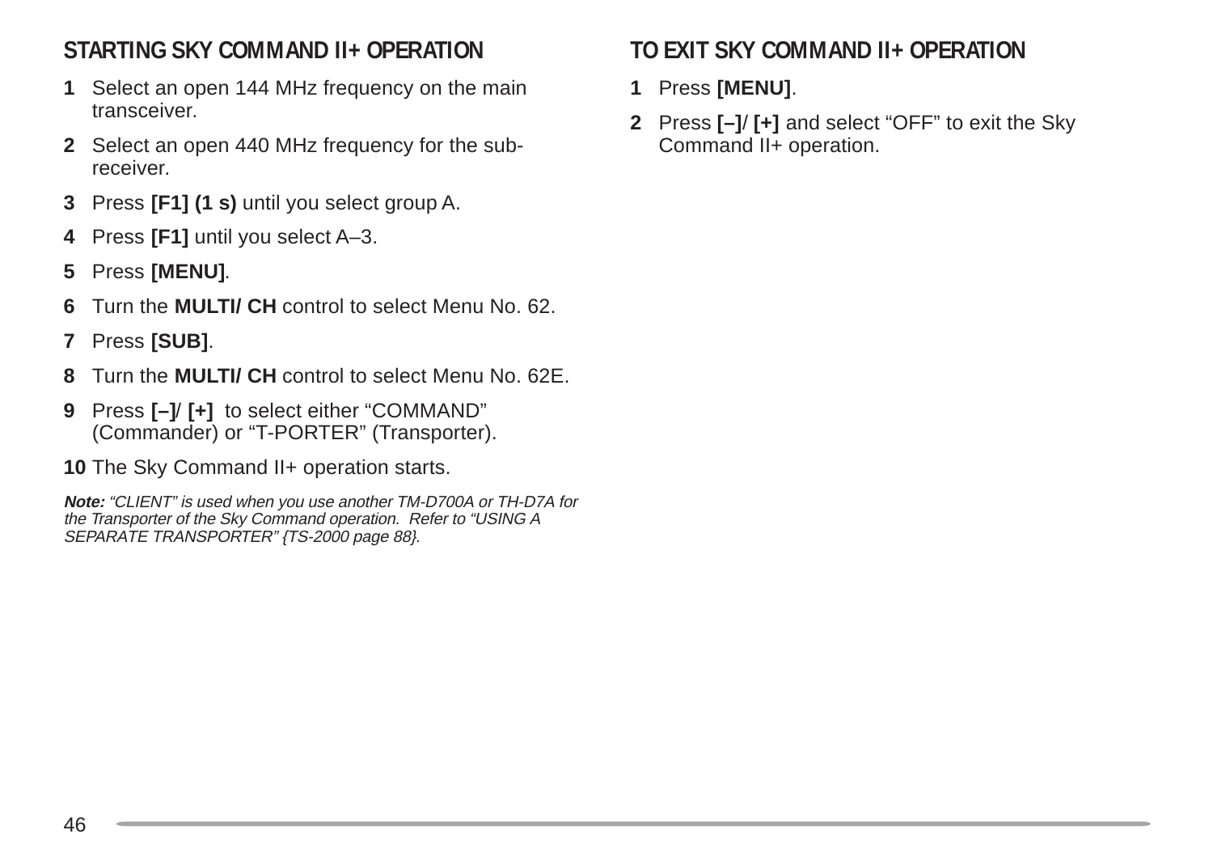## STARTING SKY COMMAND II+ OPERATION

1. Select an open 144 MHz frequency on the main transceiver.
2. Select an open 440 MHz frequency for the sub-receiver.
3. Press **[F1] (1 s)** until you select group A.
4. Press **[F1]** until you select A–3.
5. Press **[MENU]**.
6. Turn the **MULTI/ CH** control to select Menu No. 62.
7. Press **[SUB]**.
8. Turn the **MULTI/ CH** control to select Menu No. 62E.
9. Press **[–]**/ **[+]** to select either “COMMAND” (Commander) or “T-PORTER” (Transporter).
10. The Sky Command II+ operation starts.

***Note:** “CLIENT” is used when you use another TM-D700A or TH-D7A for the Transporter of the Sky Command operation. Refer to “USING A SEPARATE TRANSPORTER” {TS-2000 page 88}.*

## TO EXIT SKY COMMAND II+ OPERATION

1. Press **[MENU]**.
2. Press **[–]**/ **[+]** and select “OFF” to exit the Sky Command II+ operation.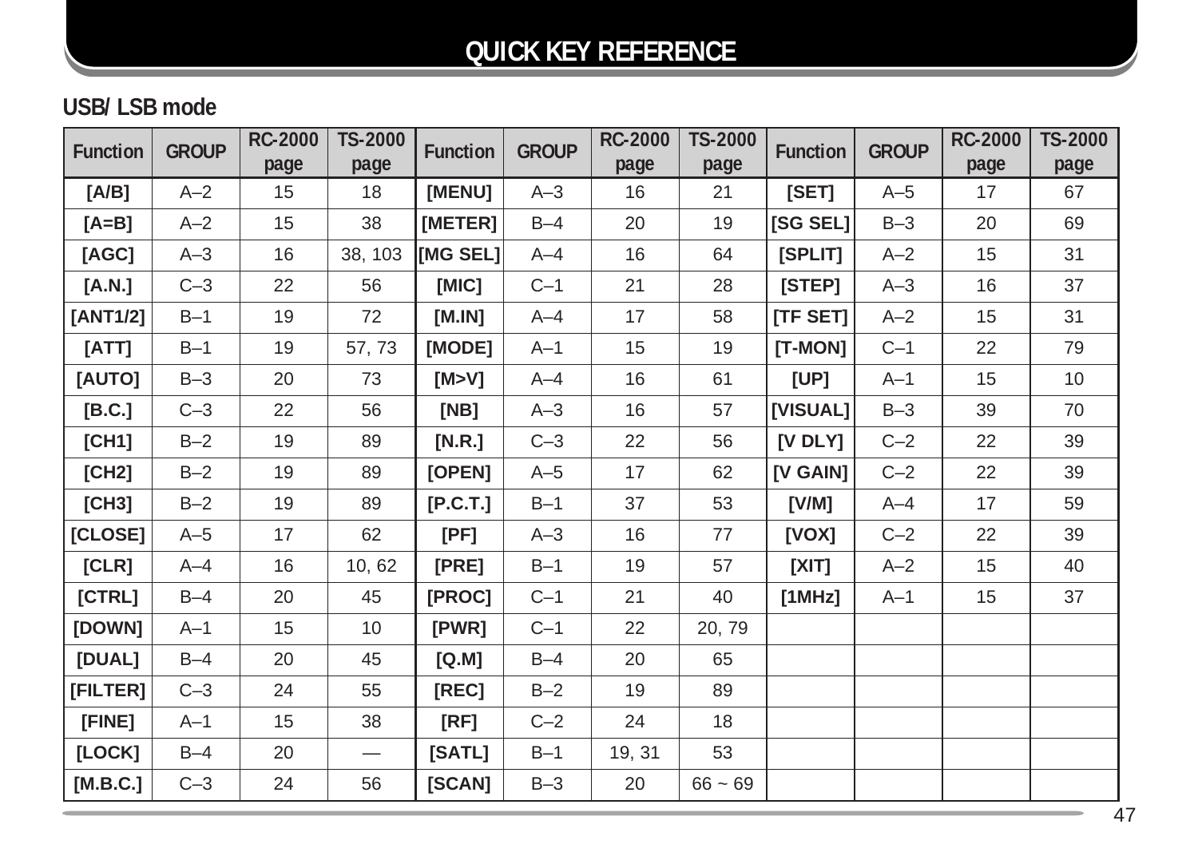# QUICK KEY REFERENCE

## USB/ LSB mode

| Function | GROUP | RC-2000 page | TS-2000 page | Function | GROUP | RC-2000 page | TS-2000 page | Function | GROUP | RC-2000 page | TS-2000 page |
|---|---|---|---|---|---|---|---|---|---|---|---|
| **[A/B]** | A–2 | 15 | 18 | **[MENU]** | A–3 | 16 | 21 | **[SET]** | A–5 | 17 | 67 |
| **[A=B]** | A–2 | 15 | 38 | **[METER]** | B–4 | 20 | 19 | **[SG SEL]** | B–3 | 20 | 69 |
| **[AGC]** | A–3 | 16 | 38, 103 | **[MG SEL]** | A–4 | 16 | 64 | **[SPLIT]** | A–2 | 15 | 31 |
| **[A.N.]** | C–3 | 22 | 56 | **[MIC]** | C–1 | 21 | 28 | **[STEP]** | A–3 | 16 | 37 |
| **[ANT1/2]** | B–1 | 19 | 72 | **[M.IN]** | A–4 | 17 | 58 | **[TF SET]** | A–2 | 15 | 31 |
| **[ATT]** | B–1 | 19 | 57, 73 | **[MODE]** | A–1 | 15 | 19 | **[T-MON]** | C–1 | 22 | 79 |
| **[AUTO]** | B–3 | 20 | 73 | **[M>V]** | A–4 | 16 | 61 | **[UP]** | A–1 | 15 | 10 |
| **[B.C.]** | C–3 | 22 | 56 | **[NB]** | A–3 | 16 | 57 | **[VISUAL]** | B–3 | 39 | 70 |
| **[CH1]** | B–2 | 19 | 89 | **[N.R.]** | C–3 | 22 | 56 | **[V DLY]** | C–2 | 22 | 39 |
| **[CH2]** | B–2 | 19 | 89 | **[OPEN]** | A–5 | 17 | 62 | **[V GAIN]** | C–2 | 22 | 39 |
| **[CH3]** | B–2 | 19 | 89 | **[P.C.T.]** | B–1 | 37 | 53 | **[V/M]** | A–4 | 17 | 59 |
| **[CLOSE]** | A–5 | 17 | 62 | **[PF]** | A–3 | 16 | 77 | **[VOX]** | C–2 | 22 | 39 |
| **[CLR]** | A–4 | 16 | 10, 62 | **[PRE]** | B–1 | 19 | 57 | **[XIT]** | A–2 | 15 | 40 |
| **[CTRL]** | B–4 | 20 | 45 | **[PROC]** | C–1 | 21 | 40 | **[1MHz]** | A–1 | 15 | 37 |
| **[DOWN]** | A–1 | 15 | 10 | **[PWR]** | C–1 | 22 | 20, 79 | | | | |
| **[DUAL]** | B–4 | 20 | 45 | **[Q.M]** | B–4 | 20 | 65 | | | | |
| **[FILTER]** | C–3 | 24 | 55 | **[REC]** | B–2 | 19 | 89 | | | | |
| **[FINE]** | A–1 | 15 | 38 | **[RF]** | C–2 | 24 | 18 | | | | |
| **[LOCK]** | B–4 | 20 | — | **[SATL]** | B–1 | 19, 31 | 53 | | | | |
| **[M.B.C.]** | C–3 | 24 | 56 | **[SCAN]** | B–3 | 20 | 66 ~ 69 | | | | |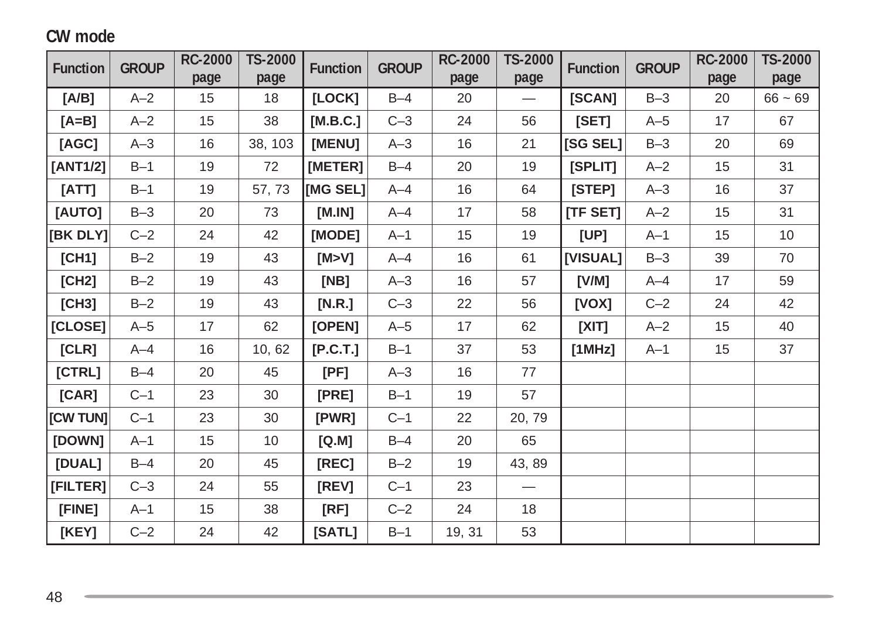## CW mode

| Function | GROUP | RC-2000 page | TS-2000 page | Function | GROUP | RC-2000 page | TS-2000 page | Function | GROUP | RC-2000 page | TS-2000 page |
|---|---|---|---|---|---|---|---|---|---|---|---|
| [A/B] | A–2 | 15 | 18 | [LOCK] | B–4 | 20 | — | [SCAN] | B–3 | 20 | 66 ~ 69 |
| [A=B] | A–2 | 15 | 38 | [M.B.C.] | C–3 | 24 | 56 | [SET] | A–5 | 17 | 67 |
| [AGC] | A–3 | 16 | 38, 103 | [MENU] | A–3 | 16 | 21 | [SG SEL] | B–3 | 20 | 69 |
| [ANT1/2] | B–1 | 19 | 72 | [METER] | B–4 | 20 | 19 | [SPLIT] | A–2 | 15 | 31 |
| [ATT] | B–1 | 19 | 57, 73 | [MG SEL] | A–4 | 16 | 64 | [STEP] | A–3 | 16 | 37 |
| [AUTO] | B–3 | 20 | 73 | [M.IN] | A–4 | 17 | 58 | [TF SET] | A–2 | 15 | 31 |
| [BK DLY] | C–2 | 24 | 42 | [MODE] | A–1 | 15 | 19 | [UP] | A–1 | 15 | 10 |
| [CH1] | B–2 | 19 | 43 | [M>V] | A–4 | 16 | 61 | [VISUAL] | B–3 | 39 | 70 |
| [CH2] | B–2 | 19 | 43 | [NB] | A–3 | 16 | 57 | [V/M] | A–4 | 17 | 59 |
| [CH3] | B–2 | 19 | 43 | [N.R.] | C–3 | 22 | 56 | [VOX] | C–2 | 24 | 42 |
| [CLOSE] | A–5 | 17 | 62 | [OPEN] | A–5 | 17 | 62 | [XIT] | A–2 | 15 | 40 |
| [CLR] | A–4 | 16 | 10, 62 | [P.C.T.] | B–1 | 37 | 53 | [1MHz] | A–1 | 15 | 37 |
| [CTRL] | B–4 | 20 | 45 | [PF] | A–3 | 16 | 77 | | | | |
| [CAR] | C–1 | 23 | 30 | [PRE] | B–1 | 19 | 57 | | | | |
| [CW TUN] | C–1 | 23 | 30 | [PWR] | C–1 | 22 | 20, 79 | | | | |
| [DOWN] | A–1 | 15 | 10 | [Q.M] | B–4 | 20 | 65 | | | | |
| [DUAL] | B–4 | 20 | 45 | [REC] | B–2 | 19 | 43, 89 | | | | |
| [FILTER] | C–3 | 24 | 55 | [REV] | C–1 | 23 | — | | | | |
| [FINE] | A–1 | 15 | 38 | [RF] | C–2 | 24 | 18 | | | | |
| [KEY] | C–2 | 24 | 42 | [SATL] | B–1 | 19, 31 | 53 | | | | |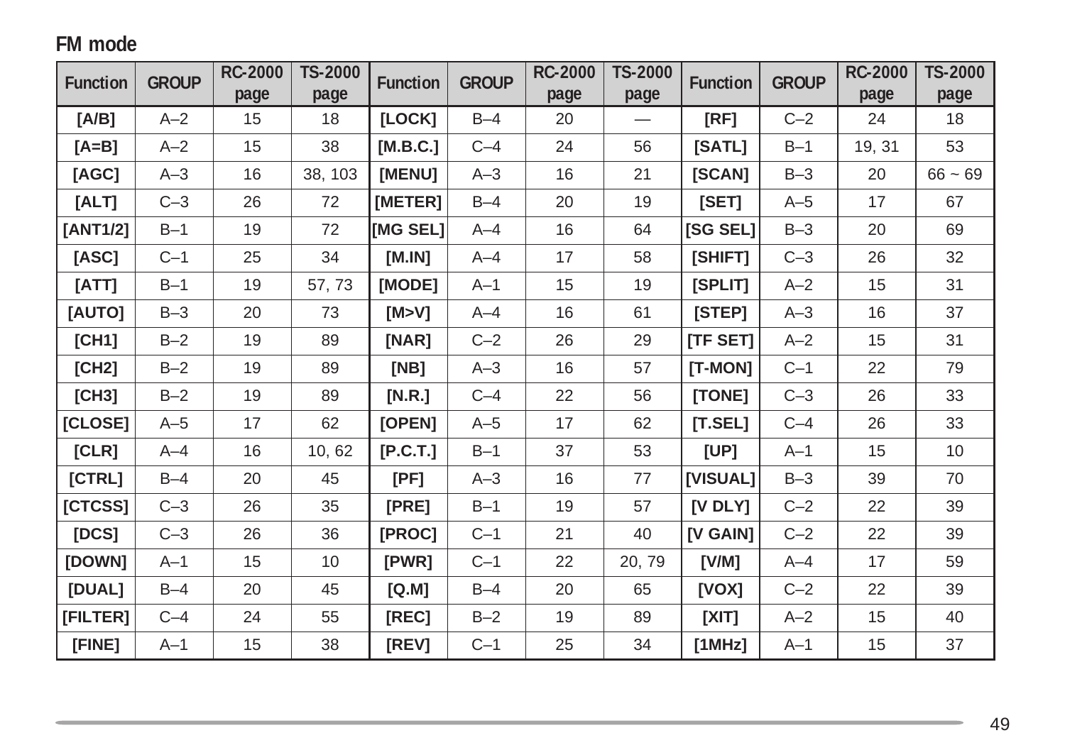## FM mode

| Function | GROUP | RC-2000 page | TS-2000 page | Function | GROUP | RC-2000 page | TS-2000 page | Function | GROUP | RC-2000 page | TS-2000 page |
|---|---|---|---|---|---|---|---|---|---|---|---|
| **[A/B]** | A–2 | 15 | 18 | **[LOCK]** | B–4 | 20 | — | **[RF]** | C–2 | 24 | 18 |
| **[A=B]** | A–2 | 15 | 38 | **[M.B.C.]** | C–4 | 24 | 56 | **[SATL]** | B–1 | 19, 31 | 53 |
| **[AGC]** | A–3 | 16 | 38, 103 | **[MENU]** | A–3 | 16 | 21 | **[SCAN]** | B–3 | 20 | 66 ~ 69 |
| **[ALT]** | C–3 | 26 | 72 | **[METER]** | B–4 | 20 | 19 | **[SET]** | A–5 | 17 | 67 |
| **[ANT1/2]** | B–1 | 19 | 72 | **[MG SEL]** | A–4 | 16 | 64 | **[SG SEL]** | B–3 | 20 | 69 |
| **[ASC]** | C–1 | 25 | 34 | **[M.IN]** | A–4 | 17 | 58 | **[SHIFT]** | C–3 | 26 | 32 |
| **[ATT]** | B–1 | 19 | 57, 73 | **[MODE]** | A–1 | 15 | 19 | **[SPLIT]** | A–2 | 15 | 31 |
| **[AUTO]** | B–3 | 20 | 73 | **[M>V]** | A–4 | 16 | 61 | **[STEP]** | A–3 | 16 | 37 |
| **[CH1]** | B–2 | 19 | 89 | **[NAR]** | C–2 | 26 | 29 | **[TF SET]** | A–2 | 15 | 31 |
| **[CH2]** | B–2 | 19 | 89 | **[NB]** | A–3 | 16 | 57 | **[T-MON]** | C–1 | 22 | 79 |
| **[CH3]** | B–2 | 19 | 89 | **[N.R.]** | C–4 | 22 | 56 | **[TONE]** | C–3 | 26 | 33 |
| **[CLOSE]** | A–5 | 17 | 62 | **[OPEN]** | A–5 | 17 | 62 | **[T.SEL]** | C–4 | 26 | 33 |
| **[CLR]** | A–4 | 16 | 10, 62 | **[P.C.T.]** | B–1 | 37 | 53 | **[UP]** | A–1 | 15 | 10 |
| **[CTRL]** | B–4 | 20 | 45 | **[PF]** | A–3 | 16 | 77 | **[VISUAL]** | B–3 | 39 | 70 |
| **[CTCSS]** | C–3 | 26 | 35 | **[PRE]** | B–1 | 19 | 57 | **[V DLY]** | C–2 | 22 | 39 |
| **[DCS]** | C–3 | 26 | 36 | **[PROC]** | C–1 | 21 | 40 | **[V GAIN]** | C–2 | 22 | 39 |
| **[DOWN]** | A–1 | 15 | 10 | **[PWR]** | C–1 | 22 | 20, 79 | **[V/M]** | A–4 | 17 | 59 |
| **[DUAL]** | B–4 | 20 | 45 | **[Q.M]** | B–4 | 20 | 65 | **[VOX]** | C–2 | 22 | 39 |
| **[FILTER]** | C–4 | 24 | 55 | **[REC]** | B–2 | 19 | 89 | **[XIT]** | A–2 | 15 | 40 |
| **[FINE]** | A–1 | 15 | 38 | **[REV]** | C–1 | 25 | 34 | **[1MHz]** | A–1 | 15 | 37 |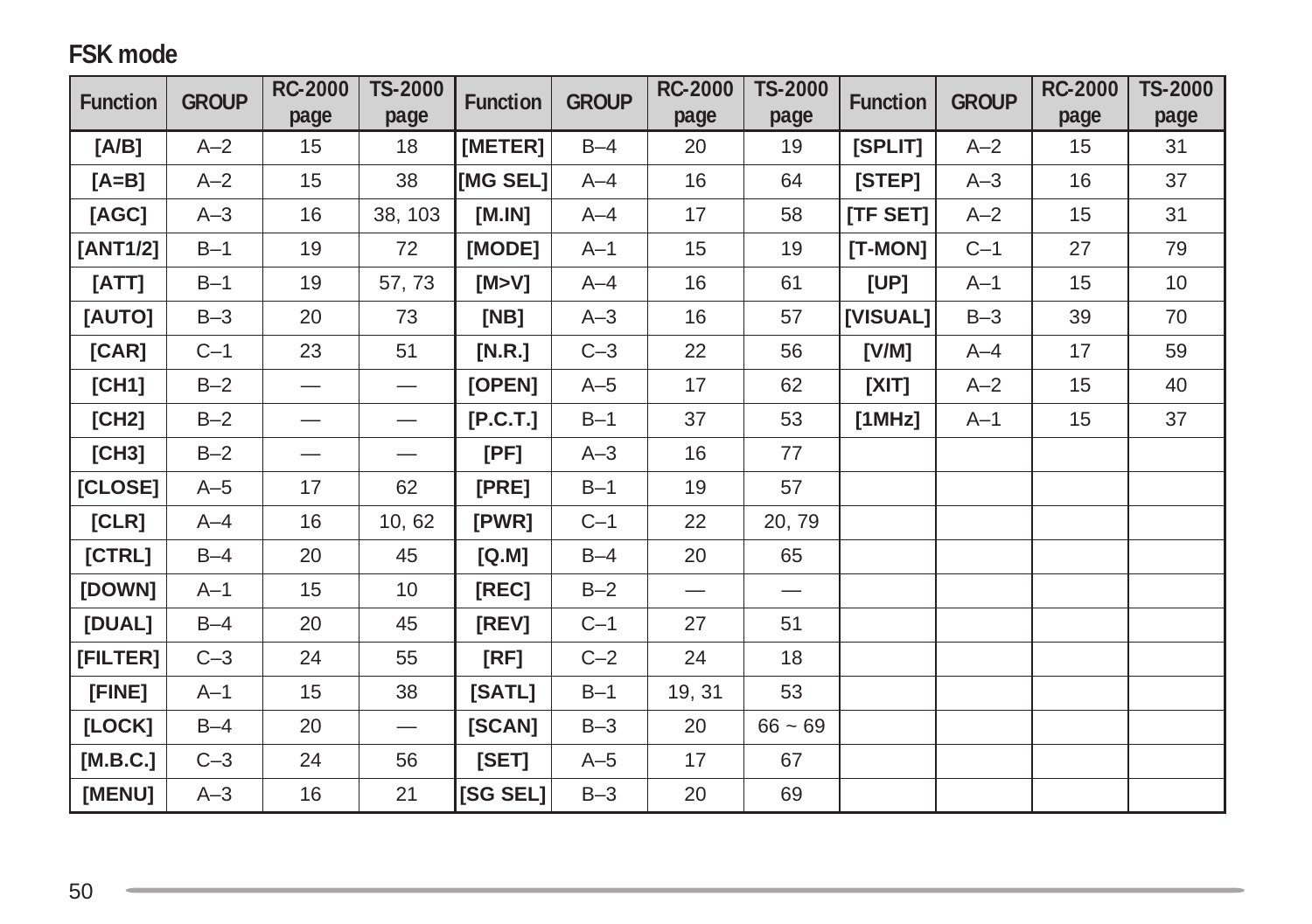## FSK mode

| Function | GROUP | RC-2000 page | TS-2000 page | Function | GROUP | RC-2000 page | TS-2000 page | Function | GROUP | RC-2000 page | TS-2000 page |
|---|---|---|---|---|---|---|---|---|---|---|---|
| [A/B] | A–2 | 15 | 18 | [METER] | B–4 | 20 | 19 | [SPLIT] | A–2 | 15 | 31 |
| [A=B] | A–2 | 15 | 38 | [MG SEL] | A–4 | 16 | 64 | [STEP] | A–3 | 16 | 37 |
| [AGC] | A–3 | 16 | 38, 103 | [M.IN] | A–4 | 17 | 58 | [TF SET] | A–2 | 15 | 31 |
| [ANT1/2] | B–1 | 19 | 72 | [MODE] | A–1 | 15 | 19 | [T-MON] | C–1 | 27 | 79 |
| [ATT] | B–1 | 19 | 57, 73 | [M>V] | A–4 | 16 | 61 | [UP] | A–1 | 15 | 10 |
| [AUTO] | B–3 | 20 | 73 | [NB] | A–3 | 16 | 57 | [VISUAL] | B–3 | 39 | 70 |
| [CAR] | C–1 | 23 | 51 | [N.R.] | C–3 | 22 | 56 | [V/M] | A–4 | 17 | 59 |
| [CH1] | B–2 | — | — | [OPEN] | A–5 | 17 | 62 | [XIT] | A–2 | 15 | 40 |
| [CH2] | B–2 | — | — | [P.C.T.] | B–1 | 37 | 53 | [1MHz] | A–1 | 15 | 37 |
| [CH3] | B–2 | — | — | [PF] | A–3 | 16 | 77 | | | | |
| [CLOSE] | A–5 | 17 | 62 | [PRE] | B–1 | 19 | 57 | | | | |
| [CLR] | A–4 | 16 | 10, 62 | [PWR] | C–1 | 22 | 20, 79 | | | | |
| [CTRL] | B–4 | 20 | 45 | [Q.M] | B–4 | 20 | 65 | | | | |
| [DOWN] | A–1 | 15 | 10 | [REC] | B–2 | — | — | | | | |
| [DUAL] | B–4 | 20 | 45 | [REV] | C–1 | 27 | 51 | | | | |
| [FILTER] | C–3 | 24 | 55 | [RF] | C–2 | 24 | 18 | | | | |
| [FINE] | A–1 | 15 | 38 | [SATL] | B–1 | 19, 31 | 53 | | | | |
| [LOCK] | B–4 | 20 | — | [SCAN] | B–3 | 20 | 66 ~ 69 | | | | |
| [M.B.C.] | C–3 | 24 | 56 | [SET] | A–5 | 17 | 67 | | | | |
| [MENU] | A–3 | 16 | 21 | [SG SEL] | B–3 | 20 | 69 | | | | |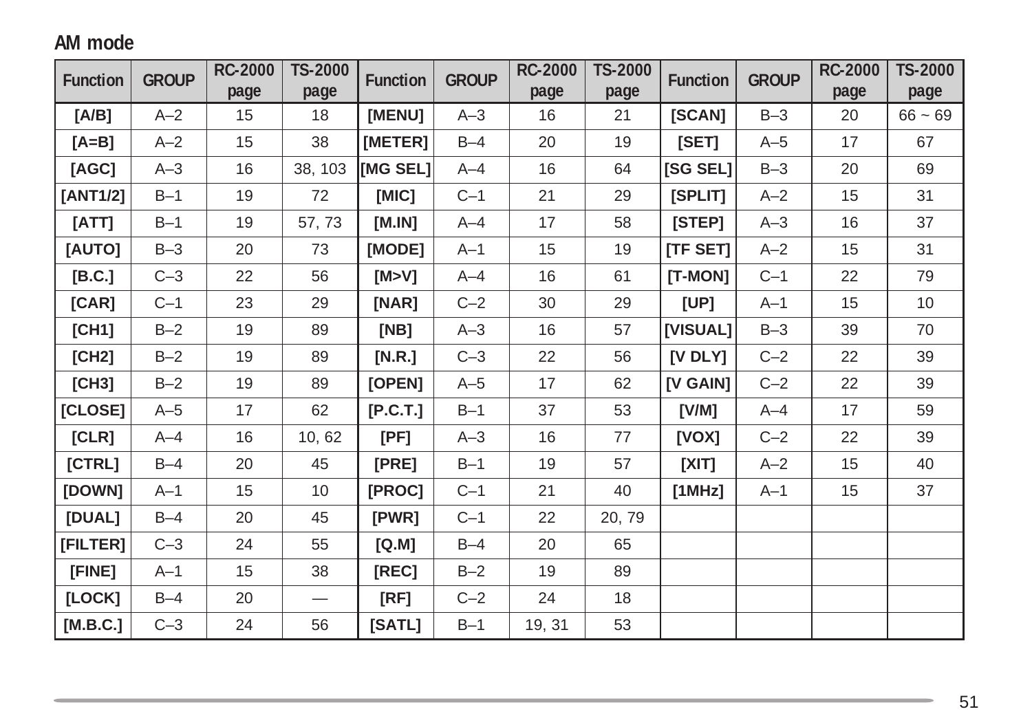## AM mode

| Function | GROUP | RC-2000 page | TS-2000 page | Function | GROUP | RC-2000 page | TS-2000 page | Function | GROUP | RC-2000 page | TS-2000 page |
|---|---|---|---|---|---|---|---|---|---|---|---|
| **[A/B]** | A–2 | 15 | 18 | **[MENU]** | A–3 | 16 | 21 | **[SCAN]** | B–3 | 20 | 66 ~ 69 |
| **[A=B]** | A–2 | 15 | 38 | **[METER]** | B–4 | 20 | 19 | **[SET]** | A–5 | 17 | 67 |
| **[AGC]** | A–3 | 16 | 38, 103 | **[MG SEL]** | A–4 | 16 | 64 | **[SG SEL]** | B–3 | 20 | 69 |
| **[ANT1/2]** | B–1 | 19 | 72 | **[MIC]** | C–1 | 21 | 29 | **[SPLIT]** | A–2 | 15 | 31 |
| **[ATT]** | B–1 | 19 | 57, 73 | **[M.IN]** | A–4 | 17 | 58 | **[STEP]** | A–3 | 16 | 37 |
| **[AUTO]** | B–3 | 20 | 73 | **[MODE]** | A–1 | 15 | 19 | **[TF SET]** | A–2 | 15 | 31 |
| **[B.C.]** | C–3 | 22 | 56 | **[M>V]** | A–4 | 16 | 61 | **[T-MON]** | C–1 | 22 | 79 |
| **[CAR]** | C–1 | 23 | 29 | **[NAR]** | C–2 | 30 | 29 | **[UP]** | A–1 | 15 | 10 |
| **[CH1]** | B–2 | 19 | 89 | **[NB]** | A–3 | 16 | 57 | **[VISUAL]** | B–3 | 39 | 70 |
| **[CH2]** | B–2 | 19 | 89 | **[N.R.]** | C–3 | 22 | 56 | **[V DLY]** | C–2 | 22 | 39 |
| **[CH3]** | B–2 | 19 | 89 | **[OPEN]** | A–5 | 17 | 62 | **[V GAIN]** | C–2 | 22 | 39 |
| **[CLOSE]** | A–5 | 17 | 62 | **[P.C.T.]** | B–1 | 37 | 53 | **[V/M]** | A–4 | 17 | 59 |
| **[CLR]** | A–4 | 16 | 10, 62 | **[PF]** | A–3 | 16 | 77 | **[VOX]** | C–2 | 22 | 39 |
| **[CTRL]** | B–4 | 20 | 45 | **[PRE]** | B–1 | 19 | 57 | **[XIT]** | A–2 | 15 | 40 |
| **[DOWN]** | A–1 | 15 | 10 | **[PROC]** | C–1 | 21 | 40 | **[1MHz]** | A–1 | 15 | 37 |
| **[DUAL]** | B–4 | 20 | 45 | **[PWR]** | C–1 | 22 | 20, 79 | | | | |
| **[FILTER]** | C–3 | 24 | 55 | **[Q.M]** | B–4 | 20 | 65 | | | | |
| **[FINE]** | A–1 | 15 | 38 | **[REC]** | B–2 | 19 | 89 | | | | |
| **[LOCK]** | B–4 | 20 | — | **[RF]** | C–2 | 24 | 18 | | | | |
| **[M.B.C.]** | C–3 | 24 | 56 | **[SATL]** | B–1 | 19, 31 | 53 | | | | |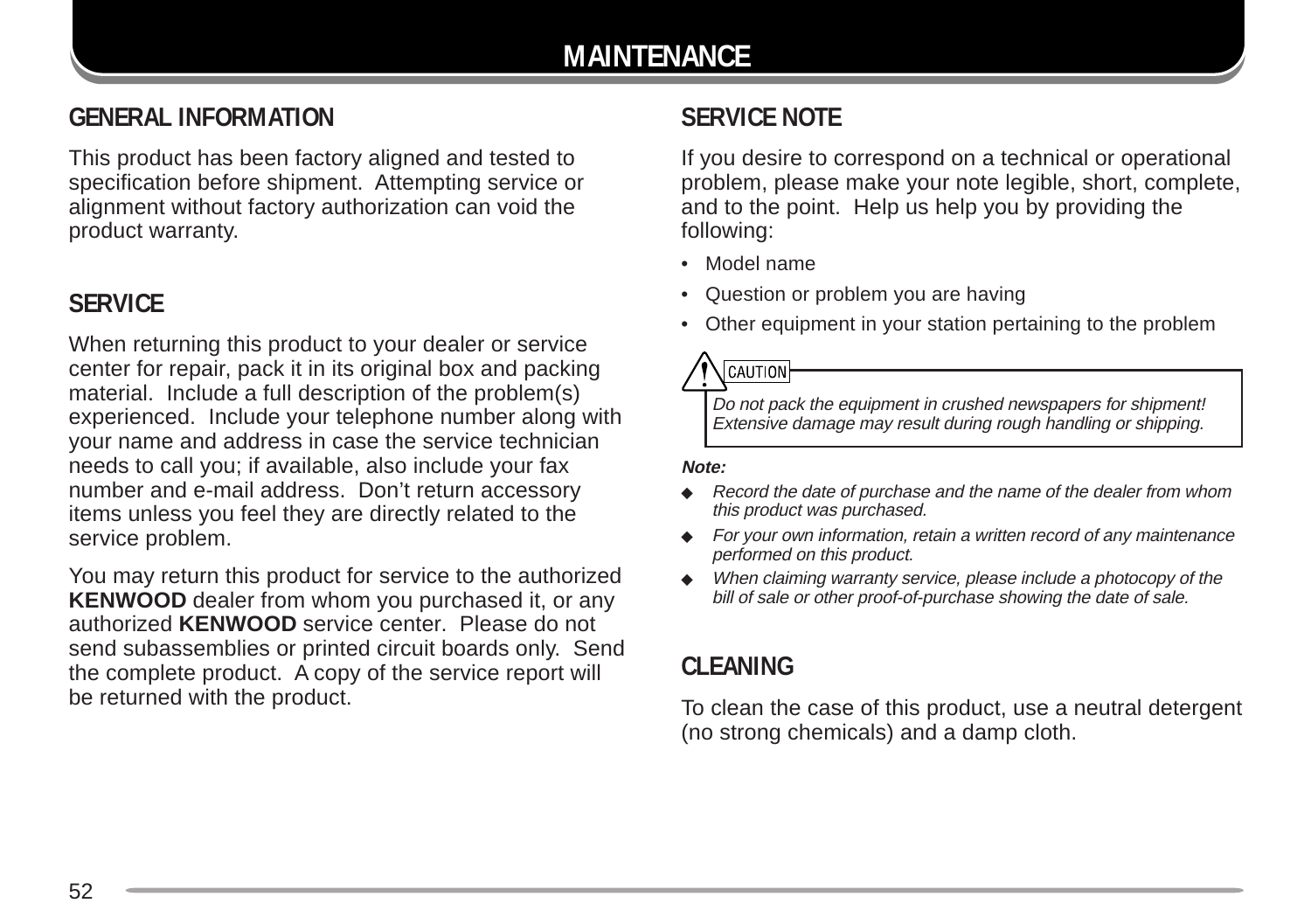# MAINTENANCE

## GENERAL INFORMATION

This product has been factory aligned and tested to specification before shipment. Attempting service or alignment without factory authorization can void the product warranty.

## SERVICE

When returning this product to your dealer or service center for repair, pack it in its original box and packing material. Include a full description of the problem(s) experienced. Include your telephone number along with your name and address in case the service technician needs to call you; if available, also include your fax number and e-mail address. Don't return accessory items unless you feel they are directly related to the service problem.

You may return this product for service to the authorized **KENWOOD** dealer from whom you purchased it, or any authorized **KENWOOD** service center. Please do not send subassemblies or printed circuit boards only. Send the complete product. A copy of the service report will be returned with the product.

## SERVICE NOTE

If you desire to correspond on a technical or operational problem, please make your note legible, short, complete, and to the point. Help us help you by providing the following:

- Model name
- Question or problem you are having
- Other equipment in your station pertaining to the problem

**CAUTION**

*Do not pack the equipment in crushed newspapers for shipment! Extensive damage may result during rough handling or shipping.*

***Note:***

- *Record the date of purchase and the name of the dealer from whom this product was purchased.*
- *For your own information, retain a written record of any maintenance performed on this product.*
- *When claiming warranty service, please include a photocopy of the bill of sale or other proof-of-purchase showing the date of sale.*

## CLEANING

To clean the case of this product, use a neutral detergent (no strong chemicals) and a damp cloth.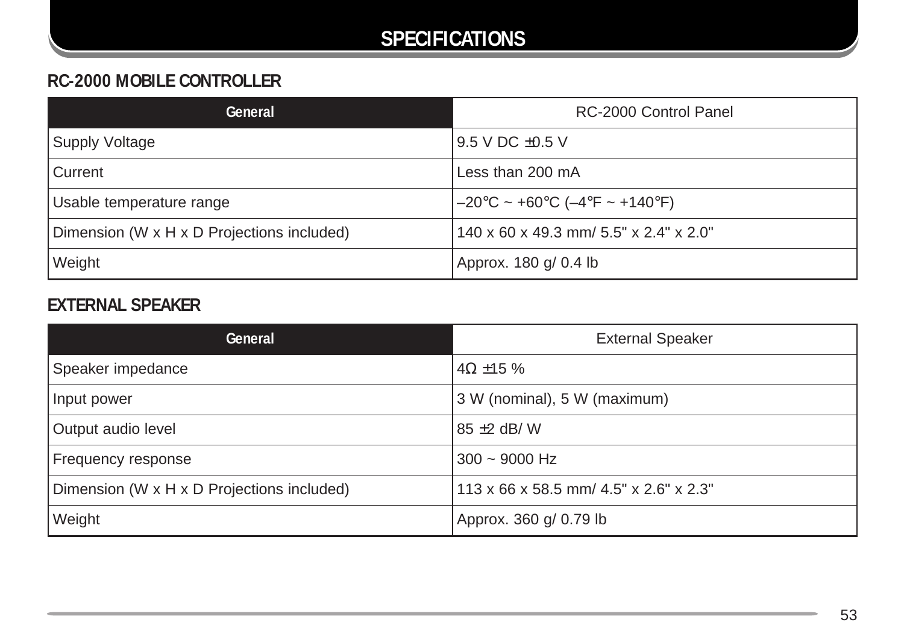# SPECIFICATIONS

## RC-2000 MOBILE CONTROLLER

| General | RC-2000 Control Panel |
|---|---|
| Supply Voltage | 9.5 V DC ±0.5 V |
| Current | Less than 200 mA |
| Usable temperature range | –20°C ~ +60°C (–4°F ~ +140°F) |
| Dimension (W x H x D Projections included) | 140 x 60 x 49.3 mm/ 5.5" x 2.4" x 2.0" |
| Weight | Approx. 180 g/ 0.4 lb |

## EXTERNAL SPEAKER

| General | External Speaker |
|---|---|
| Speaker impedance | 4Ω ±15 % |
| Input power | 3 W (nominal), 5 W (maximum) |
| Output audio level | 85 ±2 dB/ W |
| Frequency response | 300 ~ 9000 Hz |
| Dimension (W x H x D Projections included) | 113 x 66 x 58.5 mm/ 4.5" x 2.6" x 2.3" |
| Weight | Approx. 360 g/ 0.79 lb |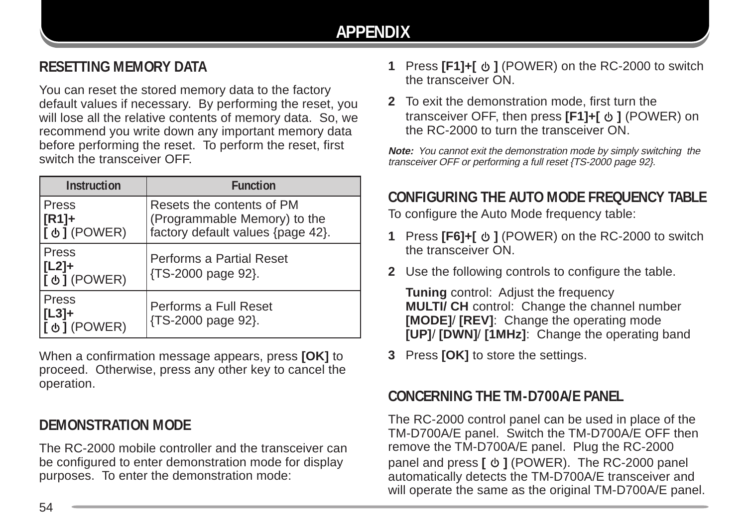# APPENDIX

## RESETTING MEMORY DATA

You can reset the stored memory data to the factory default values if necessary. By performing the reset, you will lose all the relative contents of memory data. So, we recommend you write down any important memory data before performing the reset. To perform the reset, first switch the transceiver OFF.

| Instruction | Function |
|---|---|
| Press **[R1]+** **[ ⏻ ]** (POWER) | Resets the contents of PM (Programmable Memory) to the factory default values {page 42}. |
| Press **[L2]+** **[ ⏻ ]** (POWER) | Performs a Partial Reset {TS-2000 page 92}. |
| Press **[L3]+** **[ ⏻ ]** (POWER) | Performs a Full Reset {TS-2000 page 92}. |

When a confirmation message appears, press **[OK]** to proceed. Otherwise, press any other key to cancel the operation.

## DEMONSTRATION MODE

The RC-2000 mobile controller and the transceiver can be configured to enter demonstration mode for display purposes. To enter the demonstration mode:

1. Press **[F1]+[ ⏻ ]** (POWER) on the RC-2000 to switch the transceiver ON.
2. To exit the demonstration mode, first turn the transceiver OFF, then press **[F1]+[ ⏻ ]** (POWER) on the RC-2000 to turn the transceiver ON.

***Note:*** *You cannot exit the demonstration mode by simply switching the transceiver OFF or performing a full reset {TS-2000 page 92}.*

## CONFIGURING THE AUTO MODE FREQUENCY TABLE

To configure the Auto Mode frequency table:

1. Press **[F6]+[ ⏻ ]** (POWER) on the RC-2000 to switch the transceiver ON.
2. Use the following controls to configure the table.

   **Tuning** control: Adjust the frequency
   **MULTI/ CH** control: Change the channel number
   **[MODE]**/ **[REV]**: Change the operating mode
   **[UP]**/ **[DWN]**/ **[1MHz]**: Change the operating band
3. Press **[OK]** to store the settings.

## CONCERNING THE TM-D700A/E PANEL

The RC-2000 control panel can be used in place of the TM-D700A/E panel. Switch the TM-D700A/E OFF then remove the TM-D700A/E panel. Plug the RC-2000 panel and press **[ ⏻ ]** (POWER). The RC-2000 panel automatically detects the TM-D700A/E transceiver and will operate the same as the original TM-D700A/E panel.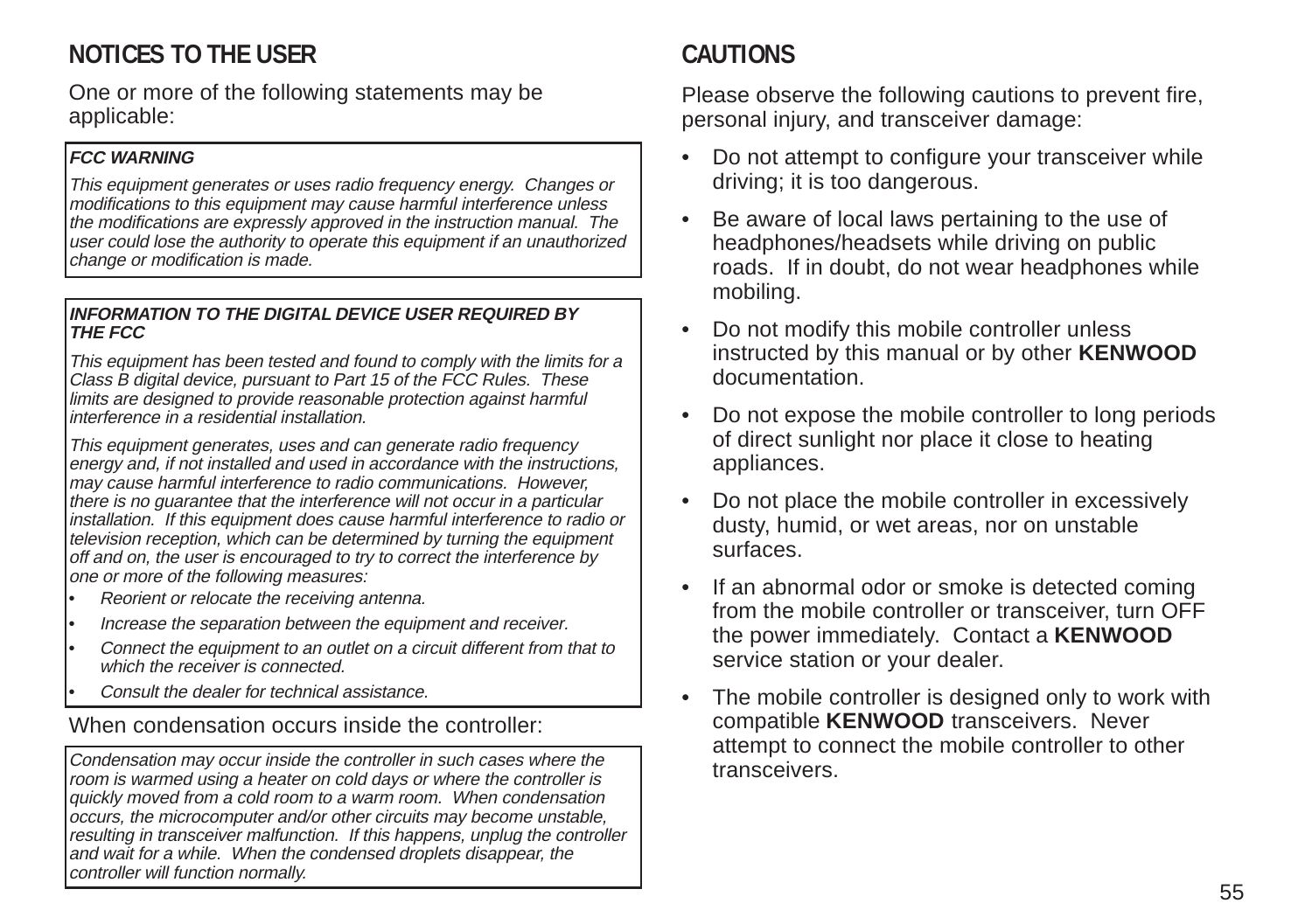## NOTICES TO THE USER

One or more of the following statements may be applicable:

> ***FCC WARNING***
>
> *This equipment generates or uses radio frequency energy. Changes or modifications to this equipment may cause harmful interference unless the modifications are expressly approved in the instruction manual. The user could lose the authority to operate this equipment if an unauthorized change or modification is made.*

> ***INFORMATION TO THE DIGITAL DEVICE USER REQUIRED BY THE FCC***
>
> *This equipment has been tested and found to comply with the limits for a Class B digital device, pursuant to Part 15 of the FCC Rules. These limits are designed to provide reasonable protection against harmful interference in a residential installation.*
>
> *This equipment generates, uses and can generate radio frequency energy and, if not installed and used in accordance with the instructions, may cause harmful interference to radio communications. However, there is no guarantee that the interference will not occur in a particular installation. If this equipment does cause harmful interference to radio or television reception, which can be determined by turning the equipment off and on, the user is encouraged to try to correct the interference by one or more of the following measures:*
>
> - *Reorient or relocate the receiving antenna.*
> - *Increase the separation between the equipment and receiver.*
> - *Connect the equipment to an outlet on a circuit different from that to which the receiver is connected.*
> - *Consult the dealer for technical assistance.*

When condensation occurs inside the controller:

> *Condensation may occur inside the controller in such cases where the room is warmed using a heater on cold days or where the controller is quickly moved from a cold room to a warm room. When condensation occurs, the microcomputer and/or other circuits may become unstable, resulting in transceiver malfunction. If this happens, unplug the controller and wait for a while. When the condensed droplets disappear, the controller will function normally.*

## CAUTIONS

Please observe the following cautions to prevent fire, personal injury, and transceiver damage:

- Do not attempt to configure your transceiver while driving; it is too dangerous.
- Be aware of local laws pertaining to the use of headphones/headsets while driving on public roads. If in doubt, do not wear headphones while mobiling.
- Do not modify this mobile controller unless instructed by this manual or by other **KENWOOD** documentation.
- Do not expose the mobile controller to long periods of direct sunlight nor place it close to heating appliances.
- Do not place the mobile controller in excessively dusty, humid, or wet areas, nor on unstable surfaces.
- If an abnormal odor or smoke is detected coming from the mobile controller or transceiver, turn OFF the power immediately. Contact a **KENWOOD** service station or your dealer.
- The mobile controller is designed only to work with compatible **KENWOOD** transceivers. Never attempt to connect the mobile controller to other transceivers.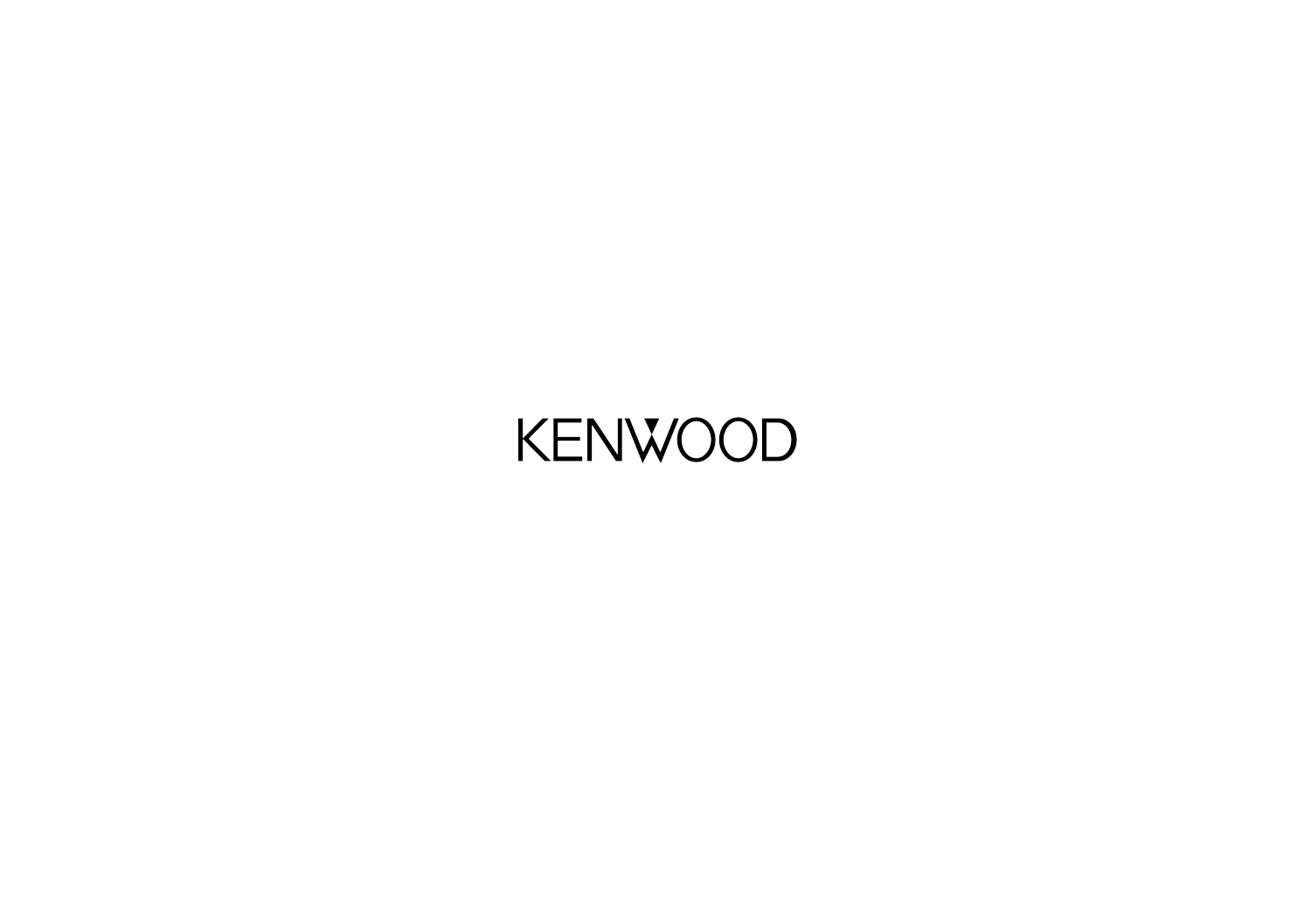KENWOOD